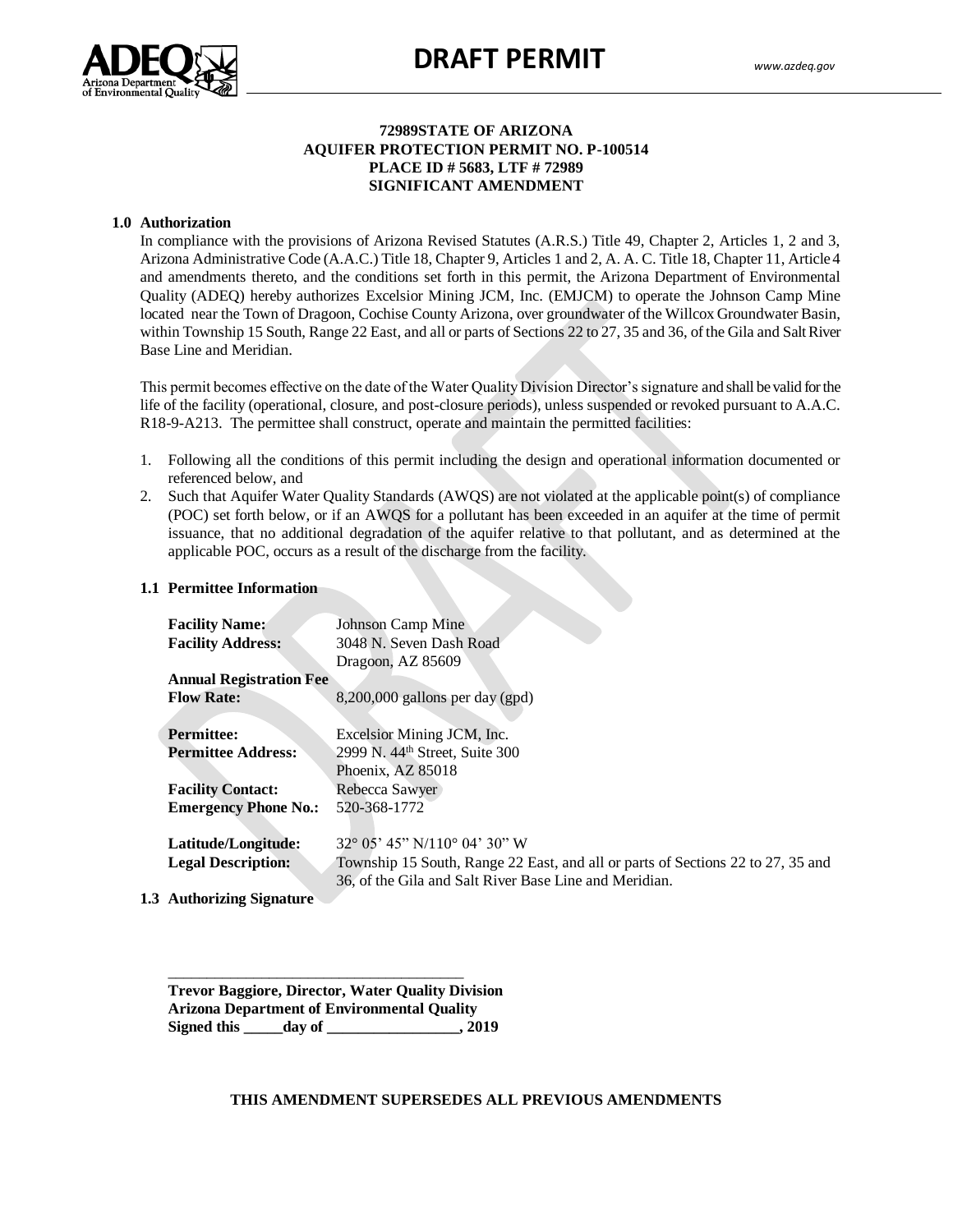# DRAFT PERMIT

**72989STATE OF ARIZONA**
**AQUIFER PROTECTION PERMIT NO. P-100514**
**PLACE ID # 5683, LTF # 72989**
**SIGNIFICANT AMENDMENT**

## 1.0 Authorization

In compliance with the provisions of Arizona Revised Statutes (A.R.S.) Title 49, Chapter 2, Articles 1, 2 and 3, Arizona Administrative Code (A.A.C.) Title 18, Chapter 9, Articles 1 and 2, A. A. C. Title 18, Chapter 11, Article 4 and amendments thereto, and the conditions set forth in this permit, the Arizona Department of Environmental Quality (ADEQ) hereby authorizes Excelsior Mining JCM, Inc. (EMJCM) to operate the Johnson Camp Mine located near the Town of Dragoon, Cochise County Arizona, over groundwater of the Willcox Groundwater Basin, within Township 15 South, Range 22 East, and all or parts of Sections 22 to 27, 35 and 36, of the Gila and Salt River Base Line and Meridian.

This permit becomes effective on the date of the Water Quality Division Director's signature and shall be valid for the life of the facility (operational, closure, and post-closure periods), unless suspended or revoked pursuant to A.A.C. R18-9-A213. The permittee shall construct, operate and maintain the permitted facilities:

1. Following all the conditions of this permit including the design and operational information documented or referenced below, and
2. Such that Aquifer Water Quality Standards (AWQS) are not violated at the applicable point(s) of compliance (POC) set forth below, or if an AWQS for a pollutant has been exceeded in an aquifer at the time of permit issuance, that no additional degradation of the aquifer relative to that pollutant, and as determined at the applicable POC, occurs as a result of the discharge from the facility.

### 1.1 Permittee Information

**Facility Name:** Johnson Camp Mine
**Facility Address:** 3048 N. Seven Dash Road
Dragoon, AZ 85609
**Annual Registration Fee**
**Flow Rate:** 8,200,000 gallons per day (gpd)

**Permittee:** Excelsior Mining JCM, Inc.
**Permittee Address:** 2999 N. 44th Street, Suite 300
Phoenix, AZ 85018
**Facility Contact:** Rebecca Sawyer
**Emergency Phone No.:** 520-368-1772

**Latitude/Longitude:** 32° 05' 45" N/110° 04' 30" W
**Legal Description:** Township 15 South, Range 22 East, and all or parts of Sections 22 to 27, 35 and 36, of the Gila and Salt River Base Line and Meridian.

### 1.3 Authorizing Signature

_____________________________________
**Trevor Baggiore, Director, Water Quality Division**
**Arizona Department of Environmental Quality**
**Signed this _____day of _________________, 2019**

**THIS AMENDMENT SUPERSEDES ALL PREVIOUS AMENDMENTS**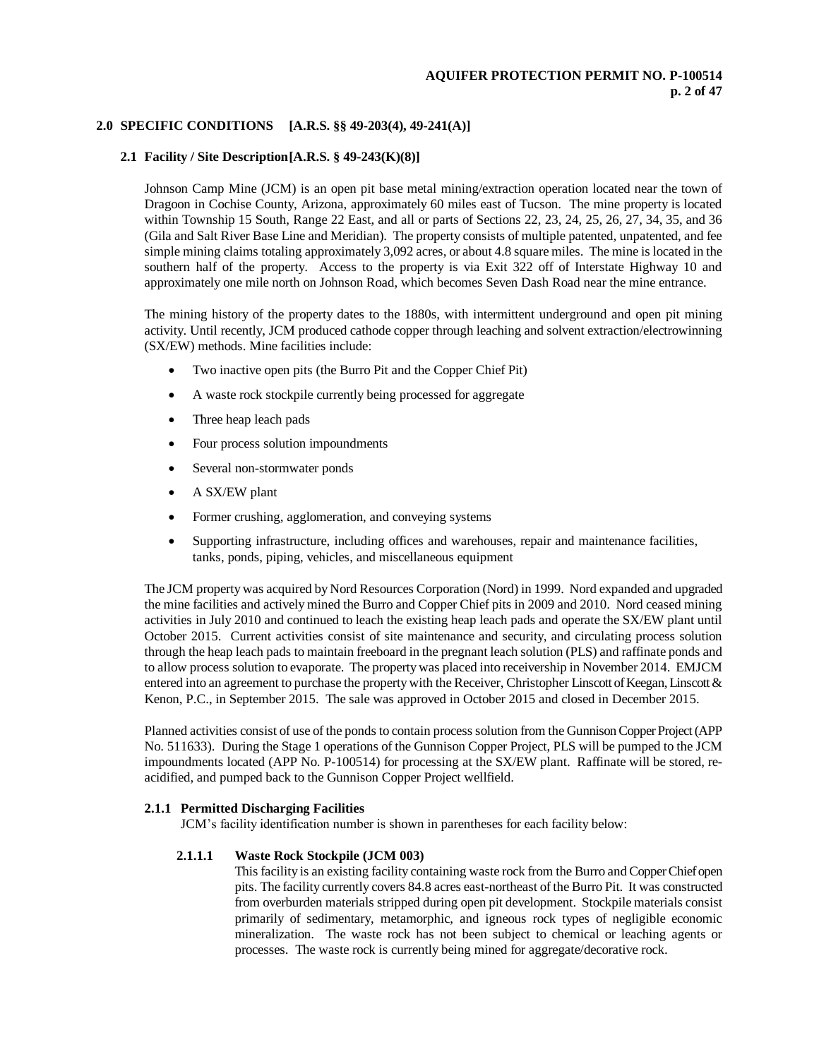## 2.0 SPECIFIC CONDITIONS [A.R.S. §§ 49-203(4), 49-241(A)]

### 2.1 Facility / Site Description[A.R.S. § 49-243(K)(8)]

Johnson Camp Mine (JCM) is an open pit base metal mining/extraction operation located near the town of Dragoon in Cochise County, Arizona, approximately 60 miles east of Tucson. The mine property is located within Township 15 South, Range 22 East, and all or parts of Sections 22, 23, 24, 25, 26, 27, 34, 35, and 36 (Gila and Salt River Base Line and Meridian). The property consists of multiple patented, unpatented, and fee simple mining claims totaling approximately 3,092 acres, or about 4.8 square miles. The mine is located in the southern half of the property. Access to the property is via Exit 322 off of Interstate Highway 10 and approximately one mile north on Johnson Road, which becomes Seven Dash Road near the mine entrance.

The mining history of the property dates to the 1880s, with intermittent underground and open pit mining activity. Until recently, JCM produced cathode copper through leaching and solvent extraction/electrowinning (SX/EW) methods. Mine facilities include:

- Two inactive open pits (the Burro Pit and the Copper Chief Pit)
- A waste rock stockpile currently being processed for aggregate
- Three heap leach pads
- Four process solution impoundments
- Several non-stormwater ponds
- A SX/EW plant
- Former crushing, agglomeration, and conveying systems
- Supporting infrastructure, including offices and warehouses, repair and maintenance facilities, tanks, ponds, piping, vehicles, and miscellaneous equipment

The JCM property was acquired by Nord Resources Corporation (Nord) in 1999. Nord expanded and upgraded the mine facilities and actively mined the Burro and Copper Chief pits in 2009 and 2010. Nord ceased mining activities in July 2010 and continued to leach the existing heap leach pads and operate the SX/EW plant until October 2015. Current activities consist of site maintenance and security, and circulating process solution through the heap leach pads to maintain freeboard in the pregnant leach solution (PLS) and raffinate ponds and to allow process solution to evaporate. The property was placed into receivership in November 2014. EMJCM entered into an agreement to purchase the property with the Receiver, Christopher Linscott of Keegan, Linscott & Kenon, P.C., in September 2015. The sale was approved in October 2015 and closed in December 2015.

Planned activities consist of use of the ponds to contain process solution from the Gunnison Copper Project (APP No. 511633). During the Stage 1 operations of the Gunnison Copper Project, PLS will be pumped to the JCM impoundments located (APP No. P-100514) for processing at the SX/EW plant. Raffinate will be stored, re-acidified, and pumped back to the Gunnison Copper Project wellfield.

#### 2.1.1 Permitted Discharging Facilities

JCM's facility identification number is shown in parentheses for each facility below:

##### 2.1.1.1 Waste Rock Stockpile (JCM 003)

This facility is an existing facility containing waste rock from the Burro and Copper Chief open pits. The facility currently covers 84.8 acres east-northeast of the Burro Pit. It was constructed from overburden materials stripped during open pit development. Stockpile materials consist primarily of sedimentary, metamorphic, and igneous rock types of negligible economic mineralization. The waste rock has not been subject to chemical or leaching agents or processes. The waste rock is currently being mined for aggregate/decorative rock.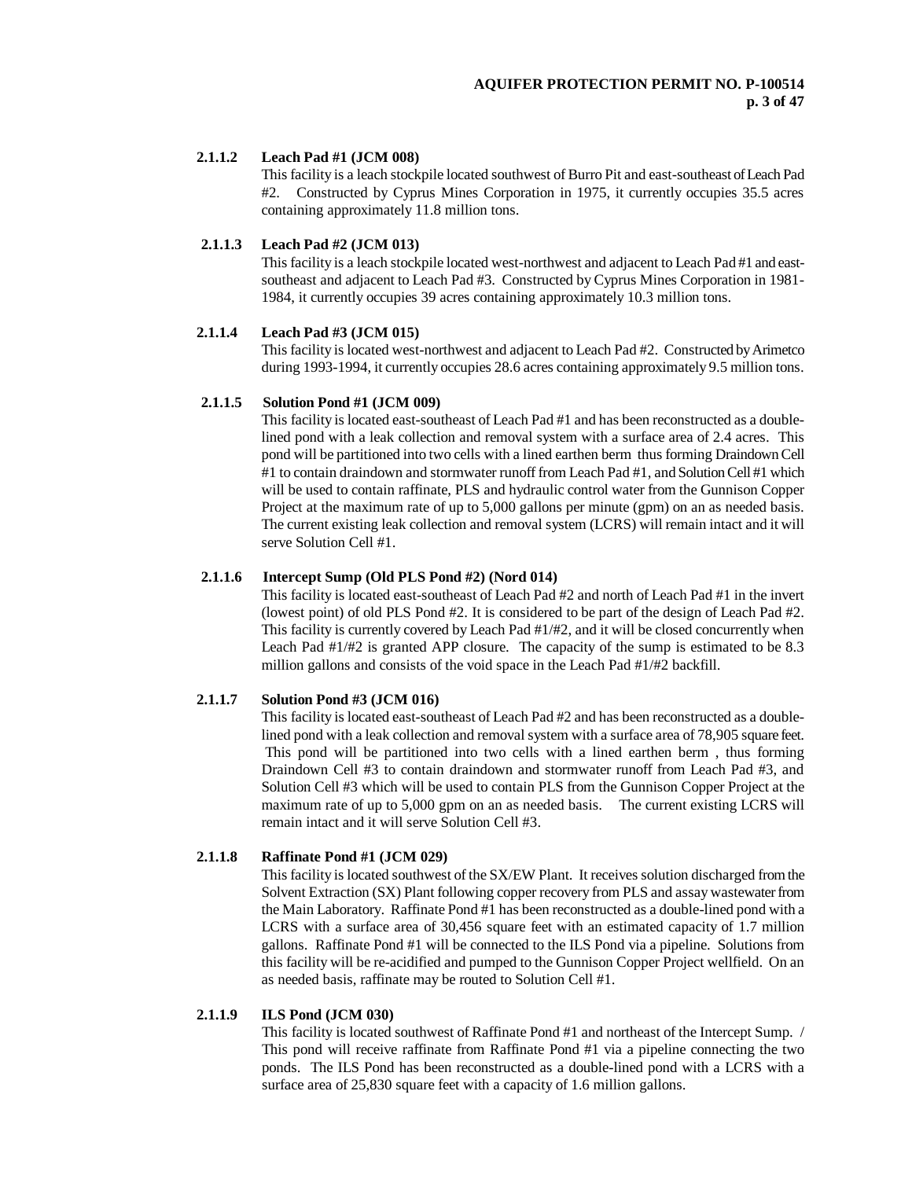#### 2.1.1.2 Leach Pad #1 (JCM 008)

This facility is a leach stockpile located southwest of Burro Pit and east-southeast of Leach Pad #2. Constructed by Cyprus Mines Corporation in 1975, it currently occupies 35.5 acres containing approximately 11.8 million tons.

#### 2.1.1.3 Leach Pad #2 (JCM 013)

This facility is a leach stockpile located west-northwest and adjacent to Leach Pad #1 and east-southeast and adjacent to Leach Pad #3. Constructed by Cyprus Mines Corporation in 1981-1984, it currently occupies 39 acres containing approximately 10.3 million tons.

#### 2.1.1.4 Leach Pad #3 (JCM 015)

This facility is located west-northwest and adjacent to Leach Pad #2. Constructed by Arimetco during 1993-1994, it currently occupies 28.6 acres containing approximately 9.5 million tons.

#### 2.1.1.5 Solution Pond #1 (JCM 009)

This facility is located east-southeast of Leach Pad #1 and has been reconstructed as a double-lined pond with a leak collection and removal system with a surface area of 2.4 acres. This pond will be partitioned into two cells with a lined earthen berm thus forming Draindown Cell #1 to contain draindown and stormwater runoff from Leach Pad #1, and Solution Cell #1 which will be used to contain raffinate, PLS and hydraulic control water from the Gunnison Copper Project at the maximum rate of up to 5,000 gallons per minute (gpm) on an as needed basis. The current existing leak collection and removal system (LCRS) will remain intact and it will serve Solution Cell #1.

#### 2.1.1.6 Intercept Sump (Old PLS Pond #2) (Nord 014)

This facility is located east-southeast of Leach Pad #2 and north of Leach Pad #1 in the invert (lowest point) of old PLS Pond #2. It is considered to be part of the design of Leach Pad #2. This facility is currently covered by Leach Pad #1/#2, and it will be closed concurrently when Leach Pad #1/#2 is granted APP closure. The capacity of the sump is estimated to be 8.3 million gallons and consists of the void space in the Leach Pad #1/#2 backfill.

#### 2.1.1.7 Solution Pond #3 (JCM 016)

This facility is located east-southeast of Leach Pad #2 and has been reconstructed as a double-lined pond with a leak collection and removal system with a surface area of 78,905 square feet. This pond will be partitioned into two cells with a lined earthen berm , thus forming Draindown Cell #3 to contain draindown and stormwater runoff from Leach Pad #3, and Solution Cell #3 which will be used to contain PLS from the Gunnison Copper Project at the maximum rate of up to 5,000 gpm on an as needed basis. The current existing LCRS will remain intact and it will serve Solution Cell #3.

#### 2.1.1.8 Raffinate Pond #1 (JCM 029)

This facility is located southwest of the SX/EW Plant. It receives solution discharged from the Solvent Extraction (SX) Plant following copper recovery from PLS and assay wastewater from the Main Laboratory. Raffinate Pond #1 has been reconstructed as a double-lined pond with a LCRS with a surface area of 30,456 square feet with an estimated capacity of 1.7 million gallons. Raffinate Pond #1 will be connected to the ILS Pond via a pipeline. Solutions from this facility will be re-acidified and pumped to the Gunnison Copper Project wellfield. On an as needed basis, raffinate may be routed to Solution Cell #1.

#### 2.1.1.9 ILS Pond (JCM 030)

This facility is located southwest of Raffinate Pond #1 and northeast of the Intercept Sump. / This pond will receive raffinate from Raffinate Pond #1 via a pipeline connecting the two ponds. The ILS Pond has been reconstructed as a double-lined pond with a LCRS with a surface area of 25,830 square feet with a capacity of 1.6 million gallons.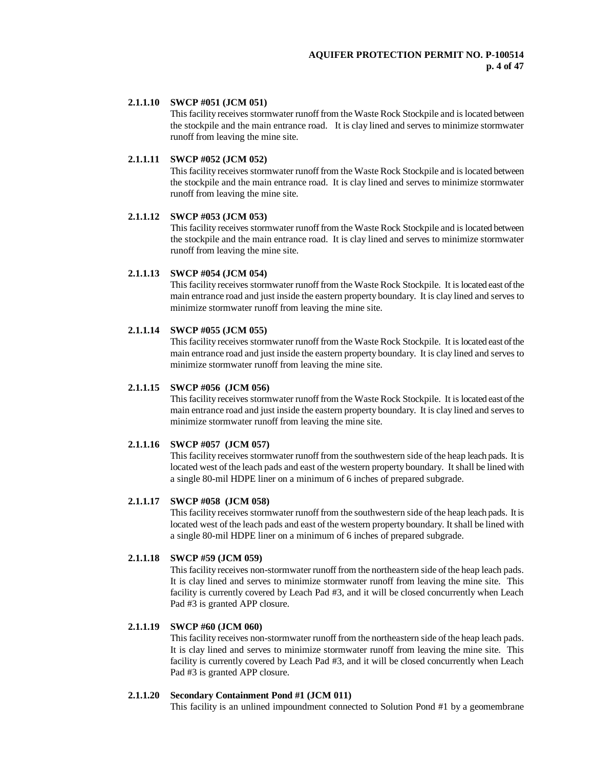**2.1.1.10 SWCP #051 (JCM 051)**

This facility receives stormwater runoff from the Waste Rock Stockpile and is located between the stockpile and the main entrance road. It is clay lined and serves to minimize stormwater runoff from leaving the mine site.

**2.1.1.11 SWCP #052 (JCM 052)**

This facility receives stormwater runoff from the Waste Rock Stockpile and is located between the stockpile and the main entrance road. It is clay lined and serves to minimize stormwater runoff from leaving the mine site.

**2.1.1.12 SWCP #053 (JCM 053)**

This facility receives stormwater runoff from the Waste Rock Stockpile and is located between the stockpile and the main entrance road. It is clay lined and serves to minimize stormwater runoff from leaving the mine site.

**2.1.1.13 SWCP #054 (JCM 054)**

This facility receives stormwater runoff from the Waste Rock Stockpile. It is located east of the main entrance road and just inside the eastern property boundary. It is clay lined and serves to minimize stormwater runoff from leaving the mine site.

**2.1.1.14 SWCP #055 (JCM 055)**

This facility receives stormwater runoff from the Waste Rock Stockpile. It is located east of the main entrance road and just inside the eastern property boundary. It is clay lined and serves to minimize stormwater runoff from leaving the mine site.

**2.1.1.15 SWCP #056 (JCM 056)**

This facility receives stormwater runoff from the Waste Rock Stockpile. It is located east of the main entrance road and just inside the eastern property boundary. It is clay lined and serves to minimize stormwater runoff from leaving the mine site.

**2.1.1.16 SWCP #057 (JCM 057)**

This facility receives stormwater runoff from the southwestern side of the heap leach pads. It is located west of the leach pads and east of the western property boundary. It shall be lined with a single 80-mil HDPE liner on a minimum of 6 inches of prepared subgrade.

**2.1.1.17 SWCP #058 (JCM 058)**

This facility receives stormwater runoff from the southwestern side of the heap leach pads. It is located west of the leach pads and east of the western property boundary. It shall be lined with a single 80-mil HDPE liner on a minimum of 6 inches of prepared subgrade.

**2.1.1.18 SWCP #59 (JCM 059)**

This facility receives non-stormwater runoff from the northeastern side of the heap leach pads. It is clay lined and serves to minimize stormwater runoff from leaving the mine site. This facility is currently covered by Leach Pad #3, and it will be closed concurrently when Leach Pad #3 is granted APP closure.

**2.1.1.19 SWCP #60 (JCM 060)**

This facility receives non-stormwater runoff from the northeastern side of the heap leach pads. It is clay lined and serves to minimize stormwater runoff from leaving the mine site. This facility is currently covered by Leach Pad #3, and it will be closed concurrently when Leach Pad #3 is granted APP closure.

**2.1.1.20 Secondary Containment Pond #1 (JCM 011)**

This facility is an unlined impoundment connected to Solution Pond #1 by a geomembrane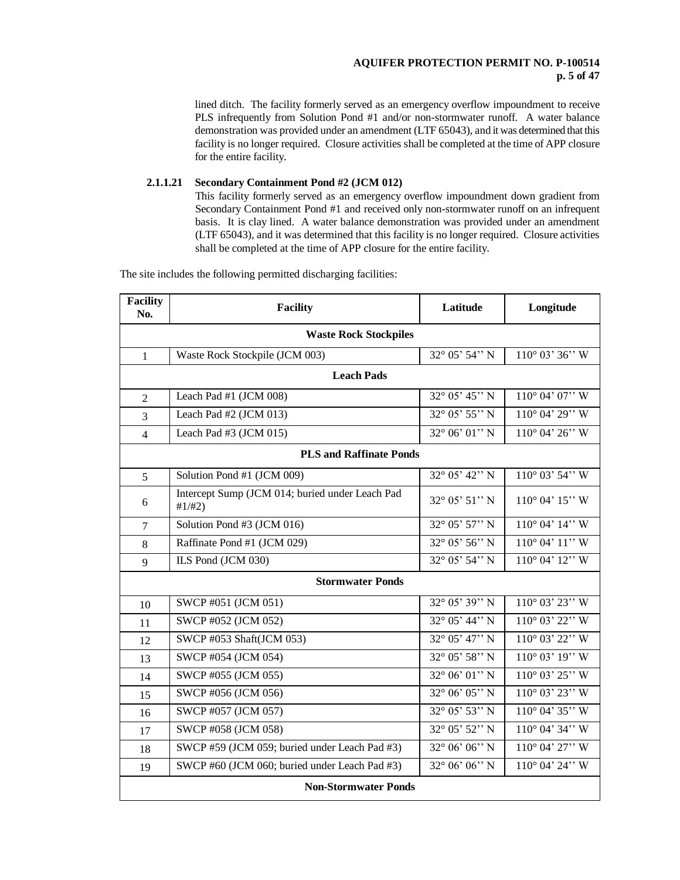lined ditch. The facility formerly served as an emergency overflow impoundment to receive PLS infrequently from Solution Pond #1 and/or non-stormwater runoff. A water balance demonstration was provided under an amendment (LTF 65043), and it was determined that this facility is no longer required. Closure activities shall be completed at the time of APP closure for the entire facility.

**2.1.1.21 Secondary Containment Pond #2 (JCM 012)**

This facility formerly served as an emergency overflow impoundment down gradient from Secondary Containment Pond #1 and received only non-stormwater runoff on an infrequent basis. It is clay lined. A water balance demonstration was provided under an amendment (LTF 65043), and it was determined that this facility is no longer required. Closure activities shall be completed at the time of APP closure for the entire facility.

The site includes the following permitted discharging facilities:

| Facility No. | Facility | Latitude | Longitude |
|---|---|---|---|
| **Waste Rock Stockpiles** | | | |
| 1 | Waste Rock Stockpile (JCM 003) | 32° 05' 54'' N | 110° 03' 36'' W |
| **Leach Pads** | | | |
| 2 | Leach Pad #1 (JCM 008) | 32° 05' 45'' N | 110° 04' 07'' W |
| 3 | Leach Pad #2 (JCM 013) | 32° 05' 55'' N | 110° 04' 29'' W |
| 4 | Leach Pad #3 (JCM 015) | 32° 06' 01'' N | 110° 04' 26'' W |
| **PLS and Raffinate Ponds** | | | |
| 5 | Solution Pond #1 (JCM 009) | 32° 05' 42'' N | 110° 03' 54'' W |
| 6 | Intercept Sump (JCM 014; buried under Leach Pad #1/#2) | 32° 05' 51'' N | 110° 04' 15'' W |
| 7 | Solution Pond #3 (JCM 016) | 32° 05' 57'' N | 110° 04' 14'' W |
| 8 | Raffinate Pond #1 (JCM 029) | 32° 05' 56'' N | 110° 04' 11'' W |
| 9 | ILS Pond (JCM 030) | 32° 05' 54'' N | 110° 04' 12'' W |
| **Stormwater Ponds** | | | |
| 10 | SWCP #051 (JCM 051) | 32° 05' 39'' N | 110° 03' 23'' W |
| 11 | SWCP #052 (JCM 052) | 32° 05' 44'' N | 110° 03' 22'' W |
| 12 | SWCP #053 Shaft(JCM 053) | 32° 05' 47'' N | 110° 03' 22'' W |
| 13 | SWCP #054 (JCM 054) | 32° 05' 58'' N | 110° 03' 19'' W |
| 14 | SWCP #055 (JCM 055) | 32° 06' 01'' N | 110° 03' 25'' W |
| 15 | SWCP #056 (JCM 056) | 32° 06' 05'' N | 110° 03' 23'' W |
| 16 | SWCP #057 (JCM 057) | 32° 05' 53'' N | 110° 04' 35'' W |
| 17 | SWCP #058 (JCM 058) | 32° 05' 52'' N | 110° 04' 34'' W |
| 18 | SWCP #59 (JCM 059; buried under Leach Pad #3) | 32° 06' 06'' N | 110° 04' 27'' W |
| 19 | SWCP #60 (JCM 060; buried under Leach Pad #3) | 32° 06' 06'' N | 110° 04' 24'' W |
| **Non-Stormwater Ponds** | | | |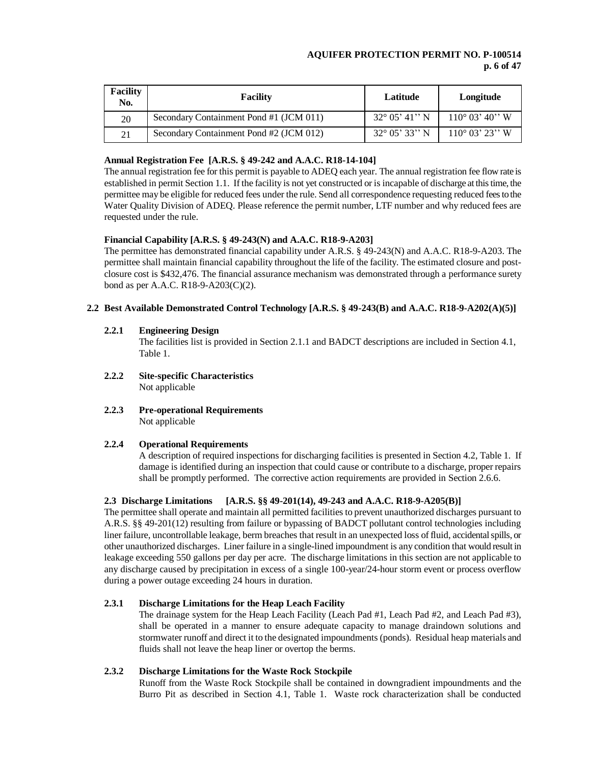| Facility No. | Facility | Latitude | Longitude |
|---|---|---|---|
| 20 | Secondary Containment Pond #1 (JCM 011) | 32° 05' 41'' N | 110° 03' 40'' W |
| 21 | Secondary Containment Pond #2 (JCM 012) | 32° 05' 33'' N | 110° 03' 23'' W |

**Annual Registration Fee [A.R.S. § 49-242 and A.A.C. R18-14-104]**

The annual registration fee for this permit is payable to ADEQ each year. The annual registration fee flow rate is established in permit Section 1.1. If the facility is not yet constructed or is incapable of discharge at this time, the permittee may be eligible for reduced fees under the rule. Send all correspondence requesting reduced fees to the Water Quality Division of ADEQ. Please reference the permit number, LTF number and why reduced fees are requested under the rule.

**Financial Capability [A.R.S. § 49-243(N) and A.A.C. R18-9-A203]**

The permittee has demonstrated financial capability under A.R.S. § 49-243(N) and A.A.C. R18-9-A203. The permittee shall maintain financial capability throughout the life of the facility. The estimated closure and post-closure cost is $432,476. The financial assurance mechanism was demonstrated through a performance surety bond as per A.A.C. R18-9-A203(C)(2).

## 2.2 Best Available Demonstrated Control Technology [A.R.S. § 49-243(B) and A.A.C. R18-9-A202(A)(5)]

### 2.2.1 Engineering Design

The facilities list is provided in Section 2.1.1 and BADCT descriptions are included in Section 4.1, Table 1.

### 2.2.2 Site-specific Characteristics

Not applicable

### 2.2.3 Pre-operational Requirements

Not applicable

### 2.2.4 Operational Requirements

A description of required inspections for discharging facilities is presented in Section 4.2, Table 1. If damage is identified during an inspection that could cause or contribute to a discharge, proper repairs shall be promptly performed. The corrective action requirements are provided in Section 2.6.6.

## 2.3 Discharge Limitations [A.R.S. §§ 49-201(14), 49-243 and A.A.C. R18-9-A205(B)]

The permittee shall operate and maintain all permitted facilities to prevent unauthorized discharges pursuant to A.R.S. §§ 49-201(12) resulting from failure or bypassing of BADCT pollutant control technologies including liner failure, uncontrollable leakage, berm breaches that result in an unexpected loss of fluid, accidental spills, or other unauthorized discharges. Liner failure in a single-lined impoundment is any condition that would result in leakage exceeding 550 gallons per day per acre. The discharge limitations in this section are not applicable to any discharge caused by precipitation in excess of a single 100-year/24-hour storm event or process overflow during a power outage exceeding 24 hours in duration.

### 2.3.1 Discharge Limitations for the Heap Leach Facility

The drainage system for the Heap Leach Facility (Leach Pad #1, Leach Pad #2, and Leach Pad #3), shall be operated in a manner to ensure adequate capacity to manage draindown solutions and stormwater runoff and direct it to the designated impoundments (ponds). Residual heap materials and fluids shall not leave the heap liner or overtop the berms.

### 2.3.2 Discharge Limitations for the Waste Rock Stockpile

Runoff from the Waste Rock Stockpile shall be contained in downgradient impoundments and the Burro Pit as described in Section 4.1, Table 1. Waste rock characterization shall be conducted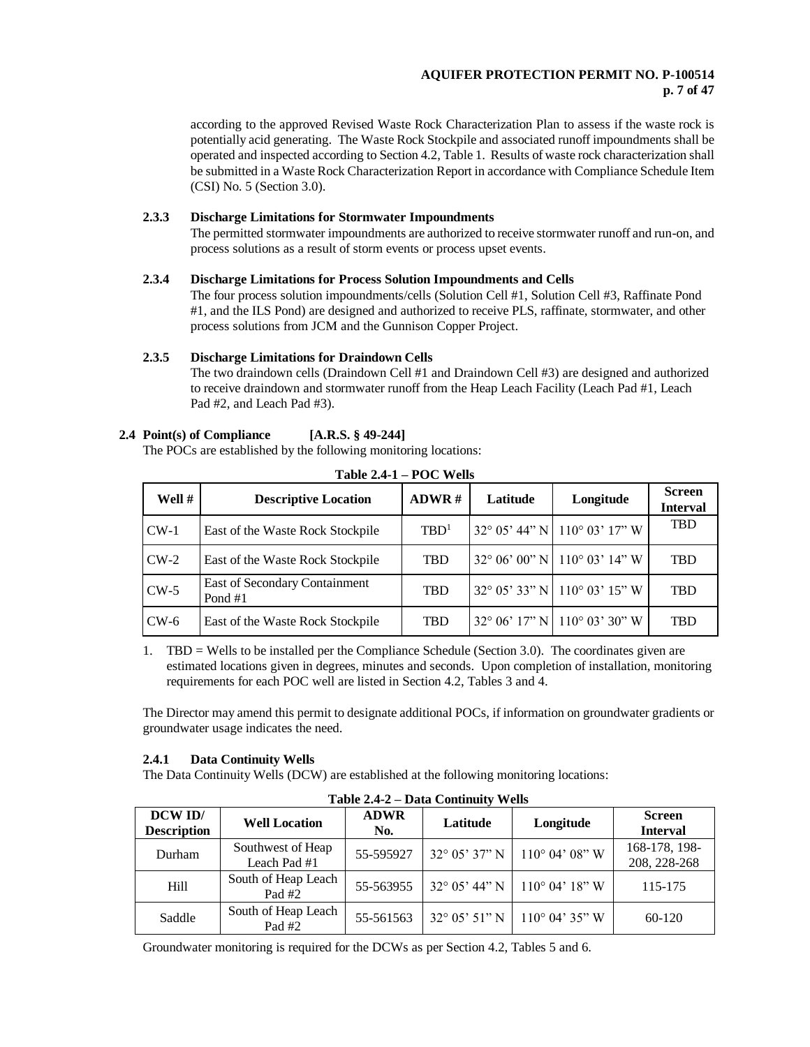according to the approved Revised Waste Rock Characterization Plan to assess if the waste rock is potentially acid generating. The Waste Rock Stockpile and associated runoff impoundments shall be operated and inspected according to Section 4.2, Table 1. Results of waste rock characterization shall be submitted in a Waste Rock Characterization Report in accordance with Compliance Schedule Item (CSI) No. 5 (Section 3.0).

#### 2.3.3 Discharge Limitations for Stormwater Impoundments

The permitted stormwater impoundments are authorized to receive stormwater runoff and run-on, and process solutions as a result of storm events or process upset events.

#### 2.3.4 Discharge Limitations for Process Solution Impoundments and Cells

The four process solution impoundments/cells (Solution Cell #1, Solution Cell #3, Raffinate Pond #1, and the ILS Pond) are designed and authorized to receive PLS, raffinate, stormwater, and other process solutions from JCM and the Gunnison Copper Project.

#### 2.3.5 Discharge Limitations for Draindown Cells

The two draindown cells (Draindown Cell #1 and Draindown Cell #3) are designed and authorized to receive draindown and stormwater runoff from the Heap Leach Facility (Leach Pad #1, Leach Pad #2, and Leach Pad #3).

### 2.4 Point(s) of Compliance [A.R.S. § 49-244]

The POCs are established by the following monitoring locations:

**Table 2.4-1 – POC Wells**

| Well # | Descriptive Location | ADWR # | Latitude | Longitude | Screen Interval |
|---|---|---|---|---|---|
| CW-1 | East of the Waste Rock Stockpile | TBD[1] | 32° 05' 44" N | 110° 03' 17" W | TBD |
| CW-2 | East of the Waste Rock Stockpile | TBD | 32° 06' 00" N | 110° 03' 14" W | TBD |
| CW-5 | East of Secondary Containment Pond #1 | TBD | 32° 05' 33" N | 110° 03' 15" W | TBD |
| CW-6 | East of the Waste Rock Stockpile | TBD | 32° 06' 17" N | 110° 03' 30" W | TBD |

1. TBD = Wells to be installed per the Compliance Schedule (Section 3.0). The coordinates given are estimated locations given in degrees, minutes and seconds. Upon completion of installation, monitoring requirements for each POC well are listed in Section 4.2, Tables 3 and 4.

The Director may amend this permit to designate additional POCs, if information on groundwater gradients or groundwater usage indicates the need.

#### 2.4.1 Data Continuity Wells

The Data Continuity Wells (DCW) are established at the following monitoring locations:

**Table 2.4-2 – Data Continuity Wells**

| DCW ID/ Description | Well Location | ADWR No. | Latitude | Longitude | Screen Interval |
|---|---|---|---|---|---|
| Durham | Southwest of Heap Leach Pad #1 | 55-595927 | 32° 05' 37" N | 110° 04' 08" W | 168-178, 198-208, 228-268 |
| Hill | South of Heap Leach Pad #2 | 55-563955 | 32° 05' 44" N | 110° 04' 18" W | 115-175 |
| Saddle | South of Heap Leach Pad #2 | 55-561563 | 32° 05' 51" N | 110° 04' 35" W | 60-120 |

Groundwater monitoring is required for the DCWs as per Section 4.2, Tables 5 and 6.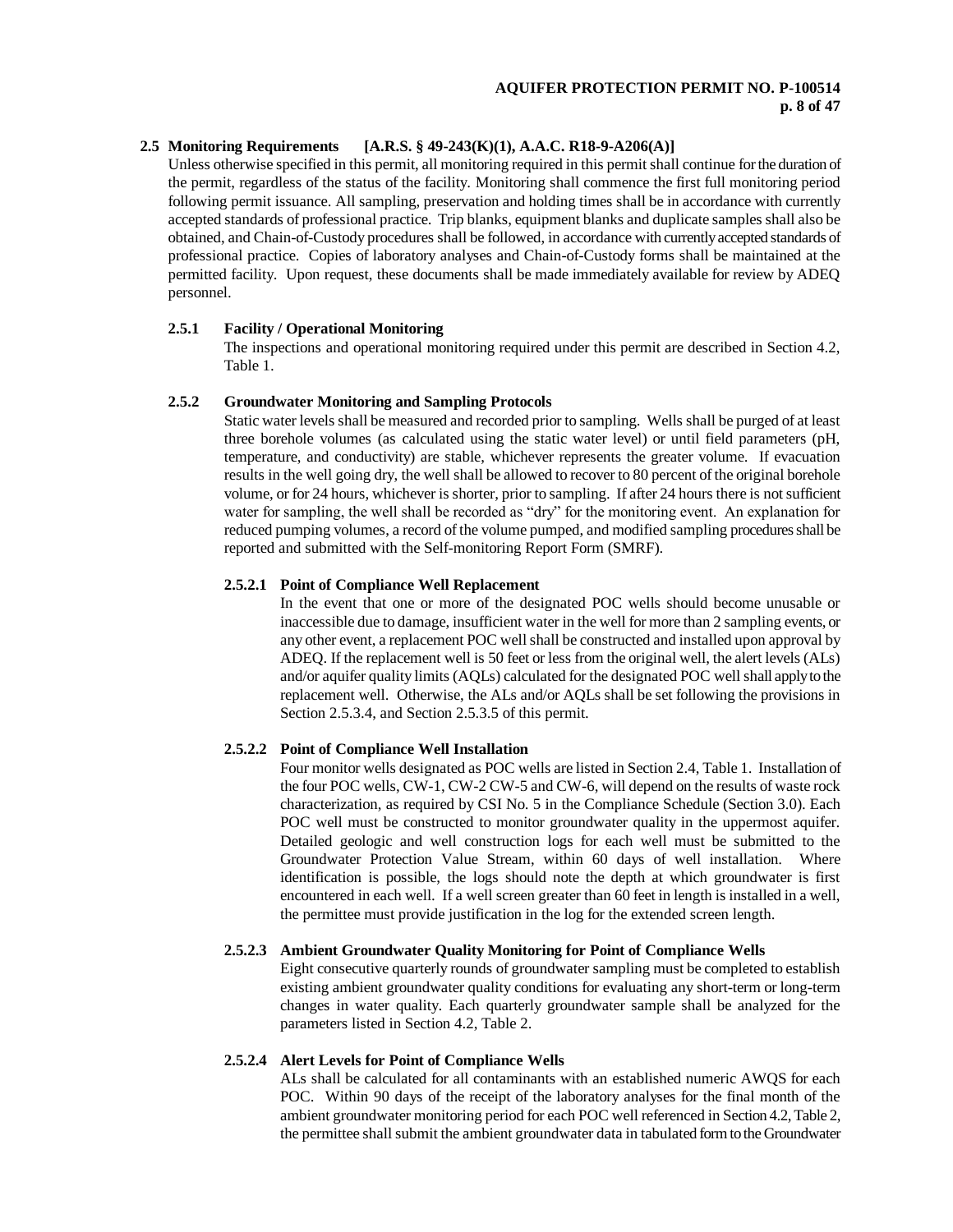### 2.5 Monitoring Requirements [A.R.S. § 49-243(K)(1), A.A.C. R18-9-A206(A)]

Unless otherwise specified in this permit, all monitoring required in this permit shall continue for the duration of the permit, regardless of the status of the facility. Monitoring shall commence the first full monitoring period following permit issuance. All sampling, preservation and holding times shall be in accordance with currently accepted standards of professional practice. Trip blanks, equipment blanks and duplicate samples shall also be obtained, and Chain-of-Custody procedures shall be followed, in accordance with currently accepted standards of professional practice. Copies of laboratory analyses and Chain-of-Custody forms shall be maintained at the permitted facility. Upon request, these documents shall be made immediately available for review by ADEQ personnel.

#### 2.5.1 Facility / Operational Monitoring

The inspections and operational monitoring required under this permit are described in Section 4.2, Table 1.

#### 2.5.2 Groundwater Monitoring and Sampling Protocols

Static water levels shall be measured and recorded prior to sampling. Wells shall be purged of at least three borehole volumes (as calculated using the static water level) or until field parameters (pH, temperature, and conductivity) are stable, whichever represents the greater volume. If evacuation results in the well going dry, the well shall be allowed to recover to 80 percent of the original borehole volume, or for 24 hours, whichever is shorter, prior to sampling. If after 24 hours there is not sufficient water for sampling, the well shall be recorded as "dry" for the monitoring event. An explanation for reduced pumping volumes, a record of the volume pumped, and modified sampling procedures shall be reported and submitted with the Self-monitoring Report Form (SMRF).

##### 2.5.2.1 Point of Compliance Well Replacement

In the event that one or more of the designated POC wells should become unusable or inaccessible due to damage, insufficient water in the well for more than 2 sampling events, or any other event, a replacement POC well shall be constructed and installed upon approval by ADEQ. If the replacement well is 50 feet or less from the original well, the alert levels (ALs) and/or aquifer quality limits (AQLs) calculated for the designated POC well shall apply to the replacement well. Otherwise, the ALs and/or AQLs shall be set following the provisions in Section 2.5.3.4, and Section 2.5.3.5 of this permit.

##### 2.5.2.2 Point of Compliance Well Installation

Four monitor wells designated as POC wells are listed in Section 2.4, Table 1. Installation of the four POC wells, CW-1, CW-2 CW-5 and CW-6, will depend on the results of waste rock characterization, as required by CSI No. 5 in the Compliance Schedule (Section 3.0). Each POC well must be constructed to monitor groundwater quality in the uppermost aquifer. Detailed geologic and well construction logs for each well must be submitted to the Groundwater Protection Value Stream, within 60 days of well installation. Where identification is possible, the logs should note the depth at which groundwater is first encountered in each well. If a well screen greater than 60 feet in length is installed in a well, the permittee must provide justification in the log for the extended screen length.

##### 2.5.2.3 Ambient Groundwater Quality Monitoring for Point of Compliance Wells

Eight consecutive quarterly rounds of groundwater sampling must be completed to establish existing ambient groundwater quality conditions for evaluating any short-term or long-term changes in water quality. Each quarterly groundwater sample shall be analyzed for the parameters listed in Section 4.2, Table 2.

##### 2.5.2.4 Alert Levels for Point of Compliance Wells

ALs shall be calculated for all contaminants with an established numeric AWQS for each POC. Within 90 days of the receipt of the laboratory analyses for the final month of the ambient groundwater monitoring period for each POC well referenced in Section 4.2, Table 2, the permittee shall submit the ambient groundwater data in tabulated form to the Groundwater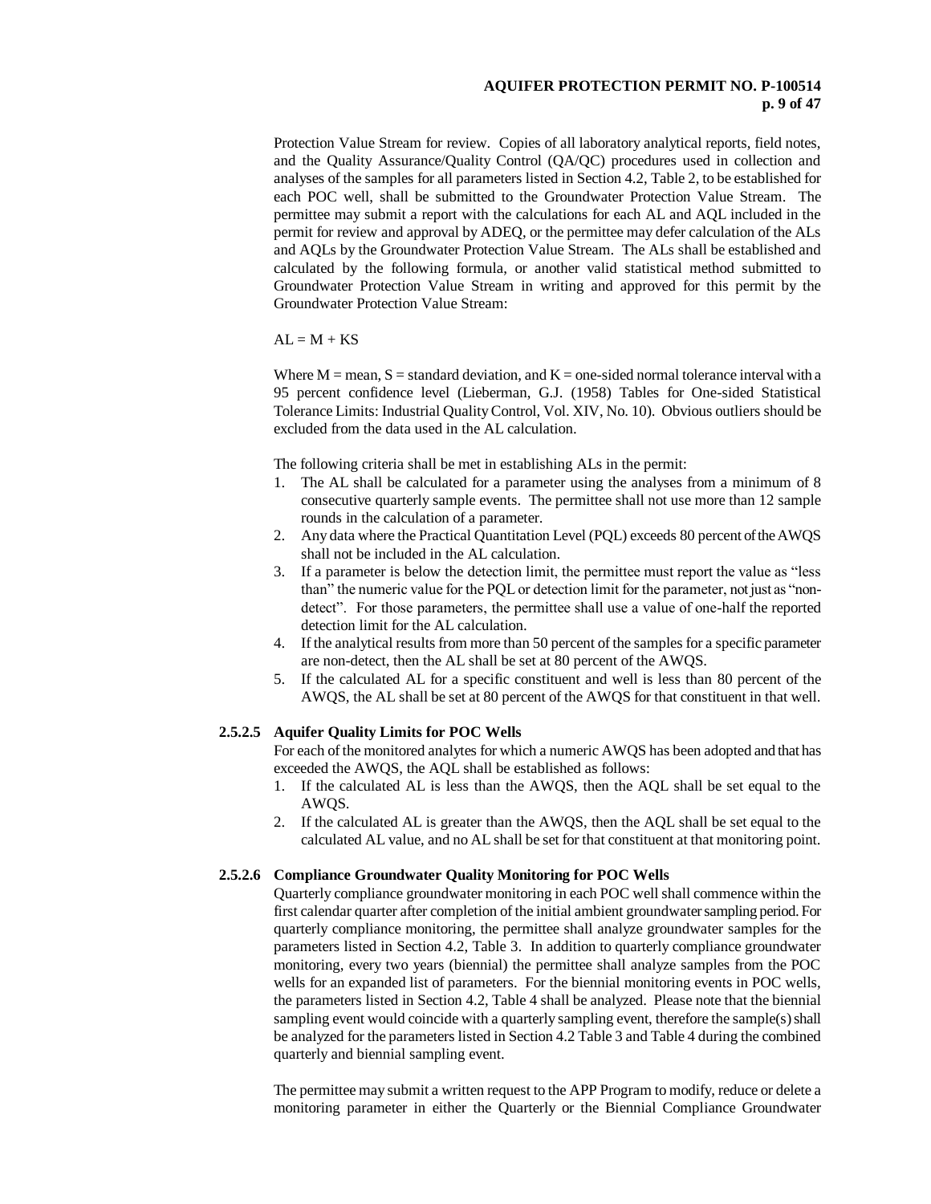Protection Value Stream for review. Copies of all laboratory analytical reports, field notes, and the Quality Assurance/Quality Control (QA/QC) procedures used in collection and analyses of the samples for all parameters listed in Section 4.2, Table 2, to be established for each POC well, shall be submitted to the Groundwater Protection Value Stream. The permittee may submit a report with the calculations for each AL and AQL included in the permit for review and approval by ADEQ, or the permittee may defer calculation of the ALs and AQLs by the Groundwater Protection Value Stream. The ALs shall be established and calculated by the following formula, or another valid statistical method submitted to Groundwater Protection Value Stream in writing and approved for this permit by the Groundwater Protection Value Stream:

$AL = M + KS$

Where $M$ = mean, $S$ = standard deviation, and $K$ = one-sided normal tolerance interval with a 95 percent confidence level (Lieberman, G.J. (1958) Tables for One-sided Statistical Tolerance Limits: Industrial Quality Control, Vol. XIV, No. 10). Obvious outliers should be excluded from the data used in the AL calculation.

The following criteria shall be met in establishing ALs in the permit:

1. The AL shall be calculated for a parameter using the analyses from a minimum of 8 consecutive quarterly sample events. The permittee shall not use more than 12 sample rounds in the calculation of a parameter.
2. Any data where the Practical Quantitation Level (PQL) exceeds 80 percent of the AWQS shall not be included in the AL calculation.
3. If a parameter is below the detection limit, the permittee must report the value as "less than" the numeric value for the PQL or detection limit for the parameter, not just as "non-detect". For those parameters, the permittee shall use a value of one-half the reported detection limit for the AL calculation.
4. If the analytical results from more than 50 percent of the samples for a specific parameter are non-detect, then the AL shall be set at 80 percent of the AWQS.
5. If the calculated AL for a specific constituent and well is less than 80 percent of the AWQS, the AL shall be set at 80 percent of the AWQS for that constituent in that well.

### 2.5.2.5 Aquifer Quality Limits for POC Wells

For each of the monitored analytes for which a numeric AWQS has been adopted and that has exceeded the AWQS, the AQL shall be established as follows:

1. If the calculated AL is less than the AWQS, then the AQL shall be set equal to the AWQS.
2. If the calculated AL is greater than the AWQS, then the AQL shall be set equal to the calculated AL value, and no AL shall be set for that constituent at that monitoring point.

### 2.5.2.6 Compliance Groundwater Quality Monitoring for POC Wells

Quarterly compliance groundwater monitoring in each POC well shall commence within the first calendar quarter after completion of the initial ambient groundwater sampling period. For quarterly compliance monitoring, the permittee shall analyze groundwater samples for the parameters listed in Section 4.2, Table 3. In addition to quarterly compliance groundwater monitoring, every two years (biennial) the permittee shall analyze samples from the POC wells for an expanded list of parameters. For the biennial monitoring events in POC wells, the parameters listed in Section 4.2, Table 4 shall be analyzed. Please note that the biennial sampling event would coincide with a quarterly sampling event, therefore the sample(s) shall be analyzed for the parameters listed in Section 4.2 Table 3 and Table 4 during the combined quarterly and biennial sampling event.

The permittee may submit a written request to the APP Program to modify, reduce or delete a monitoring parameter in either the Quarterly or the Biennial Compliance Groundwater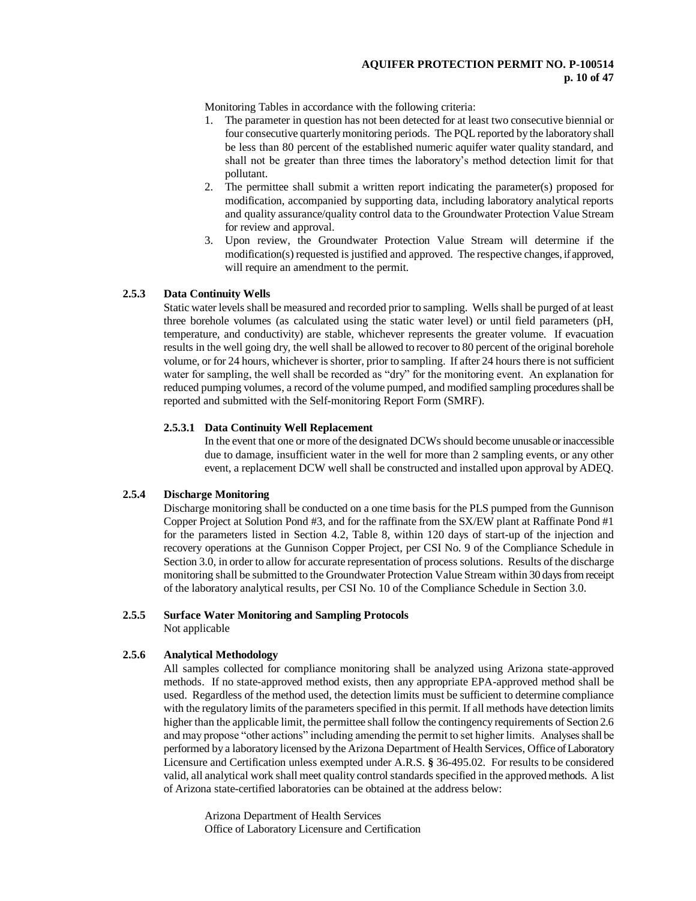Monitoring Tables in accordance with the following criteria:

1. The parameter in question has not been detected for at least two consecutive biennial or four consecutive quarterly monitoring periods. The PQL reported by the laboratory shall be less than 80 percent of the established numeric aquifer water quality standard, and shall not be greater than three times the laboratory's method detection limit for that pollutant.
2. The permittee shall submit a written report indicating the parameter(s) proposed for modification, accompanied by supporting data, including laboratory analytical reports and quality assurance/quality control data to the Groundwater Protection Value Stream for review and approval.
3. Upon review, the Groundwater Protection Value Stream will determine if the modification(s) requested is justified and approved. The respective changes, if approved, will require an amendment to the permit.

### 2.5.3 Data Continuity Wells

Static water levels shall be measured and recorded prior to sampling. Wells shall be purged of at least three borehole volumes (as calculated using the static water level) or until field parameters (pH, temperature, and conductivity) are stable, whichever represents the greater volume. If evacuation results in the well going dry, the well shall be allowed to recover to 80 percent of the original borehole volume, or for 24 hours, whichever is shorter, prior to sampling. If after 24 hours there is not sufficient water for sampling, the well shall be recorded as "dry" for the monitoring event. An explanation for reduced pumping volumes, a record of the volume pumped, and modified sampling procedures shall be reported and submitted with the Self-monitoring Report Form (SMRF).

#### 2.5.3.1 Data Continuity Well Replacement

In the event that one or more of the designated DCWs should become unusable or inaccessible due to damage, insufficient water in the well for more than 2 sampling events, or any other event, a replacement DCW well shall be constructed and installed upon approval by ADEQ.

### 2.5.4 Discharge Monitoring

Discharge monitoring shall be conducted on a one time basis for the PLS pumped from the Gunnison Copper Project at Solution Pond #3, and for the raffinate from the SX/EW plant at Raffinate Pond #1 for the parameters listed in Section 4.2, Table 8, within 120 days of start-up of the injection and recovery operations at the Gunnison Copper Project, per CSI No. 9 of the Compliance Schedule in Section 3.0, in order to allow for accurate representation of process solutions. Results of the discharge monitoring shall be submitted to the Groundwater Protection Value Stream within 30 days from receipt of the laboratory analytical results, per CSI No. 10 of the Compliance Schedule in Section 3.0.

### 2.5.5 Surface Water Monitoring and Sampling Protocols

Not applicable

### 2.5.6 Analytical Methodology

All samples collected for compliance monitoring shall be analyzed using Arizona state-approved methods. If no state-approved method exists, then any appropriate EPA-approved method shall be used. Regardless of the method used, the detection limits must be sufficient to determine compliance with the regulatory limits of the parameters specified in this permit. If all methods have detection limits higher than the applicable limit, the permittee shall follow the contingency requirements of Section 2.6 and may propose "other actions" including amending the permit to set higher limits. Analyses shall be performed by a laboratory licensed by the Arizona Department of Health Services, Office of Laboratory Licensure and Certification unless exempted under A.R.S. **§** 36-495.02. For results to be considered valid, all analytical work shall meet quality control standards specified in the approved methods. A list of Arizona state-certified laboratories can be obtained at the address below:

Arizona Department of Health Services
Office of Laboratory Licensure and Certification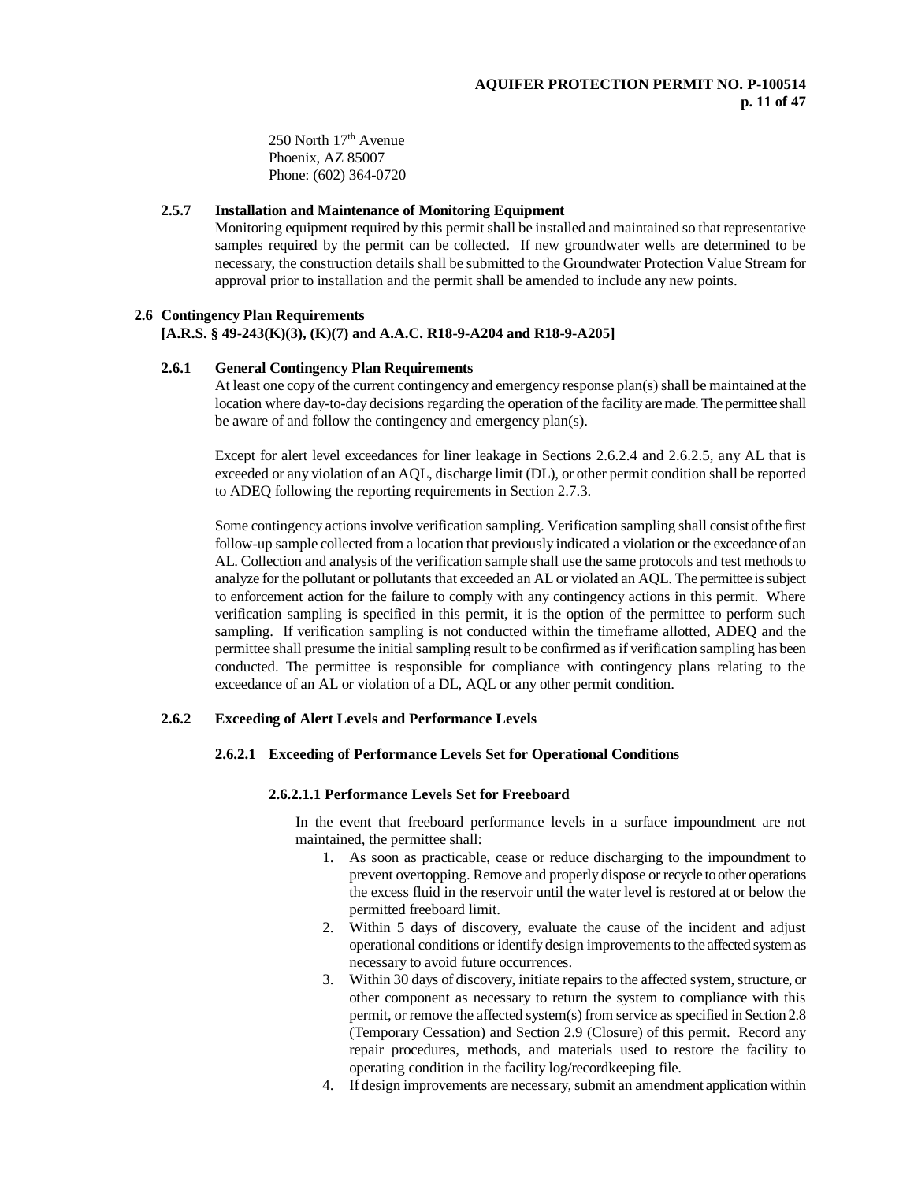250 North 17th Avenue
Phoenix, AZ 85007
Phone: (602) 364-0720

**2.5.7 Installation and Maintenance of Monitoring Equipment**

Monitoring equipment required by this permit shall be installed and maintained so that representative samples required by the permit can be collected. If new groundwater wells are determined to be necessary, the construction details shall be submitted to the Groundwater Protection Value Stream for approval prior to installation and the permit shall be amended to include any new points.

## 2.6 Contingency Plan Requirements
**[A.R.S. § 49-243(K)(3), (K)(7) and A.A.C. R18-9-A204 and R18-9-A205]**

### 2.6.1 General Contingency Plan Requirements

At least one copy of the current contingency and emergency response plan(s) shall be maintained at the location where day-to-day decisions regarding the operation of the facility are made. The permittee shall be aware of and follow the contingency and emergency plan(s).

Except for alert level exceedances for liner leakage in Sections 2.6.2.4 and 2.6.2.5, any AL that is exceeded or any violation of an AQL, discharge limit (DL), or other permit condition shall be reported to ADEQ following the reporting requirements in Section 2.7.3.

Some contingency actions involve verification sampling. Verification sampling shall consist of the first follow-up sample collected from a location that previously indicated a violation or the exceedance of an AL. Collection and analysis of the verification sample shall use the same protocols and test methods to analyze for the pollutant or pollutants that exceeded an AL or violated an AQL. The permittee is subject to enforcement action for the failure to comply with any contingency actions in this permit. Where verification sampling is specified in this permit, it is the option of the permittee to perform such sampling. If verification sampling is not conducted within the timeframe allotted, ADEQ and the permittee shall presume the initial sampling result to be confirmed as if verification sampling has been conducted. The permittee is responsible for compliance with contingency plans relating to the exceedance of an AL or violation of a DL, AQL or any other permit condition.

### 2.6.2 Exceeding of Alert Levels and Performance Levels

#### 2.6.2.1 Exceeding of Performance Levels Set for Operational Conditions

##### 2.6.2.1.1 Performance Levels Set for Freeboard

In the event that freeboard performance levels in a surface impoundment are not maintained, the permittee shall:

1. As soon as practicable, cease or reduce discharging to the impoundment to prevent overtopping. Remove and properly dispose or recycle to other operations the excess fluid in the reservoir until the water level is restored at or below the permitted freeboard limit.
2. Within 5 days of discovery, evaluate the cause of the incident and adjust operational conditions or identify design improvements to the affected system as necessary to avoid future occurrences.
3. Within 30 days of discovery, initiate repairs to the affected system, structure, or other component as necessary to return the system to compliance with this permit, or remove the affected system(s) from service as specified in Section 2.8 (Temporary Cessation) and Section 2.9 (Closure) of this permit. Record any repair procedures, methods, and materials used to restore the facility to operating condition in the facility log/recordkeeping file.
4. If design improvements are necessary, submit an amendment application within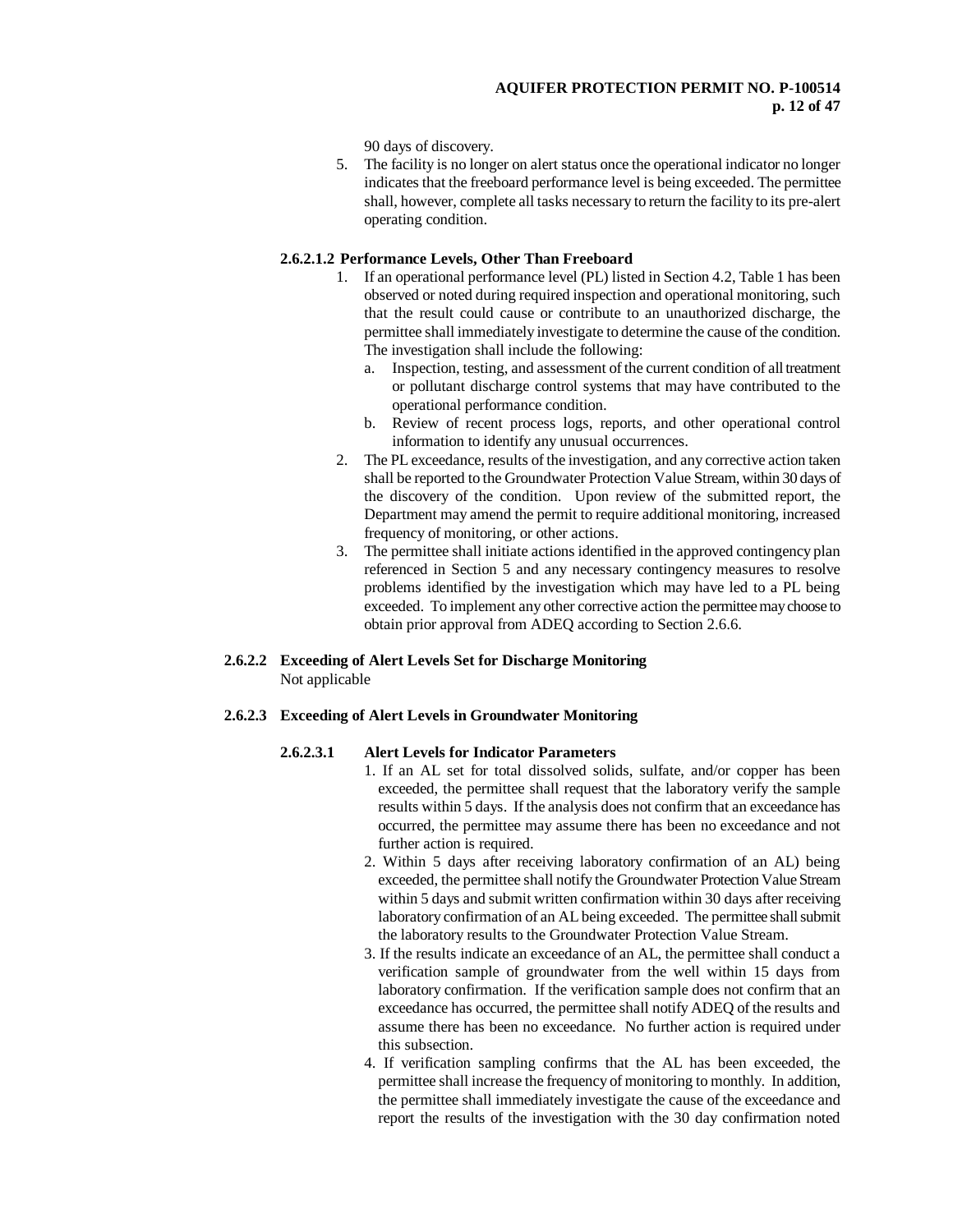90 days of discovery.

5. The facility is no longer on alert status once the operational indicator no longer indicates that the freeboard performance level is being exceeded. The permittee shall, however, complete all tasks necessary to return the facility to its pre-alert operating condition.

**2.6.2.1.2 Performance Levels, Other Than Freeboard**

1. If an operational performance level (PL) listed in Section 4.2, Table 1 has been observed or noted during required inspection and operational monitoring, such that the result could cause or contribute to an unauthorized discharge, the permittee shall immediately investigate to determine the cause of the condition. The investigation shall include the following:
   a. Inspection, testing, and assessment of the current condition of all treatment or pollutant discharge control systems that may have contributed to the operational performance condition.
   b. Review of recent process logs, reports, and other operational control information to identify any unusual occurrences.
2. The PL exceedance, results of the investigation, and any corrective action taken shall be reported to the Groundwater Protection Value Stream, within 30 days of the discovery of the condition. Upon review of the submitted report, the Department may amend the permit to require additional monitoring, increased frequency of monitoring, or other actions.
3. The permittee shall initiate actions identified in the approved contingency plan referenced in Section 5 and any necessary contingency measures to resolve problems identified by the investigation which may have led to a PL being exceeded. To implement any other corrective action the permittee may choose to obtain prior approval from ADEQ according to Section 2.6.6.

**2.6.2.2 Exceeding of Alert Levels Set for Discharge Monitoring**

Not applicable

**2.6.2.3 Exceeding of Alert Levels in Groundwater Monitoring**

**2.6.2.3.1 Alert Levels for Indicator Parameters**

1. If an AL set for total dissolved solids, sulfate, and/or copper has been exceeded, the permittee shall request that the laboratory verify the sample results within 5 days. If the analysis does not confirm that an exceedance has occurred, the permittee may assume there has been no exceedance and not further action is required.
2. Within 5 days after receiving laboratory confirmation of an AL) being exceeded, the permittee shall notify the Groundwater Protection Value Stream within 5 days and submit written confirmation within 30 days after receiving laboratory confirmation of an AL being exceeded. The permittee shall submit the laboratory results to the Groundwater Protection Value Stream.
3. If the results indicate an exceedance of an AL, the permittee shall conduct a verification sample of groundwater from the well within 15 days from laboratory confirmation. If the verification sample does not confirm that an exceedance has occurred, the permittee shall notify ADEQ of the results and assume there has been no exceedance. No further action is required under this subsection.
4. If verification sampling confirms that the AL has been exceeded, the permittee shall increase the frequency of monitoring to monthly. In addition, the permittee shall immediately investigate the cause of the exceedance and report the results of the investigation with the 30 day confirmation noted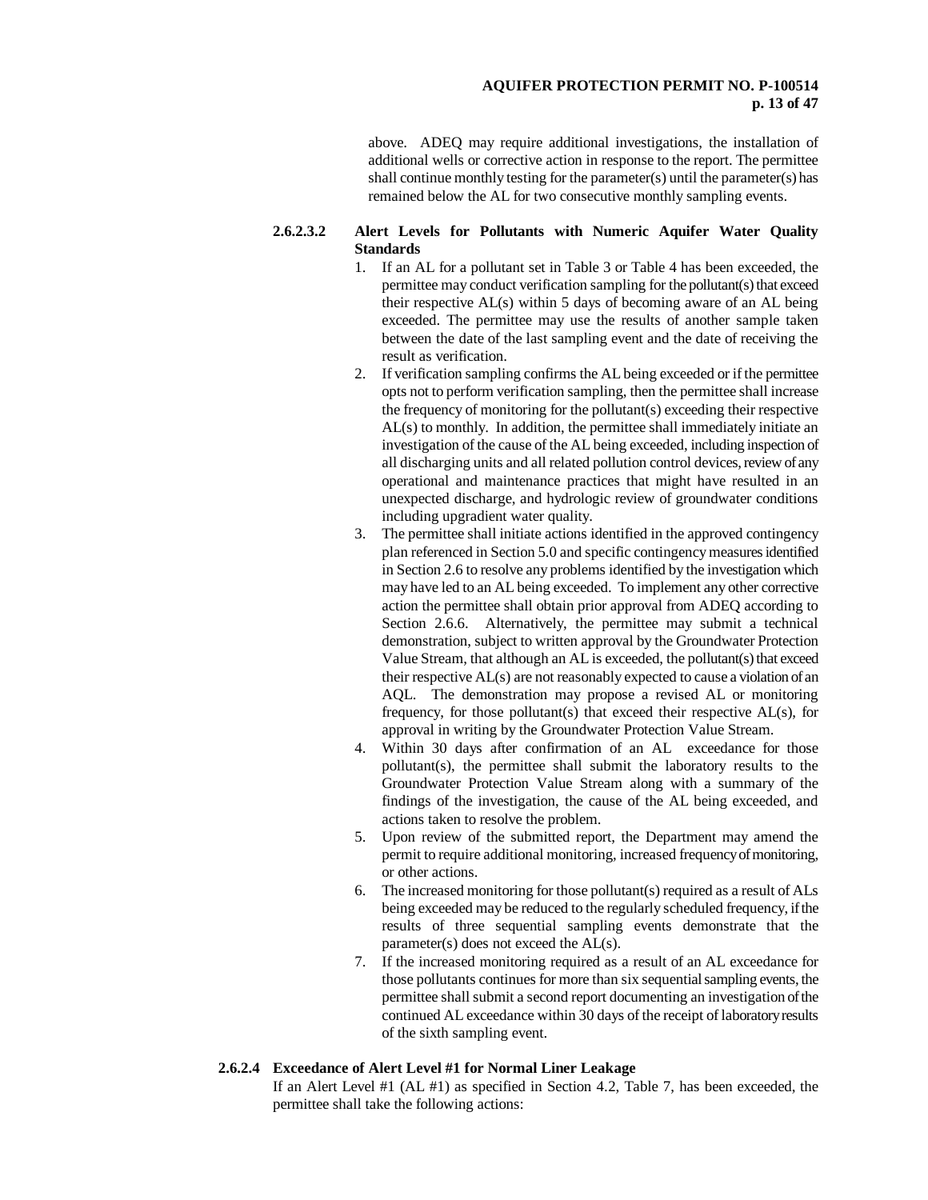above. ADEQ may require additional investigations, the installation of additional wells or corrective action in response to the report. The permittee shall continue monthly testing for the parameter(s) until the parameter(s) has remained below the AL for two consecutive monthly sampling events.

#### 2.6.2.3.2 Alert Levels for Pollutants with Numeric Aquifer Water Quality Standards

1. If an AL for a pollutant set in Table 3 or Table 4 has been exceeded, the permittee may conduct verification sampling for the pollutant(s) that exceed their respective AL(s) within 5 days of becoming aware of an AL being exceeded. The permittee may use the results of another sample taken between the date of the last sampling event and the date of receiving the result as verification.
2. If verification sampling confirms the AL being exceeded or if the permittee opts not to perform verification sampling, then the permittee shall increase the frequency of monitoring for the pollutant(s) exceeding their respective AL(s) to monthly. In addition, the permittee shall immediately initiate an investigation of the cause of the AL being exceeded, including inspection of all discharging units and all related pollution control devices, review of any operational and maintenance practices that might have resulted in an unexpected discharge, and hydrologic review of groundwater conditions including upgradient water quality.
3. The permittee shall initiate actions identified in the approved contingency plan referenced in Section 5.0 and specific contingency measures identified in Section 2.6 to resolve any problems identified by the investigation which may have led to an AL being exceeded. To implement any other corrective action the permittee shall obtain prior approval from ADEQ according to Section 2.6.6. Alternatively, the permittee may submit a technical demonstration, subject to written approval by the Groundwater Protection Value Stream, that although an AL is exceeded, the pollutant(s) that exceed their respective AL(s) are not reasonably expected to cause a violation of an AQL. The demonstration may propose a revised AL or monitoring frequency, for those pollutant(s) that exceed their respective AL(s), for approval in writing by the Groundwater Protection Value Stream.
4. Within 30 days after confirmation of an AL exceedance for those pollutant(s), the permittee shall submit the laboratory results to the Groundwater Protection Value Stream along with a summary of the findings of the investigation, the cause of the AL being exceeded, and actions taken to resolve the problem.
5. Upon review of the submitted report, the Department may amend the permit to require additional monitoring, increased frequency of monitoring, or other actions.
6. The increased monitoring for those pollutant(s) required as a result of ALs being exceeded may be reduced to the regularly scheduled frequency, if the results of three sequential sampling events demonstrate that the parameter(s) does not exceed the AL(s).
7. If the increased monitoring required as a result of an AL exceedance for those pollutants continues for more than six sequential sampling events, the permittee shall submit a second report documenting an investigation of the continued AL exceedance within 30 days of the receipt of laboratory results of the sixth sampling event.

### 2.6.2.4 Exceedance of Alert Level #1 for Normal Liner Leakage

If an Alert Level #1 (AL #1) as specified in Section 4.2, Table 7, has been exceeded, the permittee shall take the following actions: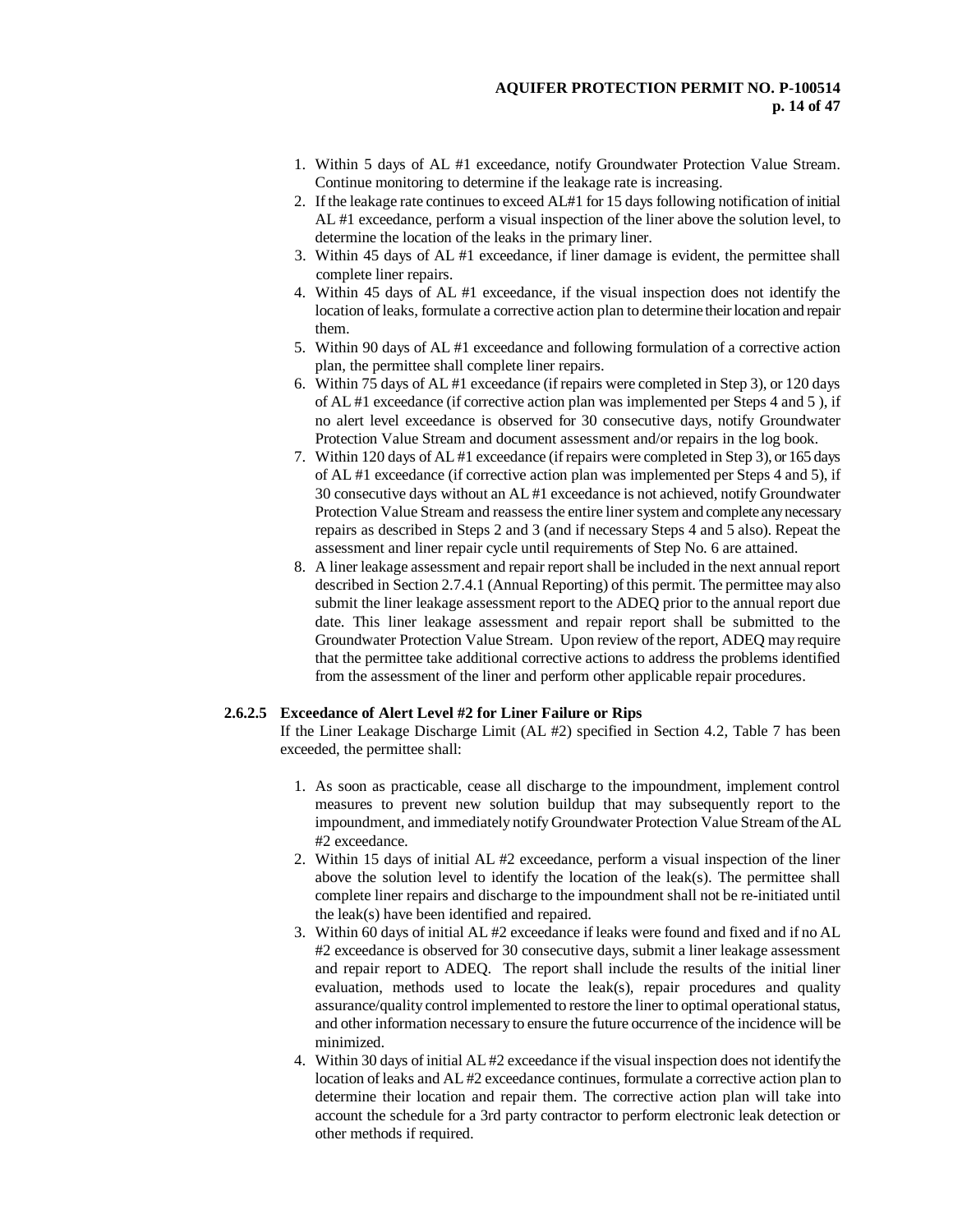1. Within 5 days of AL #1 exceedance, notify Groundwater Protection Value Stream. Continue monitoring to determine if the leakage rate is increasing.
2. If the leakage rate continues to exceed AL#1 for 15 days following notification of initial AL #1 exceedance, perform a visual inspection of the liner above the solution level, to determine the location of the leaks in the primary liner.
3. Within 45 days of AL #1 exceedance, if liner damage is evident, the permittee shall complete liner repairs.
4. Within 45 days of AL #1 exceedance, if the visual inspection does not identify the location of leaks, formulate a corrective action plan to determine their location and repair them.
5. Within 90 days of AL #1 exceedance and following formulation of a corrective action plan, the permittee shall complete liner repairs.
6. Within 75 days of AL #1 exceedance (if repairs were completed in Step 3), or 120 days of AL #1 exceedance (if corrective action plan was implemented per Steps 4 and 5 ), if no alert level exceedance is observed for 30 consecutive days, notify Groundwater Protection Value Stream and document assessment and/or repairs in the log book.
7. Within 120 days of AL #1 exceedance (if repairs were completed in Step 3), or 165 days of AL #1 exceedance (if corrective action plan was implemented per Steps 4 and 5), if 30 consecutive days without an AL #1 exceedance is not achieved, notify Groundwater Protection Value Stream and reassess the entire liner system and complete any necessary repairs as described in Steps 2 and 3 (and if necessary Steps 4 and 5 also). Repeat the assessment and liner repair cycle until requirements of Step No. 6 are attained.
8. A liner leakage assessment and repair report shall be included in the next annual report described in Section 2.7.4.1 (Annual Reporting) of this permit. The permittee may also submit the liner leakage assessment report to the ADEQ prior to the annual report due date. This liner leakage assessment and repair report shall be submitted to the Groundwater Protection Value Stream. Upon review of the report, ADEQ may require that the permittee take additional corrective actions to address the problems identified from the assessment of the liner and perform other applicable repair procedures.

**2.6.2.5 Exceedance of Alert Level #2 for Liner Failure or Rips**

If the Liner Leakage Discharge Limit (AL #2) specified in Section 4.2, Table 7 has been exceeded, the permittee shall:

1. As soon as practicable, cease all discharge to the impoundment, implement control measures to prevent new solution buildup that may subsequently report to the impoundment, and immediately notify Groundwater Protection Value Stream of the AL #2 exceedance.
2. Within 15 days of initial AL #2 exceedance, perform a visual inspection of the liner above the solution level to identify the location of the leak(s). The permittee shall complete liner repairs and discharge to the impoundment shall not be re-initiated until the leak(s) have been identified and repaired.
3. Within 60 days of initial AL #2 exceedance if leaks were found and fixed and if no AL #2 exceedance is observed for 30 consecutive days, submit a liner leakage assessment and repair report to ADEQ. The report shall include the results of the initial liner evaluation, methods used to locate the leak(s), repair procedures and quality assurance/quality control implemented to restore the liner to optimal operational status, and other information necessary to ensure the future occurrence of the incidence will be minimized.
4. Within 30 days of initial AL #2 exceedance if the visual inspection does not identify the location of leaks and AL #2 exceedance continues, formulate a corrective action plan to determine their location and repair them. The corrective action plan will take into account the schedule for a 3rd party contractor to perform electronic leak detection or other methods if required.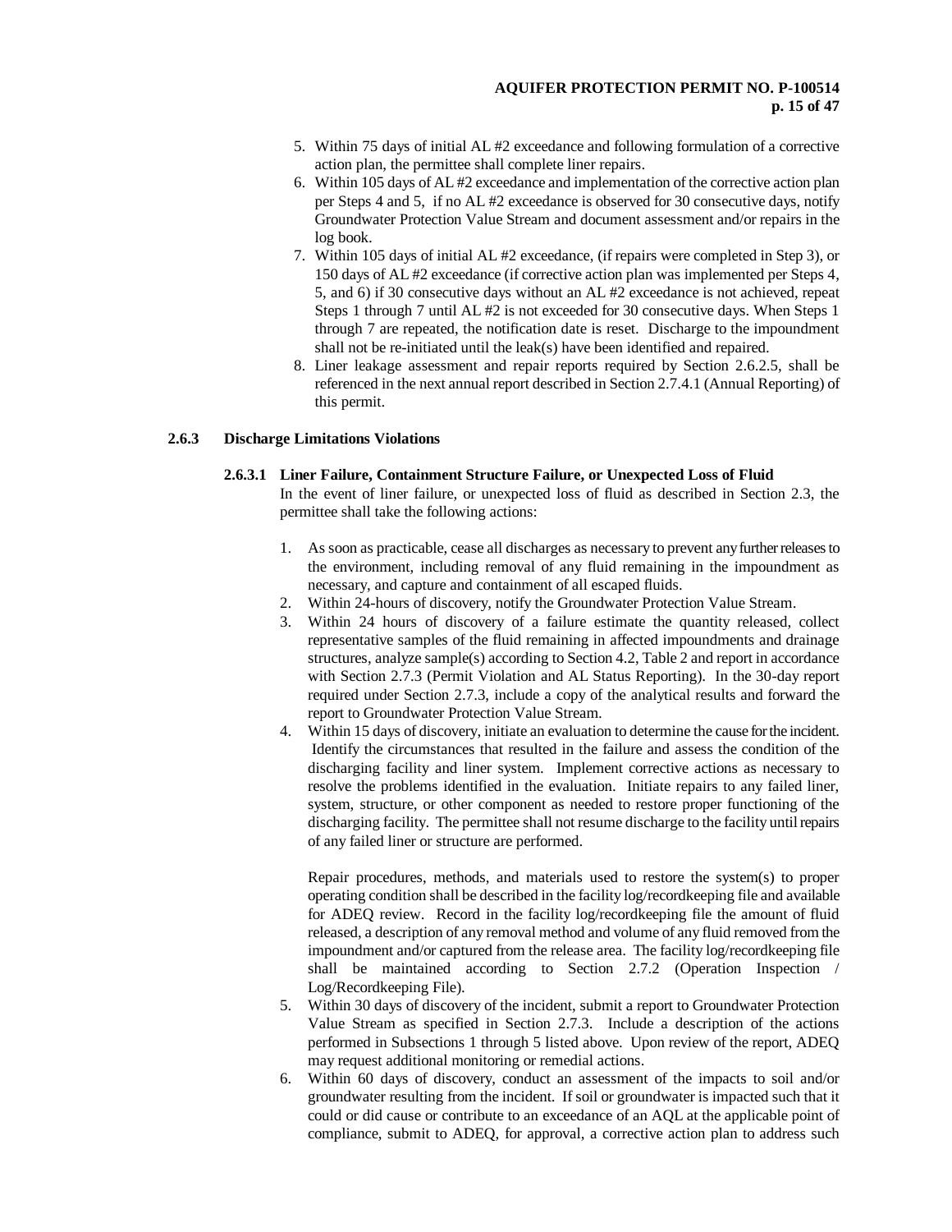5. Within 75 days of initial AL #2 exceedance and following formulation of a corrective action plan, the permittee shall complete liner repairs.
6. Within 105 days of AL #2 exceedance and implementation of the corrective action plan per Steps 4 and 5, if no AL #2 exceedance is observed for 30 consecutive days, notify Groundwater Protection Value Stream and document assessment and/or repairs in the log book.
7. Within 105 days of initial AL #2 exceedance, (if repairs were completed in Step 3), or 150 days of AL #2 exceedance (if corrective action plan was implemented per Steps 4, 5, and 6) if 30 consecutive days without an AL #2 exceedance is not achieved, repeat Steps 1 through 7 until AL #2 is not exceeded for 30 consecutive days. When Steps 1 through 7 are repeated, the notification date is reset. Discharge to the impoundment shall not be re-initiated until the leak(s) have been identified and repaired.
8. Liner leakage assessment and repair reports required by Section 2.6.2.5, shall be referenced in the next annual report described in Section 2.7.4.1 (Annual Reporting) of this permit.

### 2.6.3 Discharge Limitations Violations

#### 2.6.3.1 Liner Failure, Containment Structure Failure, or Unexpected Loss of Fluid

In the event of liner failure, or unexpected loss of fluid as described in Section 2.3, the permittee shall take the following actions:

1. As soon as practicable, cease all discharges as necessary to prevent any further releases to the environment, including removal of any fluid remaining in the impoundment as necessary, and capture and containment of all escaped fluids.
2. Within 24-hours of discovery, notify the Groundwater Protection Value Stream.
3. Within 24 hours of discovery of a failure estimate the quantity released, collect representative samples of the fluid remaining in affected impoundments and drainage structures, analyze sample(s) according to Section 4.2, Table 2 and report in accordance with Section 2.7.3 (Permit Violation and AL Status Reporting). In the 30-day report required under Section 2.7.3, include a copy of the analytical results and forward the report to Groundwater Protection Value Stream.
4. Within 15 days of discovery, initiate an evaluation to determine the cause for the incident. Identify the circumstances that resulted in the failure and assess the condition of the discharging facility and liner system. Implement corrective actions as necessary to resolve the problems identified in the evaluation. Initiate repairs to any failed liner, system, structure, or other component as needed to restore proper functioning of the discharging facility. The permittee shall not resume discharge to the facility until repairs of any failed liner or structure are performed.

   Repair procedures, methods, and materials used to restore the system(s) to proper operating condition shall be described in the facility log/recordkeeping file and available for ADEQ review. Record in the facility log/recordkeeping file the amount of fluid released, a description of any removal method and volume of any fluid removed from the impoundment and/or captured from the release area. The facility log/recordkeeping file shall be maintained according to Section 2.7.2 (Operation Inspection / Log/Recordkeeping File).
5. Within 30 days of discovery of the incident, submit a report to Groundwater Protection Value Stream as specified in Section 2.7.3. Include a description of the actions performed in Subsections 1 through 5 listed above. Upon review of the report, ADEQ may request additional monitoring or remedial actions.
6. Within 60 days of discovery, conduct an assessment of the impacts to soil and/or groundwater resulting from the incident. If soil or groundwater is impacted such that it could or did cause or contribute to an exceedance of an AQL at the applicable point of compliance, submit to ADEQ, for approval, a corrective action plan to address such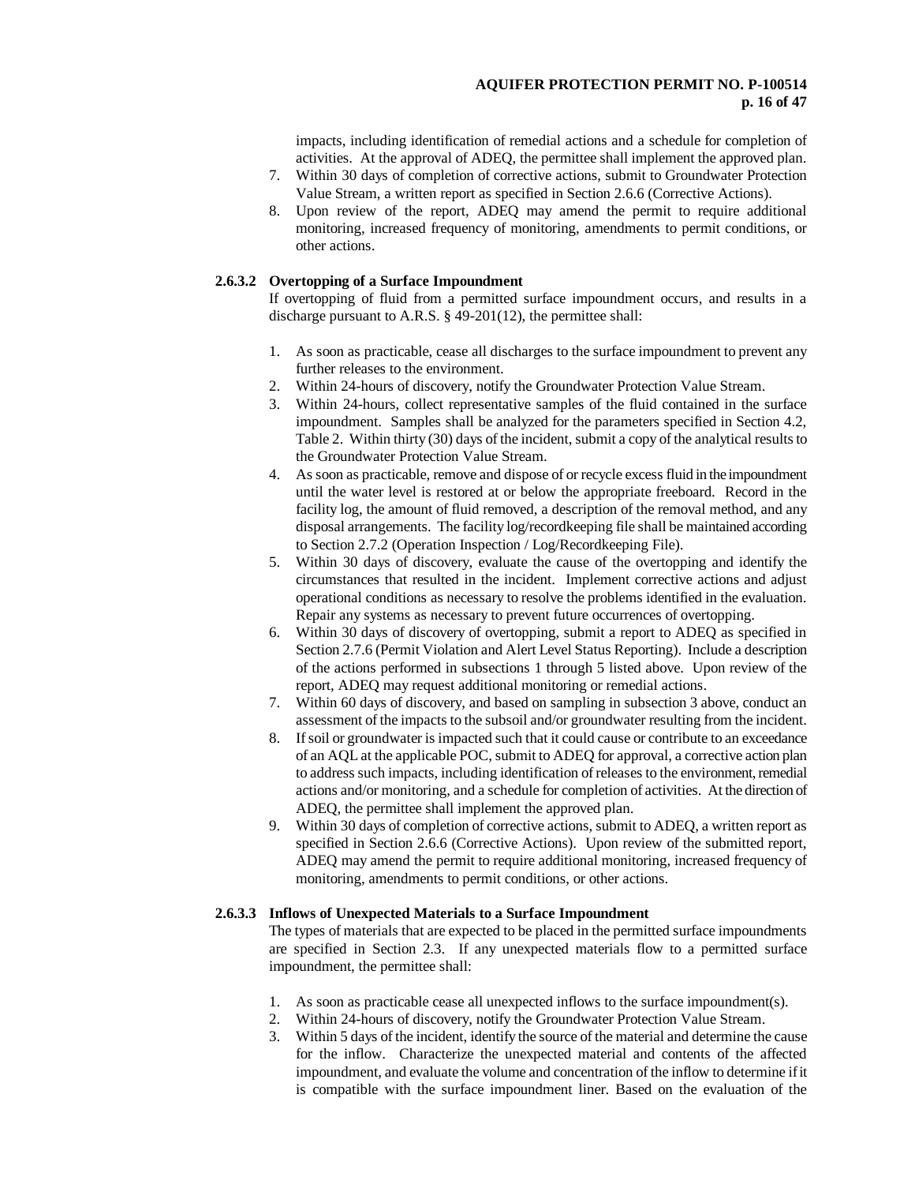impacts, including identification of remedial actions and a schedule for completion of activities. At the approval of ADEQ, the permittee shall implement the approved plan.

7. Within 30 days of completion of corrective actions, submit to Groundwater Protection Value Stream, a written report as specified in Section 2.6.6 (Corrective Actions).
8. Upon review of the report, ADEQ may amend the permit to require additional monitoring, increased frequency of monitoring, amendments to permit conditions, or other actions.

#### 2.6.3.2 Overtopping of a Surface Impoundment

If overtopping of fluid from a permitted surface impoundment occurs, and results in a discharge pursuant to A.R.S. § 49-201(12), the permittee shall:

1. As soon as practicable, cease all discharges to the surface impoundment to prevent any further releases to the environment.
2. Within 24-hours of discovery, notify the Groundwater Protection Value Stream.
3. Within 24-hours, collect representative samples of the fluid contained in the surface impoundment. Samples shall be analyzed for the parameters specified in Section 4.2, Table 2. Within thirty (30) days of the incident, submit a copy of the analytical results to the Groundwater Protection Value Stream.
4. As soon as practicable, remove and dispose of or recycle excess fluid in the impoundment until the water level is restored at or below the appropriate freeboard. Record in the facility log, the amount of fluid removed, a description of the removal method, and any disposal arrangements. The facility log/recordkeeping file shall be maintained according to Section 2.7.2 (Operation Inspection / Log/Recordkeeping File).
5. Within 30 days of discovery, evaluate the cause of the overtopping and identify the circumstances that resulted in the incident. Implement corrective actions and adjust operational conditions as necessary to resolve the problems identified in the evaluation. Repair any systems as necessary to prevent future occurrences of overtopping.
6. Within 30 days of discovery of overtopping, submit a report to ADEQ as specified in Section 2.7.6 (Permit Violation and Alert Level Status Reporting). Include a description of the actions performed in subsections 1 through 5 listed above. Upon review of the report, ADEQ may request additional monitoring or remedial actions.
7. Within 60 days of discovery, and based on sampling in subsection 3 above, conduct an assessment of the impacts to the subsoil and/or groundwater resulting from the incident.
8. If soil or groundwater is impacted such that it could cause or contribute to an exceedance of an AQL at the applicable POC, submit to ADEQ for approval, a corrective action plan to address such impacts, including identification of releases to the environment, remedial actions and/or monitoring, and a schedule for completion of activities. At the direction of ADEQ, the permittee shall implement the approved plan.
9. Within 30 days of completion of corrective actions, submit to ADEQ, a written report as specified in Section 2.6.6 (Corrective Actions). Upon review of the submitted report, ADEQ may amend the permit to require additional monitoring, increased frequency of monitoring, amendments to permit conditions, or other actions.

#### 2.6.3.3 Inflows of Unexpected Materials to a Surface Impoundment

The types of materials that are expected to be placed in the permitted surface impoundments are specified in Section 2.3. If any unexpected materials flow to a permitted surface impoundment, the permittee shall:

1. As soon as practicable cease all unexpected inflows to the surface impoundment(s).
2. Within 24-hours of discovery, notify the Groundwater Protection Value Stream.
3. Within 5 days of the incident, identify the source of the material and determine the cause for the inflow. Characterize the unexpected material and contents of the affected impoundment, and evaluate the volume and concentration of the inflow to determine if it is compatible with the surface impoundment liner. Based on the evaluation of the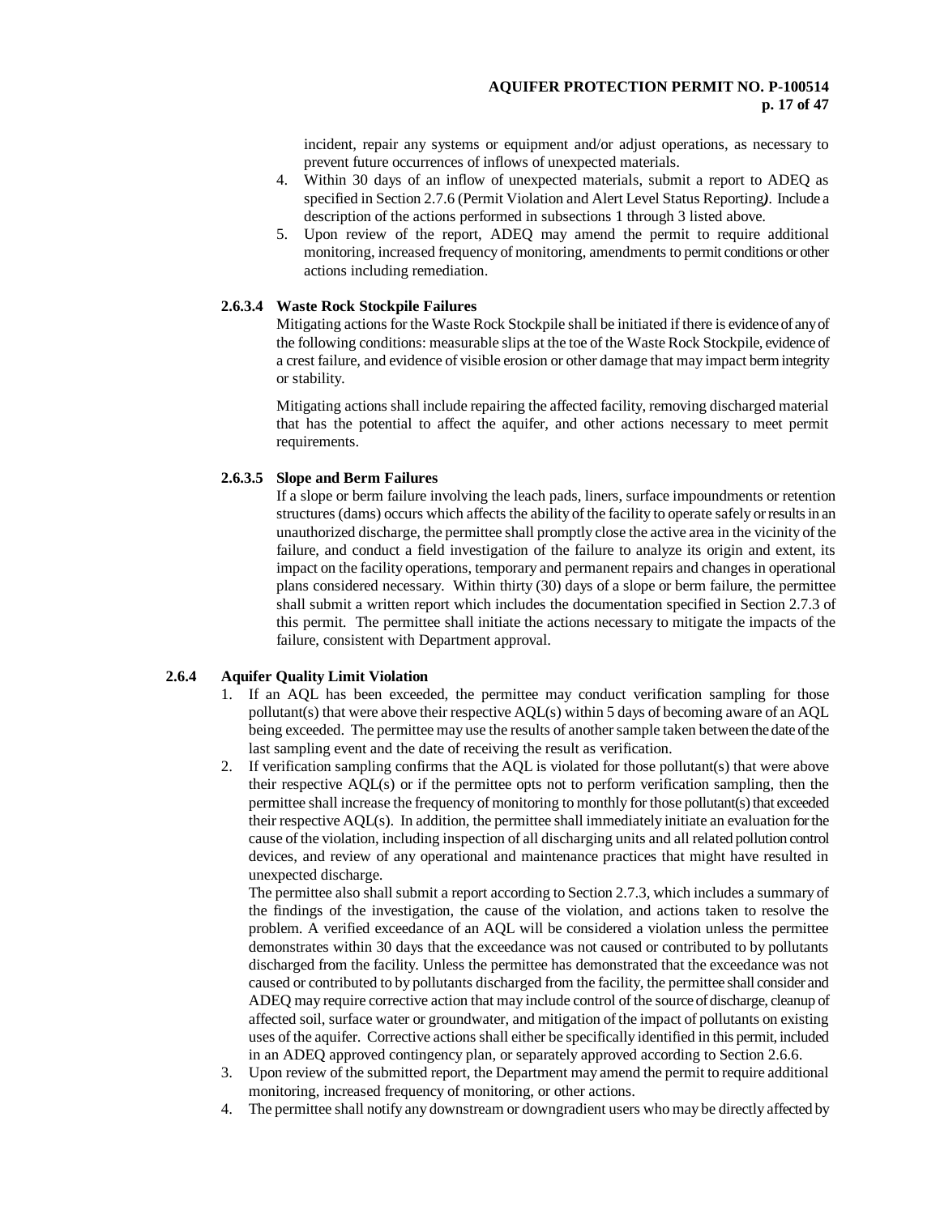incident, repair any systems or equipment and/or adjust operations, as necessary to prevent future occurrences of inflows of unexpected materials.

4. Within 30 days of an inflow of unexpected materials, submit a report to ADEQ as specified in Section 2.7.6 (Permit Violation and Alert Level Status Reporting*)*. Include a description of the actions performed in subsections 1 through 3 listed above.
5. Upon review of the report, ADEQ may amend the permit to require additional monitoring, increased frequency of monitoring, amendments to permit conditions or other actions including remediation.

#### 2.6.3.4 Waste Rock Stockpile Failures

Mitigating actions for the Waste Rock Stockpile shall be initiated if there is evidence of any of the following conditions: measurable slips at the toe of the Waste Rock Stockpile, evidence of a crest failure, and evidence of visible erosion or other damage that may impact berm integrity or stability.

Mitigating actions shall include repairing the affected facility, removing discharged material that has the potential to affect the aquifer, and other actions necessary to meet permit requirements.

#### 2.6.3.5 Slope and Berm Failures

If a slope or berm failure involving the leach pads, liners, surface impoundments or retention structures (dams) occurs which affects the ability of the facility to operate safely or results in an unauthorized discharge, the permittee shall promptly close the active area in the vicinity of the failure, and conduct a field investigation of the failure to analyze its origin and extent, its impact on the facility operations, temporary and permanent repairs and changes in operational plans considered necessary. Within thirty (30) days of a slope or berm failure, the permittee shall submit a written report which includes the documentation specified in Section 2.7.3 of this permit. The permittee shall initiate the actions necessary to mitigate the impacts of the failure, consistent with Department approval.

### 2.6.4 Aquifer Quality Limit Violation

1. If an AQL has been exceeded, the permittee may conduct verification sampling for those pollutant(s) that were above their respective AQL(s) within 5 days of becoming aware of an AQL being exceeded. The permittee may use the results of another sample taken between the date of the last sampling event and the date of receiving the result as verification.
2. If verification sampling confirms that the AQL is violated for those pollutant(s) that were above their respective AQL(s) or if the permittee opts not to perform verification sampling, then the permittee shall increase the frequency of monitoring to monthly for those pollutant(s) that exceeded their respective AQL(s). In addition, the permittee shall immediately initiate an evaluation for the cause of the violation, including inspection of all discharging units and all related pollution control devices, and review of any operational and maintenance practices that might have resulted in unexpected discharge.

   The permittee also shall submit a report according to Section 2.7.3, which includes a summary of the findings of the investigation, the cause of the violation, and actions taken to resolve the problem. A verified exceedance of an AQL will be considered a violation unless the permittee demonstrates within 30 days that the exceedance was not caused or contributed to by pollutants discharged from the facility. Unless the permittee has demonstrated that the exceedance was not caused or contributed to by pollutants discharged from the facility, the permittee shall consider and ADEQ may require corrective action that may include control of the source of discharge, cleanup of affected soil, surface water or groundwater, and mitigation of the impact of pollutants on existing uses of the aquifer. Corrective actions shall either be specifically identified in this permit, included in an ADEQ approved contingency plan, or separately approved according to Section 2.6.6.
3. Upon review of the submitted report, the Department may amend the permit to require additional monitoring, increased frequency of monitoring, or other actions.
4. The permittee shall notify any downstream or downgradient users who may be directly affected by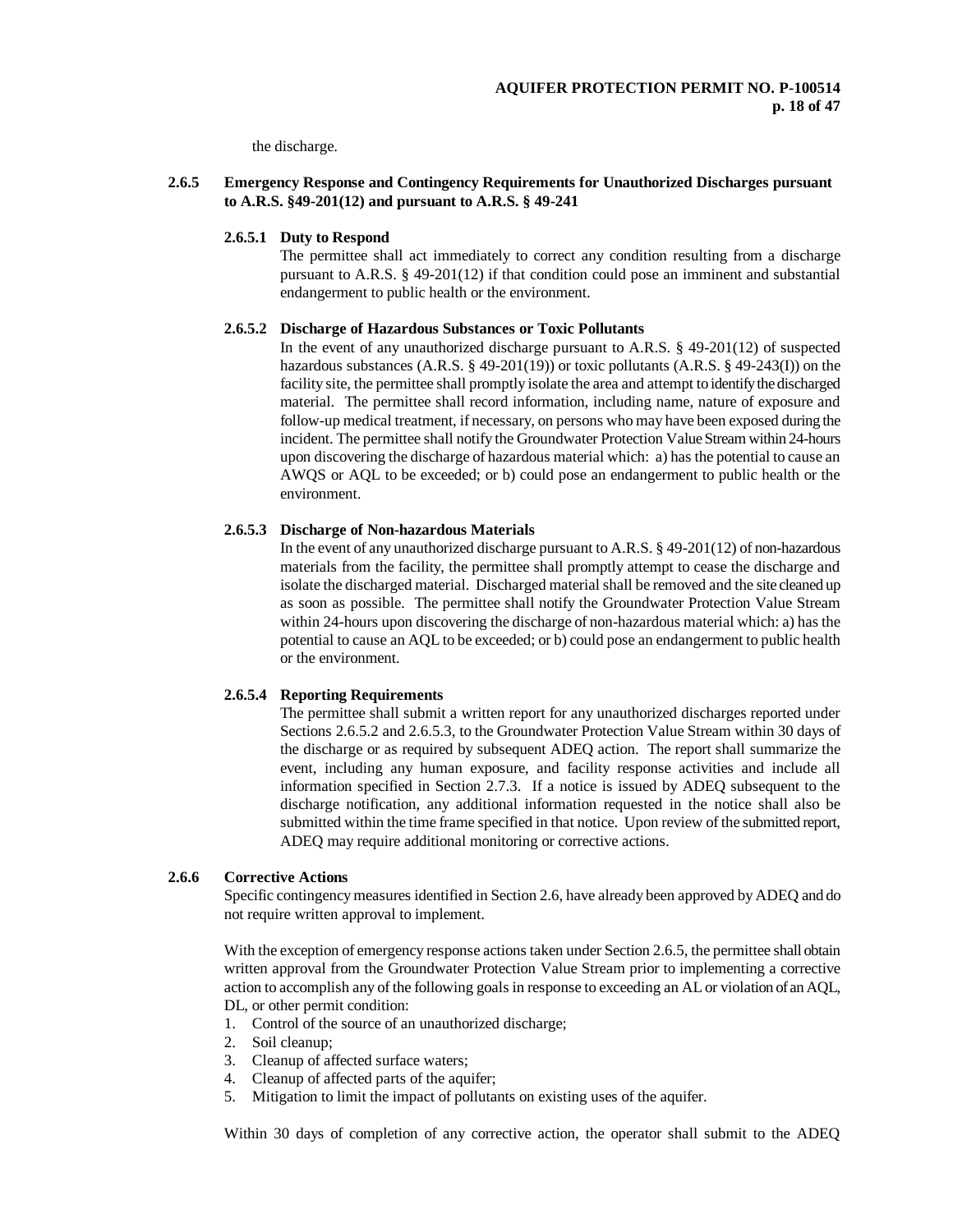the discharge.

### 2.6.5 Emergency Response and Contingency Requirements for Unauthorized Discharges pursuant to A.R.S. §49-201(12) and pursuant to A.R.S. § 49-241

#### 2.6.5.1 Duty to Respond

The permittee shall act immediately to correct any condition resulting from a discharge pursuant to A.R.S. § 49-201(12) if that condition could pose an imminent and substantial endangerment to public health or the environment.

#### 2.6.5.2 Discharge of Hazardous Substances or Toxic Pollutants

In the event of any unauthorized discharge pursuant to A.R.S. § 49-201(12) of suspected hazardous substances (A.R.S. § 49-201(19)) or toxic pollutants (A.R.S. § 49-243(I)) on the facility site, the permittee shall promptly isolate the area and attempt to identify the discharged material. The permittee shall record information, including name, nature of exposure and follow-up medical treatment, if necessary, on persons who may have been exposed during the incident. The permittee shall notify the Groundwater Protection Value Stream within 24-hours upon discovering the discharge of hazardous material which: a) has the potential to cause an AWQS or AQL to be exceeded; or b) could pose an endangerment to public health or the environment.

#### 2.6.5.3 Discharge of Non-hazardous Materials

In the event of any unauthorized discharge pursuant to A.R.S. § 49-201(12) of non-hazardous materials from the facility, the permittee shall promptly attempt to cease the discharge and isolate the discharged material. Discharged material shall be removed and the site cleaned up as soon as possible. The permittee shall notify the Groundwater Protection Value Stream within 24-hours upon discovering the discharge of non-hazardous material which: a) has the potential to cause an AQL to be exceeded; or b) could pose an endangerment to public health or the environment.

#### 2.6.5.4 Reporting Requirements

The permittee shall submit a written report for any unauthorized discharges reported under Sections 2.6.5.2 and 2.6.5.3, to the Groundwater Protection Value Stream within 30 days of the discharge or as required by subsequent ADEQ action. The report shall summarize the event, including any human exposure, and facility response activities and include all information specified in Section 2.7.3. If a notice is issued by ADEQ subsequent to the discharge notification, any additional information requested in the notice shall also be submitted within the time frame specified in that notice. Upon review of the submitted report, ADEQ may require additional monitoring or corrective actions.

### 2.6.6 Corrective Actions

Specific contingency measures identified in Section 2.6, have already been approved by ADEQ and do not require written approval to implement.

With the exception of emergency response actions taken under Section 2.6.5, the permittee shall obtain written approval from the Groundwater Protection Value Stream prior to implementing a corrective action to accomplish any of the following goals in response to exceeding an AL or violation of an AQL, DL, or other permit condition:

1. Control of the source of an unauthorized discharge;
2. Soil cleanup;
3. Cleanup of affected surface waters;
4. Cleanup of affected parts of the aquifer;
5. Mitigation to limit the impact of pollutants on existing uses of the aquifer.

Within 30 days of completion of any corrective action, the operator shall submit to the ADEQ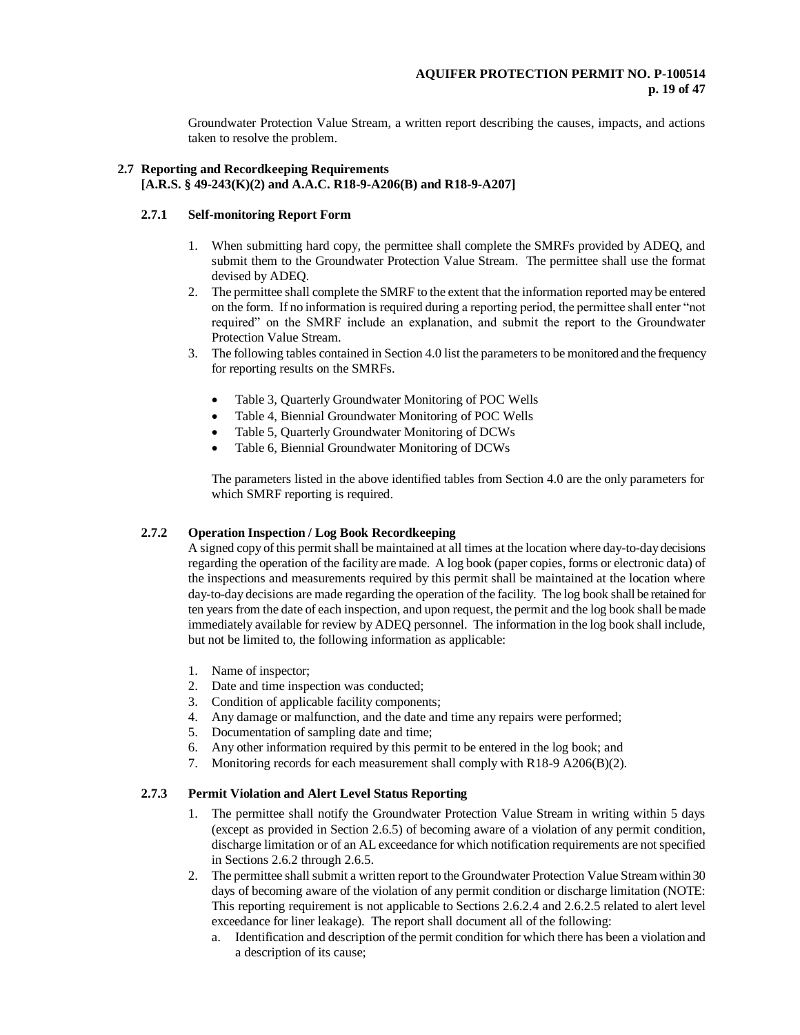Groundwater Protection Value Stream, a written report describing the causes, impacts, and actions taken to resolve the problem.

## 2.7 Reporting and Recordkeeping Requirements [A.R.S. § 49-243(K)(2) and A.A.C. R18-9-A206(B) and R18-9-A207]

### 2.7.1 Self-monitoring Report Form

1. When submitting hard copy, the permittee shall complete the SMRFs provided by ADEQ, and submit them to the Groundwater Protection Value Stream. The permittee shall use the format devised by ADEQ.
2. The permittee shall complete the SMRF to the extent that the information reported may be entered on the form. If no information is required during a reporting period, the permittee shall enter "not required" on the SMRF include an explanation, and submit the report to the Groundwater Protection Value Stream.
3. The following tables contained in Section 4.0 list the parameters to be monitored and the frequency for reporting results on the SMRFs.

   - Table 3, Quarterly Groundwater Monitoring of POC Wells
   - Table 4, Biennial Groundwater Monitoring of POC Wells
   - Table 5, Quarterly Groundwater Monitoring of DCWs
   - Table 6, Biennial Groundwater Monitoring of DCWs

   The parameters listed in the above identified tables from Section 4.0 are the only parameters for which SMRF reporting is required.

### 2.7.2 Operation Inspection / Log Book Recordkeeping

A signed copy of this permit shall be maintained at all times at the location where day-to-day decisions regarding the operation of the facility are made. A log book (paper copies, forms or electronic data) of the inspections and measurements required by this permit shall be maintained at the location where day-to-day decisions are made regarding the operation of the facility. The log book shall be retained for ten years from the date of each inspection, and upon request, the permit and the log book shall be made immediately available for review by ADEQ personnel. The information in the log book shall include, but not be limited to, the following information as applicable:

1. Name of inspector;
2. Date and time inspection was conducted;
3. Condition of applicable facility components;
4. Any damage or malfunction, and the date and time any repairs were performed;
5. Documentation of sampling date and time;
6. Any other information required by this permit to be entered in the log book; and
7. Monitoring records for each measurement shall comply with R18-9 A206(B)(2).

### 2.7.3 Permit Violation and Alert Level Status Reporting

1. The permittee shall notify the Groundwater Protection Value Stream in writing within 5 days (except as provided in Section 2.6.5) of becoming aware of a violation of any permit condition, discharge limitation or of an AL exceedance for which notification requirements are not specified in Sections 2.6.2 through 2.6.5.
2. The permittee shall submit a written report to the Groundwater Protection Value Stream within 30 days of becoming aware of the violation of any permit condition or discharge limitation (NOTE: This reporting requirement is not applicable to Sections 2.6.2.4 and 2.6.2.5 related to alert level exceedance for liner leakage). The report shall document all of the following:
   a. Identification and description of the permit condition for which there has been a violation and a description of its cause;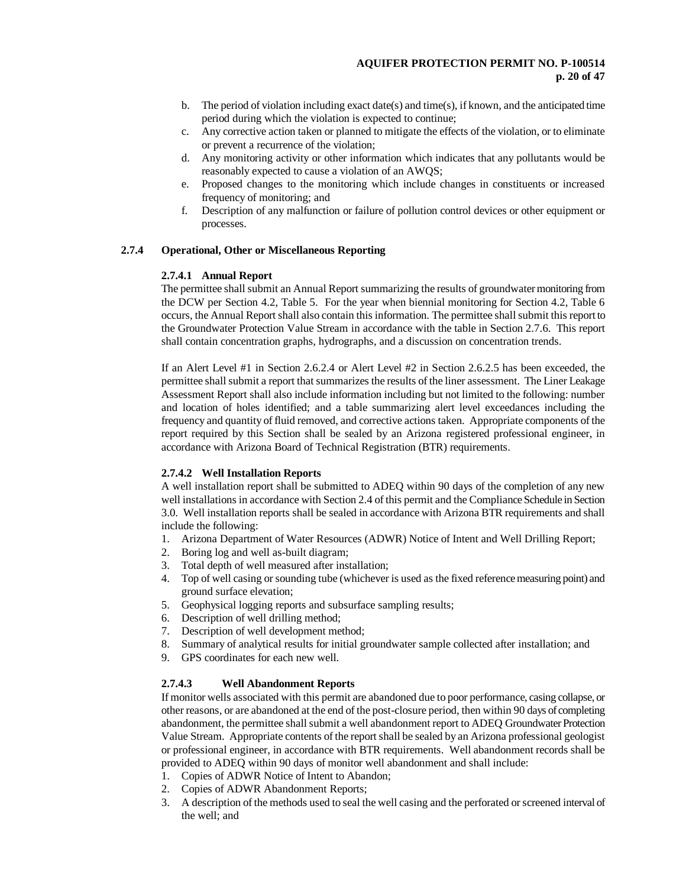b. The period of violation including exact date(s) and time(s), if known, and the anticipated time period during which the violation is expected to continue;
c. Any corrective action taken or planned to mitigate the effects of the violation, or to eliminate or prevent a recurrence of the violation;
d. Any monitoring activity or other information which indicates that any pollutants would be reasonably expected to cause a violation of an AWQS;
e. Proposed changes to the monitoring which include changes in constituents or increased frequency of monitoring; and
f. Description of any malfunction or failure of pollution control devices or other equipment or processes.

### 2.7.4 Operational, Other or Miscellaneous Reporting

#### 2.7.4.1 Annual Report

The permittee shall submit an Annual Report summarizing the results of groundwater monitoring from the DCW per Section 4.2, Table 5. For the year when biennial monitoring for Section 4.2, Table 6 occurs, the Annual Report shall also contain this information. The permittee shall submit this report to the Groundwater Protection Value Stream in accordance with the table in Section 2.7.6. This report shall contain concentration graphs, hydrographs, and a discussion on concentration trends.

If an Alert Level #1 in Section 2.6.2.4 or Alert Level #2 in Section 2.6.2.5 has been exceeded, the permittee shall submit a report that summarizes the results of the liner assessment. The Liner Leakage Assessment Report shall also include information including but not limited to the following: number and location of holes identified; and a table summarizing alert level exceedances including the frequency and quantity of fluid removed, and corrective actions taken. Appropriate components of the report required by this Section shall be sealed by an Arizona registered professional engineer, in accordance with Arizona Board of Technical Registration (BTR) requirements.

#### 2.7.4.2 Well Installation Reports

A well installation report shall be submitted to ADEQ within 90 days of the completion of any new well installations in accordance with Section 2.4 of this permit and the Compliance Schedule in Section 3.0. Well installation reports shall be sealed in accordance with Arizona BTR requirements and shall include the following:

1. Arizona Department of Water Resources (ADWR) Notice of Intent and Well Drilling Report;
2. Boring log and well as-built diagram;
3. Total depth of well measured after installation;
4. Top of well casing or sounding tube (whichever is used as the fixed reference measuring point) and ground surface elevation;
5. Geophysical logging reports and subsurface sampling results;
6. Description of well drilling method;
7. Description of well development method;
8. Summary of analytical results for initial groundwater sample collected after installation; and
9. GPS coordinates for each new well.

#### 2.7.4.3 Well Abandonment Reports

If monitor wells associated with this permit are abandoned due to poor performance, casing collapse, or other reasons, or are abandoned at the end of the post-closure period, then within 90 days of completing abandonment, the permittee shall submit a well abandonment report to ADEQ Groundwater Protection Value Stream. Appropriate contents of the report shall be sealed by an Arizona professional geologist or professional engineer, in accordance with BTR requirements. Well abandonment records shall be provided to ADEQ within 90 days of monitor well abandonment and shall include:

1. Copies of ADWR Notice of Intent to Abandon;
2. Copies of ADWR Abandonment Reports;
3. A description of the methods used to seal the well casing and the perforated or screened interval of the well; and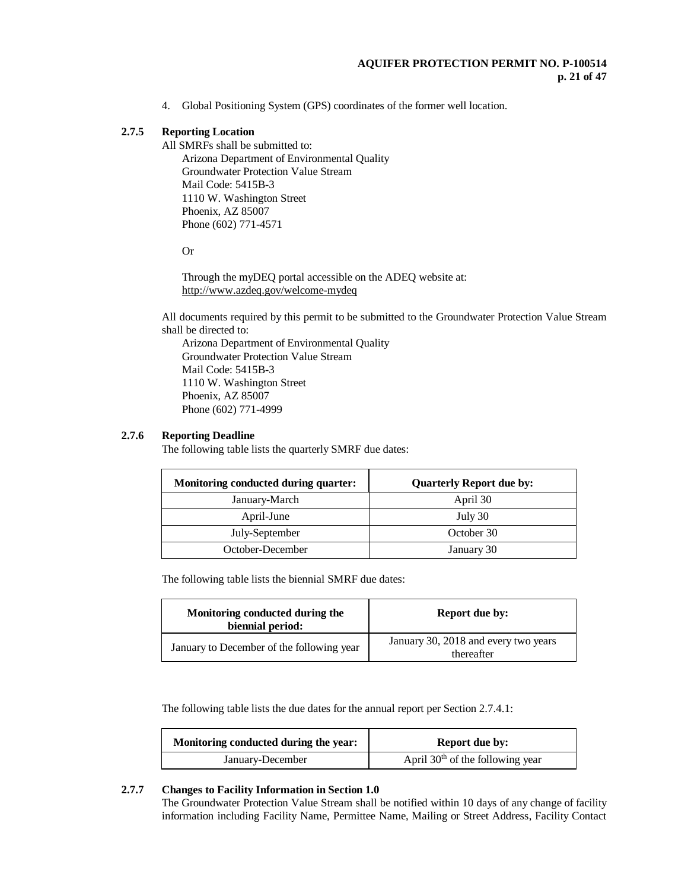4. Global Positioning System (GPS) coordinates of the former well location.

### 2.7.5 Reporting Location

All SMRFs shall be submitted to:

Arizona Department of Environmental Quality
Groundwater Protection Value Stream
Mail Code: 5415B-3
1110 W. Washington Street
Phoenix, AZ 85007
Phone (602) 771-4571

Or

Through the myDEQ portal accessible on the ADEQ website at:
http://www.azdeq.gov/welcome-mydeq

All documents required by this permit to be submitted to the Groundwater Protection Value Stream shall be directed to:

Arizona Department of Environmental Quality
Groundwater Protection Value Stream
Mail Code: 5415B-3
1110 W. Washington Street
Phoenix, AZ 85007
Phone (602) 771-4999

### 2.7.6 Reporting Deadline

The following table lists the quarterly SMRF due dates:

| Monitoring conducted during quarter: | Quarterly Report due by: |
|---|---|
| January-March | April 30 |
| April-June | July 30 |
| July-September | October 30 |
| October-December | January 30 |

The following table lists the biennial SMRF due dates:

| Monitoring conducted during the biennial period: | Report due by: |
|---|---|
| January to December of the following year | January 30, 2018 and every two years thereafter |

The following table lists the due dates for the annual report per Section 2.7.4.1:

| Monitoring conducted during the year: | Report due by: |
|---|---|
| January-December | April 30th of the following year |

### 2.7.7 Changes to Facility Information in Section 1.0

The Groundwater Protection Value Stream shall be notified within 10 days of any change of facility information including Facility Name, Permittee Name, Mailing or Street Address, Facility Contact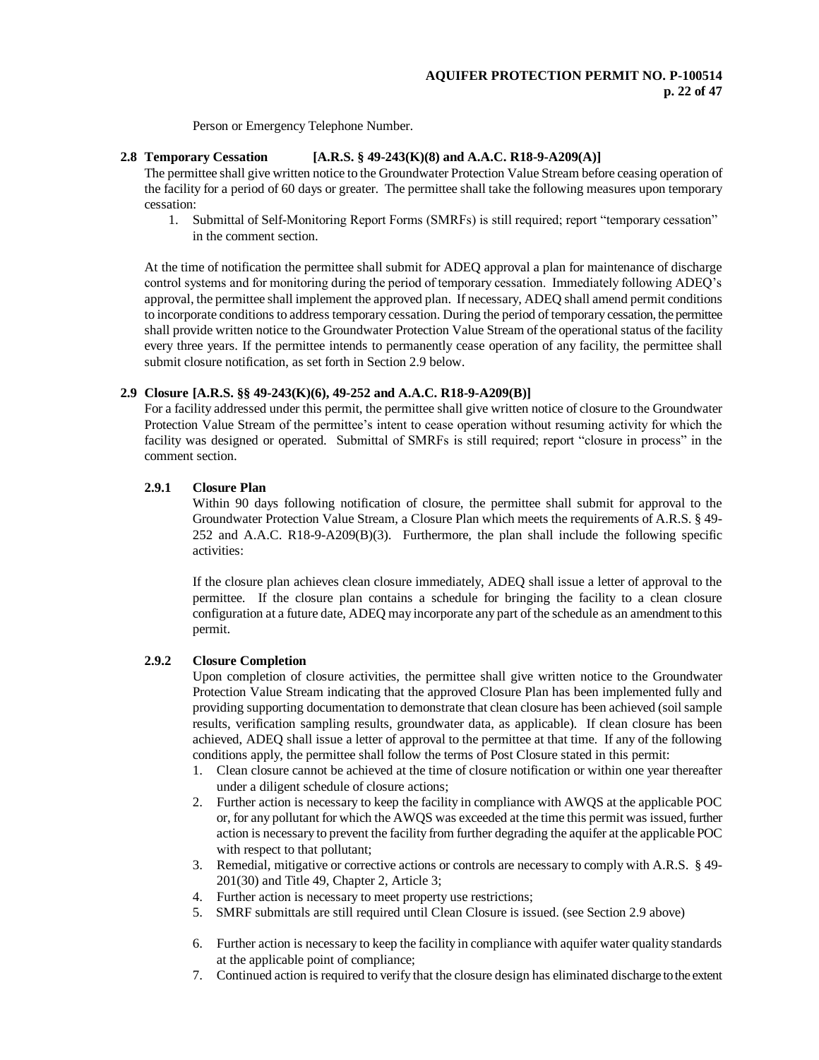Person or Emergency Telephone Number.

### 2.8 Temporary Cessation [A.R.S. § 49-243(K)(8) and A.A.C. R18-9-A209(A)]

The permittee shall give written notice to the Groundwater Protection Value Stream before ceasing operation of the facility for a period of 60 days or greater. The permittee shall take the following measures upon temporary cessation:

1. Submittal of Self-Monitoring Report Forms (SMRFs) is still required; report "temporary cessation" in the comment section.

At the time of notification the permittee shall submit for ADEQ approval a plan for maintenance of discharge control systems and for monitoring during the period of temporary cessation. Immediately following ADEQ's approval, the permittee shall implement the approved plan. If necessary, ADEQ shall amend permit conditions to incorporate conditions to address temporary cessation. During the period of temporary cessation, the permittee shall provide written notice to the Groundwater Protection Value Stream of the operational status of the facility every three years. If the permittee intends to permanently cease operation of any facility, the permittee shall submit closure notification, as set forth in Section 2.9 below.

### 2.9 Closure [A.R.S. §§ 49-243(K)(6), 49-252 and A.A.C. R18-9-A209(B)]

For a facility addressed under this permit, the permittee shall give written notice of closure to the Groundwater Protection Value Stream of the permittee's intent to cease operation without resuming activity for which the facility was designed or operated. Submittal of SMRFs is still required; report "closure in process" in the comment section.

#### 2.9.1 Closure Plan

Within 90 days following notification of closure, the permittee shall submit for approval to the Groundwater Protection Value Stream, a Closure Plan which meets the requirements of A.R.S. § 49-252 and A.A.C. R18-9-A209(B)(3). Furthermore, the plan shall include the following specific activities:

If the closure plan achieves clean closure immediately, ADEQ shall issue a letter of approval to the permittee. If the closure plan contains a schedule for bringing the facility to a clean closure configuration at a future date, ADEQ may incorporate any part of the schedule as an amendment to this permit.

#### 2.9.2 Closure Completion

Upon completion of closure activities, the permittee shall give written notice to the Groundwater Protection Value Stream indicating that the approved Closure Plan has been implemented fully and providing supporting documentation to demonstrate that clean closure has been achieved (soil sample results, verification sampling results, groundwater data, as applicable). If clean closure has been achieved, ADEQ shall issue a letter of approval to the permittee at that time. If any of the following conditions apply, the permittee shall follow the terms of Post Closure stated in this permit:

1. Clean closure cannot be achieved at the time of closure notification or within one year thereafter under a diligent schedule of closure actions;
2. Further action is necessary to keep the facility in compliance with AWQS at the applicable POC or, for any pollutant for which the AWQS was exceeded at the time this permit was issued, further action is necessary to prevent the facility from further degrading the aquifer at the applicable POC with respect to that pollutant;
3. Remedial, mitigative or corrective actions or controls are necessary to comply with A.R.S. § 49-201(30) and Title 49, Chapter 2, Article 3;
4. Further action is necessary to meet property use restrictions;
5. SMRF submittals are still required until Clean Closure is issued. (see Section 2.9 above)
6. Further action is necessary to keep the facility in compliance with aquifer water quality standards at the applicable point of compliance;
7. Continued action is required to verify that the closure design has eliminated discharge to the extent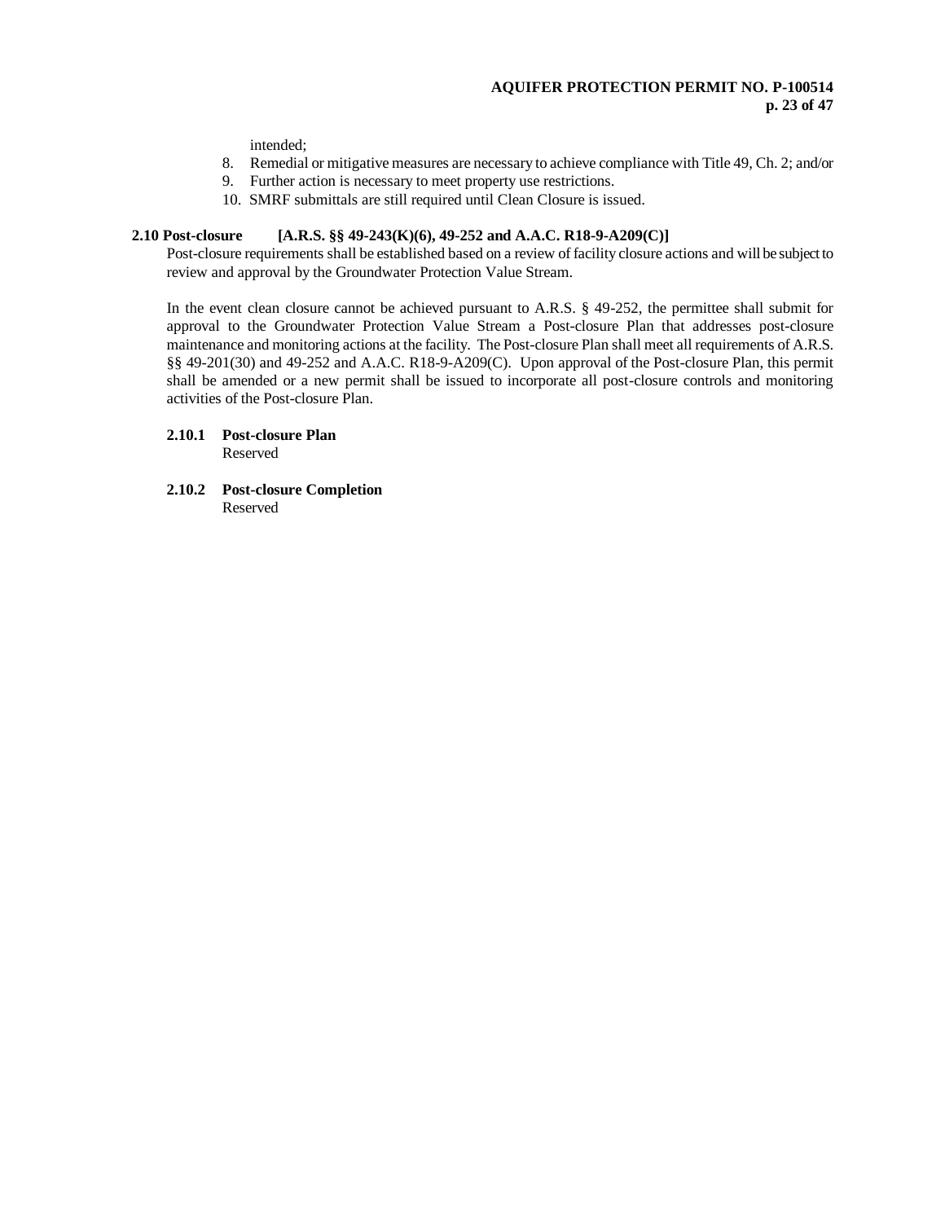intended;

8. Remedial or mitigative measures are necessary to achieve compliance with Title 49, Ch. 2; and/or
9. Further action is necessary to meet property use restrictions.
10. SMRF submittals are still required until Clean Closure is issued.

## 2.10 Post-closure [A.R.S. §§ 49-243(K)(6), 49-252 and A.A.C. R18-9-A209(C)]

Post-closure requirements shall be established based on a review of facility closure actions and will be subject to review and approval by the Groundwater Protection Value Stream.

In the event clean closure cannot be achieved pursuant to A.R.S. § 49-252, the permittee shall submit for approval to the Groundwater Protection Value Stream a Post-closure Plan that addresses post-closure maintenance and monitoring actions at the facility. The Post-closure Plan shall meet all requirements of A.R.S. §§ 49-201(30) and 49-252 and A.A.C. R18-9-A209(C). Upon approval of the Post-closure Plan, this permit shall be amended or a new permit shall be issued to incorporate all post-closure controls and monitoring activities of the Post-closure Plan.

### 2.10.1 Post-closure Plan

Reserved

### 2.10.2 Post-closure Completion

Reserved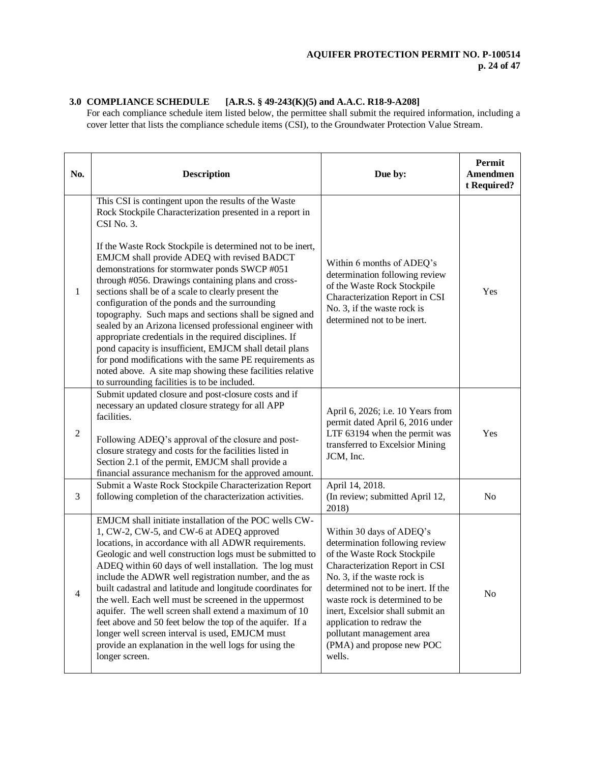## 3.0 COMPLIANCE SCHEDULE [A.R.S. § 49-243(K)(5) and A.A.C. R18-9-A208]

For each compliance schedule item listed below, the permittee shall submit the required information, including a cover letter that lists the compliance schedule items (CSI), to the Groundwater Protection Value Stream.

| No. | Description | Due by: | Permit Amendment Required? |
|---|---|---|---|
| 1 | This CSI is contingent upon the results of the Waste Rock Stockpile Characterization presented in a report in CSI No. 3.<br><br>If the Waste Rock Stockpile is determined not to be inert, EMJCM shall provide ADEQ with revised BADCT demonstrations for stormwater ponds SWCP #051 through #056. Drawings containing plans and cross-sections shall be of a scale to clearly present the configuration of the ponds and the surrounding topography. Such maps and sections shall be signed and sealed by an Arizona licensed professional engineer with appropriate credentials in the required disciplines. If pond capacity is insufficient, EMJCM shall detail plans for pond modifications with the same PE requirements as noted above. A site map showing these facilities relative to surrounding facilities is to be included. | Within 6 months of ADEQ's determination following review of the Waste Rock Stockpile Characterization Report in CSI No. 3, if the waste rock is determined not to be inert. | Yes |
| 2 | Submit updated closure and post-closure costs and if necessary an updated closure strategy for all APP facilities.<br><br>Following ADEQ's approval of the closure and post-closure strategy and costs for the facilities listed in Section 2.1 of the permit, EMJCM shall provide a financial assurance mechanism for the approved amount. | April 6, 2026; i.e. 10 Years from permit dated April 6, 2016 under LTF 63194 when the permit was transferred to Excelsior Mining JCM, Inc. | Yes |
| 3 | Submit a Waste Rock Stockpile Characterization Report following completion of the characterization activities. | April 14, 2018.<br>(In review; submitted April 12, 2018) | No |
| 4 | EMJCM shall initiate installation of the POC wells CW-1, CW-2, CW-5, and CW-6 at ADEQ approved locations, in accordance with all ADWR requirements. Geologic and well construction logs must be submitted to ADEQ within 60 days of well installation. The log must include the ADWR well registration number, and the as built cadastral and latitude and longitude coordinates for the well. Each well must be screened in the uppermost aquifer. The well screen shall extend a maximum of 10 feet above and 50 feet below the top of the aquifer. If a longer well screen interval is used, EMJCM must provide an explanation in the well logs for using the longer screen. | Within 30 days of ADEQ's determination following review of the Waste Rock Stockpile Characterization Report in CSI No. 3, if the waste rock is determined not to be inert. If the waste rock is determined to be inert, Excelsior shall submit an application to redraw the pollutant management area (PMA) and propose new POC wells. | No |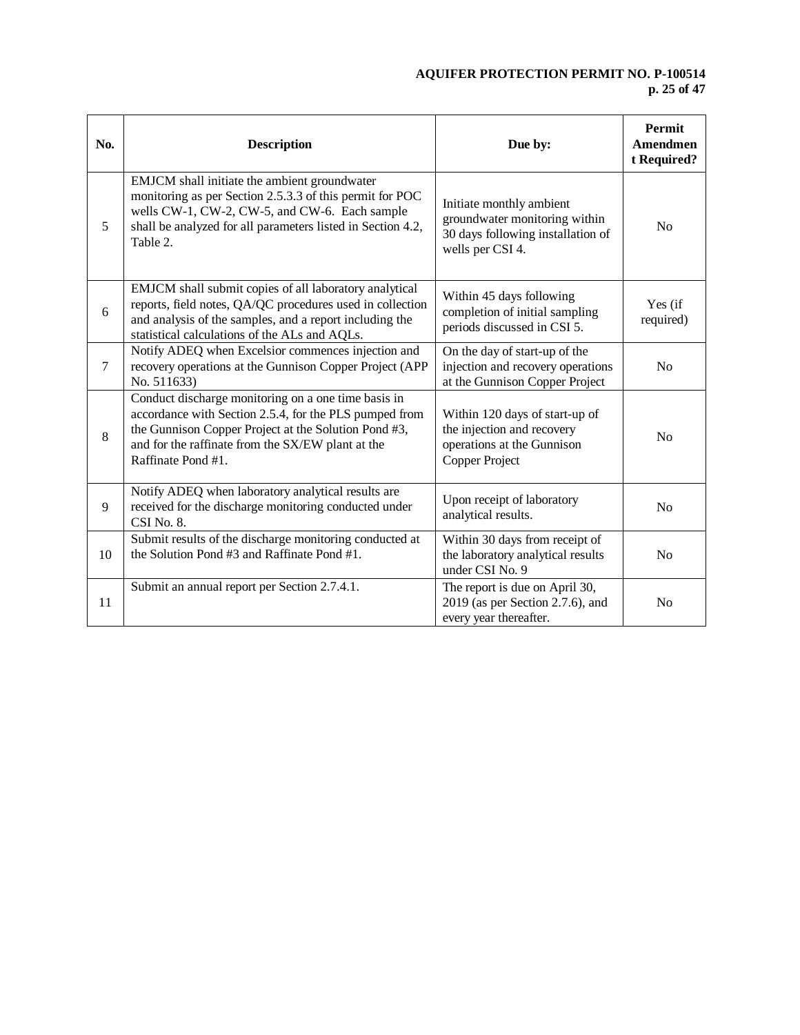| No. | Description | Due by: | Permit Amendment Required? |
|---|---|---|---|
| 5 | EMJCM shall initiate the ambient groundwater monitoring as per Section 2.5.3.3 of this permit for POC wells CW-1, CW-2, CW-5, and CW-6. Each sample shall be analyzed for all parameters listed in Section 4.2, Table 2. | Initiate monthly ambient groundwater monitoring within 30 days following installation of wells per CSI 4. | No |
| 6 | EMJCM shall submit copies of all laboratory analytical reports, field notes, QA/QC procedures used in collection and analysis of the samples, and a report including the statistical calculations of the ALs and AQLs. | Within 45 days following completion of initial sampling periods discussed in CSI 5. | Yes (if required) |
| 7 | Notify ADEQ when Excelsior commences injection and recovery operations at the Gunnison Copper Project (APP No. 511633) | On the day of start-up of the injection and recovery operations at the Gunnison Copper Project | No |
| 8 | Conduct discharge monitoring on a one time basis in accordance with Section 2.5.4, for the PLS pumped from the Gunnison Copper Project at the Solution Pond #3, and for the raffinate from the SX/EW plant at the Raffinate Pond #1. | Within 120 days of start-up of the injection and recovery operations at the Gunnison Copper Project | No |
| 9 | Notify ADEQ when laboratory analytical results are received for the discharge monitoring conducted under CSI No. 8. | Upon receipt of laboratory analytical results. | No |
| 10 | Submit results of the discharge monitoring conducted at the Solution Pond #3 and Raffinate Pond #1. | Within 30 days from receipt of the laboratory analytical results under CSI No. 9 | No |
| 11 | Submit an annual report per Section 2.7.4.1. | The report is due on April 30, 2019 (as per Section 2.7.6), and every year thereafter. | No |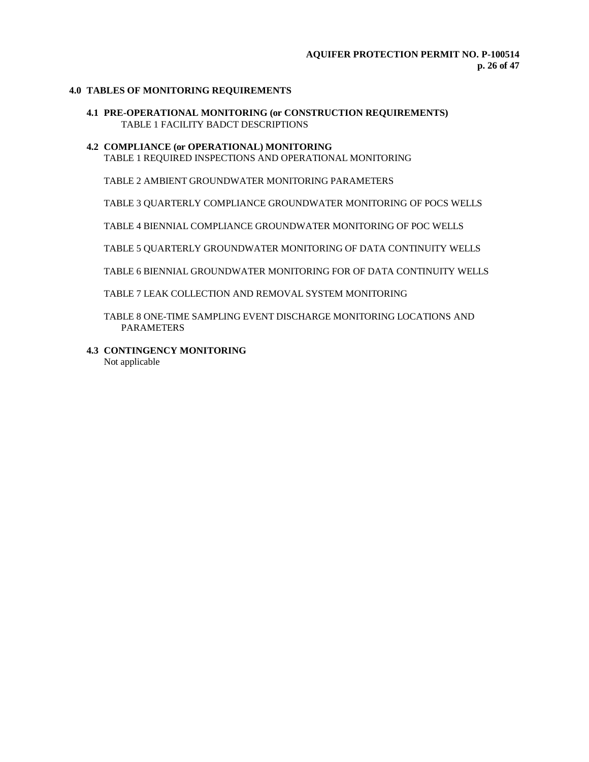## 4.0 TABLES OF MONITORING REQUIREMENTS

### 4.1 PRE-OPERATIONAL MONITORING (or CONSTRUCTION REQUIREMENTS)

TABLE 1 FACILITY BADCT DESCRIPTIONS

### 4.2 COMPLIANCE (or OPERATIONAL) MONITORING

TABLE 1 REQUIRED INSPECTIONS AND OPERATIONAL MONITORING

TABLE 2 AMBIENT GROUNDWATER MONITORING PARAMETERS

TABLE 3 QUARTERLY COMPLIANCE GROUNDWATER MONITORING OF POCS WELLS

TABLE 4 BIENNIAL COMPLIANCE GROUNDWATER MONITORING OF POC WELLS

TABLE 5 QUARTERLY GROUNDWATER MONITORING OF DATA CONTINUITY WELLS

TABLE 6 BIENNIAL GROUNDWATER MONITORING FOR OF DATA CONTINUITY WELLS

TABLE 7 LEAK COLLECTION AND REMOVAL SYSTEM MONITORING

TABLE 8 ONE-TIME SAMPLING EVENT DISCHARGE MONITORING LOCATIONS AND PARAMETERS

### 4.3 CONTINGENCY MONITORING

Not applicable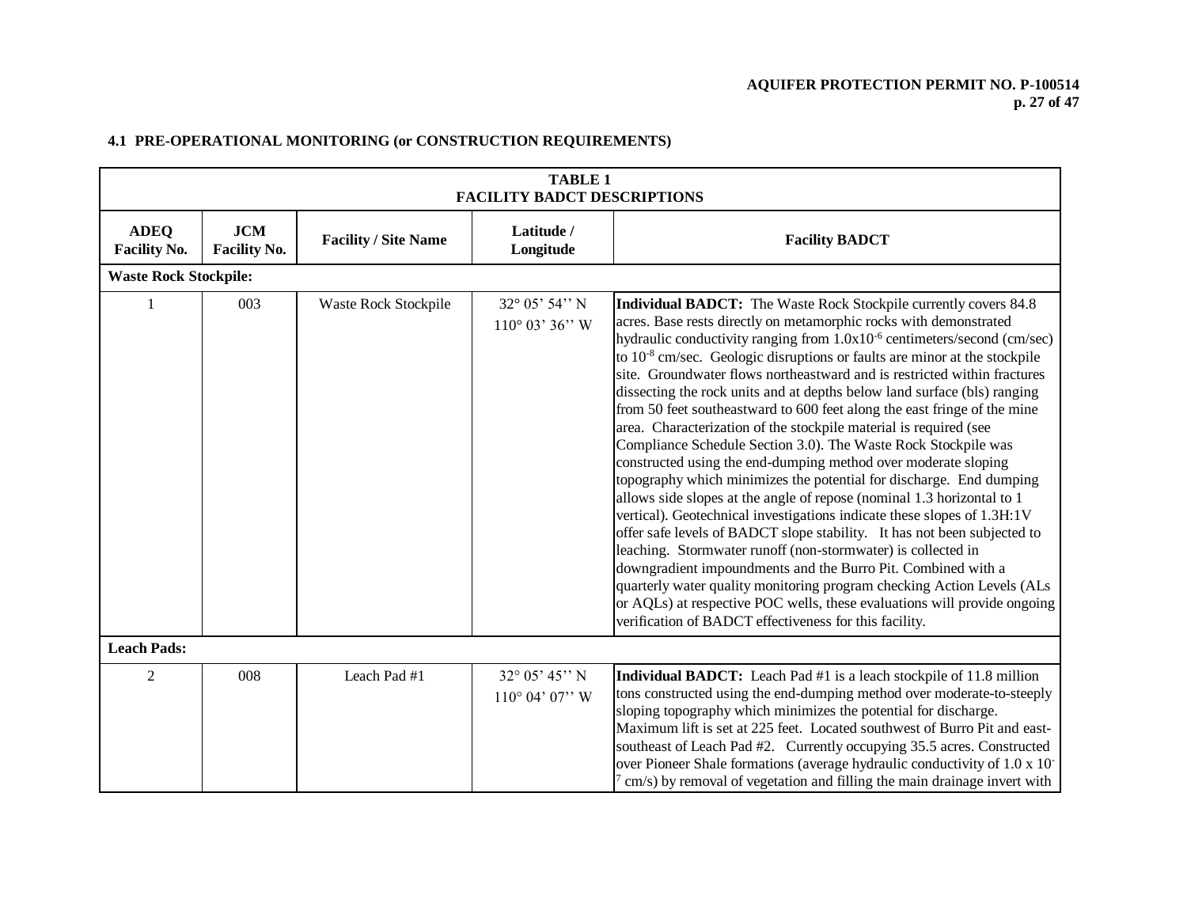## 4.1 PRE-OPERATIONAL MONITORING (or CONSTRUCTION REQUIREMENTS)

| **TABLE 1**<br>**FACILITY BADCT DESCRIPTIONS** | | | | |
|---|---|---|---|---|
| **ADEQ Facility No.** | **JCM Facility No.** | **Facility / Site Name** | **Latitude / Longitude** | **Facility BADCT** |
| **Waste Rock Stockpile:** | | | | |
| 1 | 003 | Waste Rock Stockpile | 32° 05' 54'' N<br>110° 03' 36'' W | **Individual BADCT:** The Waste Rock Stockpile currently covers 84.8 acres. Base rests directly on metamorphic rocks with demonstrated hydraulic conductivity ranging from $1.0 \times 10^{-6}$ centimeters/second (cm/sec) to $10^{-8}$ cm/sec. Geologic disruptions or faults are minor at the stockpile site. Groundwater flows northeastward and is restricted within fractures dissecting the rock units and at depths below land surface (bls) ranging from 50 feet southeastward to 600 feet along the east fringe of the mine area. Characterization of the stockpile material is required (see Compliance Schedule Section 3.0). The Waste Rock Stockpile was constructed using the end-dumping method over moderate sloping topography which minimizes the potential for discharge. End dumping allows side slopes at the angle of repose (nominal 1.3 horizontal to 1 vertical). Geotechnical investigations indicate these slopes of 1.3H:1V offer safe levels of BADCT slope stability. It has not been subjected to leaching. Stormwater runoff (non-stormwater) is collected in downgradient impoundments and the Burro Pit. Combined with a quarterly water quality monitoring program checking Action Levels (ALs or AQLs) at respective POC wells, these evaluations will provide ongoing verification of BADCT effectiveness for this facility. |
| **Leach Pads:** | | | | |
| 2 | 008 | Leach Pad #1 | 32° 05' 45'' N<br>110° 04' 07'' W | **Individual BADCT:** Leach Pad #1 is a leach stockpile of 11.8 million tons constructed using the end-dumping method over moderate-to-steeply sloping topography which minimizes the potential for discharge. Maximum lift is set at 225 feet. Located southwest of Burro Pit and east-southeast of Leach Pad #2. Currently occupying 35.5 acres. Constructed over Pioneer Shale formations (average hydraulic conductivity of $1.0 \times 10^{-7}$ cm/s) by removal of vegetation and filling the main drainage invert with |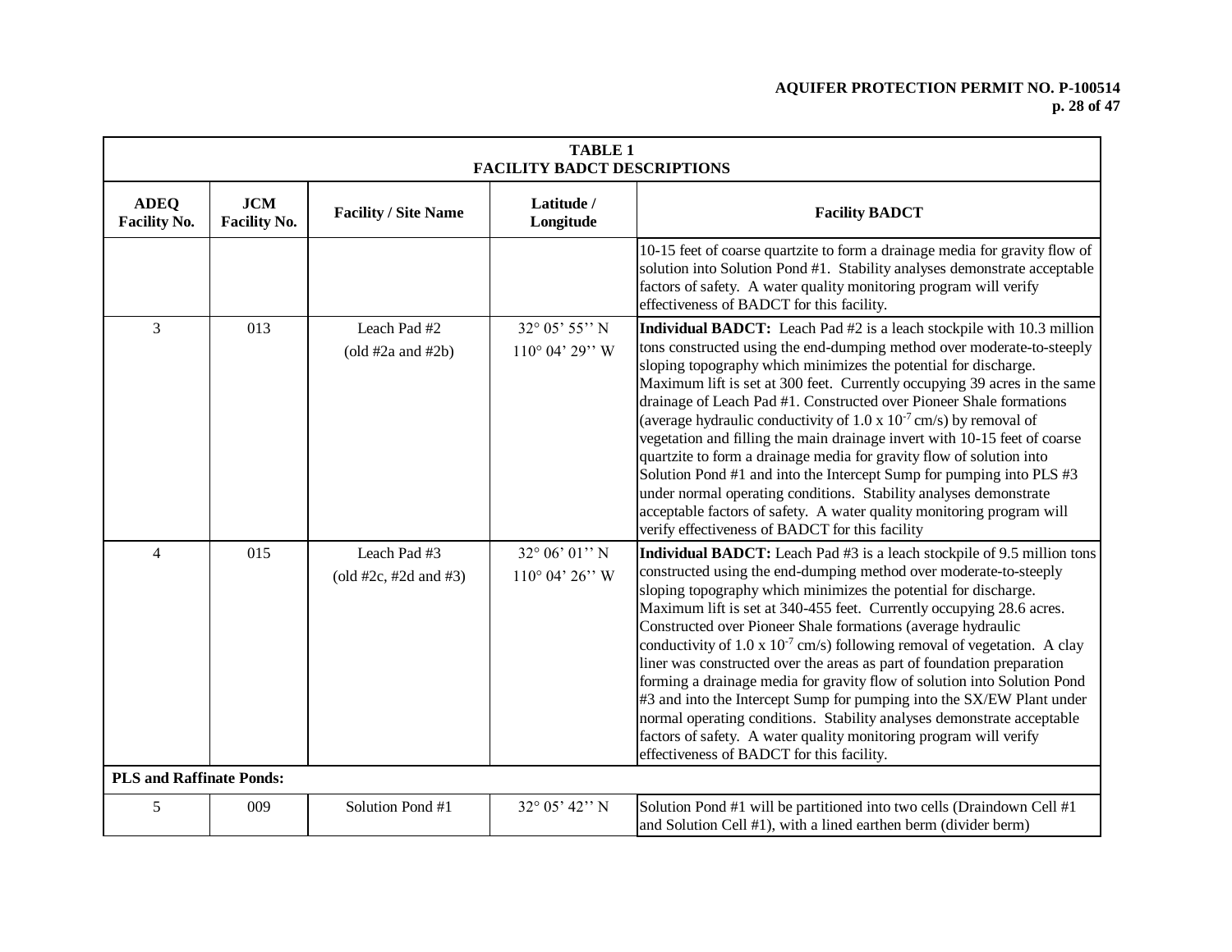| TABLE 1<br>FACILITY BADCT DESCRIPTIONS | | | | |
|---|---|---|---|---|
| **ADEQ Facility No.** | **JCM Facility No.** | **Facility / Site Name** | **Latitude / Longitude** | **Facility BADCT** |
| | | | | 10-15 feet of coarse quartzite to form a drainage media for gravity flow of solution into Solution Pond #1. Stability analyses demonstrate acceptable factors of safety. A water quality monitoring program will verify effectiveness of BADCT for this facility. |
| 3 | 013 | Leach Pad #2<br>(old #2a and #2b) | 32° 05' 55'' N<br>110° 04' 29'' W | **Individual BADCT:** Leach Pad #2 is a leach stockpile with 10.3 million tons constructed using the end-dumping method over moderate-to-steeply sloping topography which minimizes the potential for discharge. Maximum lift is set at 300 feet. Currently occupying 39 acres in the same drainage of Leach Pad #1. Constructed over Pioneer Shale formations (average hydraulic conductivity of $1.0 \times 10^{-7}$ cm/s) by removal of vegetation and filling the main drainage invert with 10-15 feet of coarse quartzite to form a drainage media for gravity flow of solution into Solution Pond #1 and into the Intercept Sump for pumping into PLS #3 under normal operating conditions. Stability analyses demonstrate acceptable factors of safety. A water quality monitoring program will verify effectiveness of BADCT for this facility |
| 4 | 015 | Leach Pad #3<br>(old #2c, #2d and #3) | 32° 06' 01'' N<br>110° 04' 26'' W | **Individual BADCT:** Leach Pad #3 is a leach stockpile of 9.5 million tons constructed using the end-dumping method over moderate-to-steeply sloping topography which minimizes the potential for discharge. Maximum lift is set at 340-455 feet. Currently occupying 28.6 acres. Constructed over Pioneer Shale formations (average hydraulic conductivity of $1.0 \times 10^{-7}$ cm/s) following removal of vegetation. A clay liner was constructed over the areas as part of foundation preparation forming a drainage media for gravity flow of solution into Solution Pond #3 and into the Intercept Sump for pumping into the SX/EW Plant under normal operating conditions. Stability analyses demonstrate acceptable factors of safety. A water quality monitoring program will verify effectiveness of BADCT for this facility. |
| **PLS and Raffinate Ponds:** | | | | |
| 5 | 009 | Solution Pond #1 | 32° 05' 42'' N | Solution Pond #1 will be partitioned into two cells (Draindown Cell #1 and Solution Cell #1), with a lined earthen berm (divider berm) |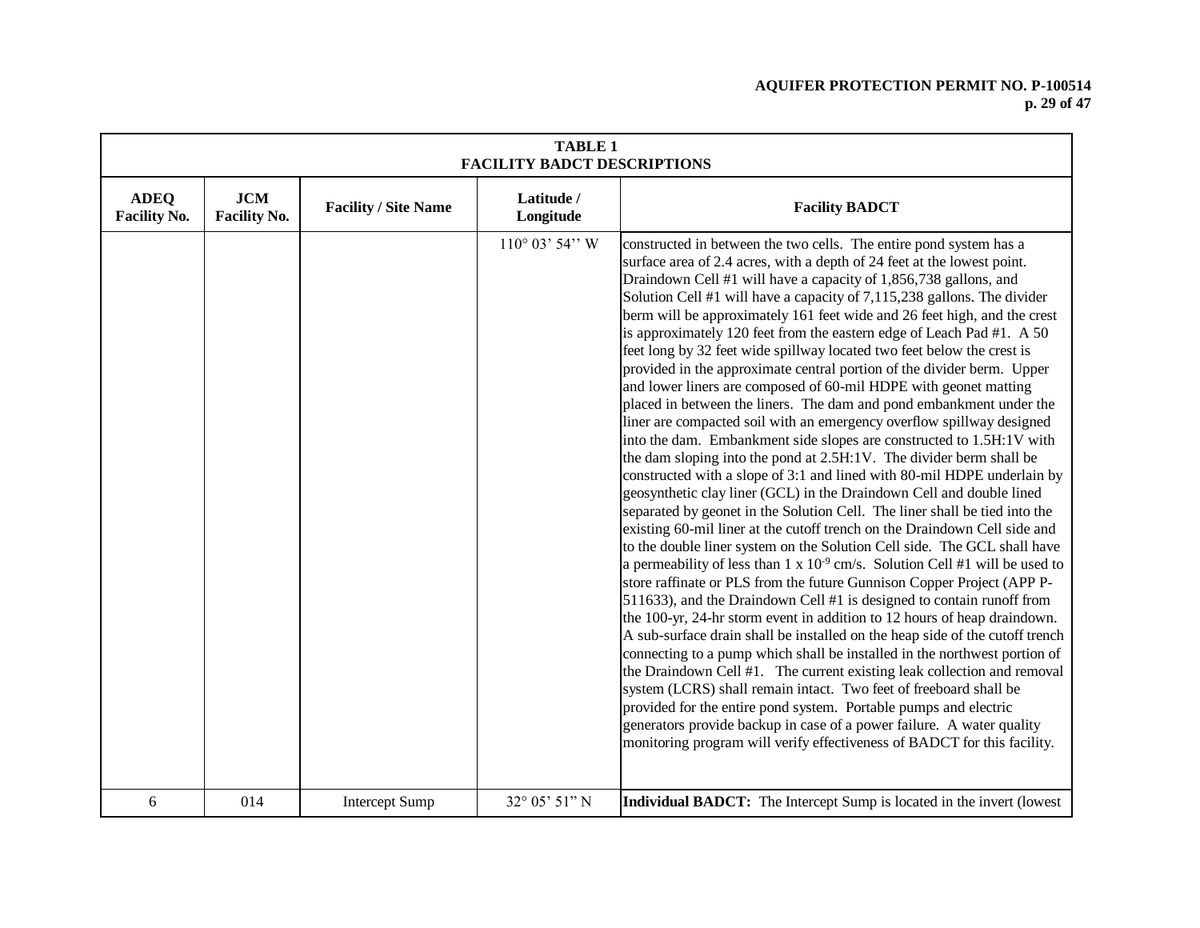| TABLE 1 FACILITY BADCT DESCRIPTIONS | | | | |
|---|---|---|---|---|
| **ADEQ Facility No.** | **JCM Facility No.** | **Facility / Site Name** | **Latitude / Longitude** | **Facility BADCT** |
| | | | 110° 03' 54'' W | constructed in between the two cells. The entire pond system has a surface area of 2.4 acres, with a depth of 24 feet at the lowest point. Draindown Cell #1 will have a capacity of 1,856,738 gallons, and Solution Cell #1 will have a capacity of 7,115,238 gallons. The divider berm will be approximately 161 feet wide and 26 feet high, and the crest is approximately 120 feet from the eastern edge of Leach Pad #1. A 50 feet long by 32 feet wide spillway located two feet below the crest is provided in the approximate central portion of the divider berm. Upper and lower liners are composed of 60-mil HDPE with geonet matting placed in between the liners. The dam and pond embankment under the liner are compacted soil with an emergency overflow spillway designed into the dam. Embankment side slopes are constructed to 1.5H:1V with the dam sloping into the pond at 2.5H:1V. The divider berm shall be constructed with a slope of 3:1 and lined with 80-mil HDPE underlain by geosynthetic clay liner (GCL) in the Draindown Cell and double lined separated by geonet in the Solution Cell. The liner shall be tied into the existing 60-mil liner at the cutoff trench on the Draindown Cell side and to the double liner system on the Solution Cell side. The GCL shall have a permeability of less than 1 x $10^{-9}$ cm/s. Solution Cell #1 will be used to store raffinate or PLS from the future Gunnison Copper Project (APP P-511633), and the Draindown Cell #1 is designed to contain runoff from the 100-yr, 24-hr storm event in addition to 12 hours of heap draindown. A sub-surface drain shall be installed on the heap side of the cutoff trench connecting to a pump which shall be installed in the northwest portion of the Draindown Cell #1. The current existing leak collection and removal system (LCRS) shall remain intact. Two feet of freeboard shall be provided for the entire pond system. Portable pumps and electric generators provide backup in case of a power failure. A water quality monitoring program will verify effectiveness of BADCT for this facility. |
| 6 | 014 | Intercept Sump | 32° 05' 51" N | **Individual BADCT:** The Intercept Sump is located in the invert (lowest |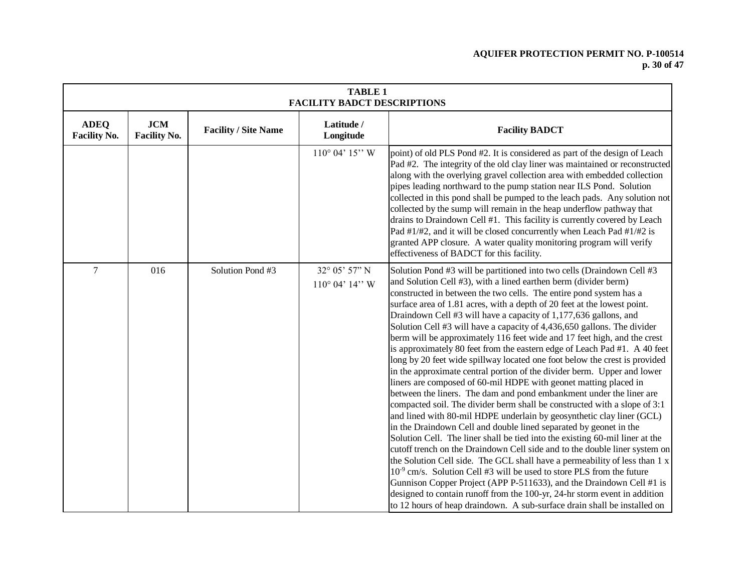| TABLE 1 FACILITY BADCT DESCRIPTIONS | | | | |
|---|---|---|---|---|
| **ADEQ Facility No.** | **JCM Facility No.** | **Facility / Site Name** | **Latitude / Longitude** | **Facility BADCT** |
| | | | 110° 04' 15'' W | point) of old PLS Pond #2. It is considered as part of the design of Leach Pad #2. The integrity of the old clay liner was maintained or reconstructed along with the overlying gravel collection area with embedded collection pipes leading northward to the pump station near ILS Pond. Solution collected in this pond shall be pumped to the leach pads. Any solution not collected by the sump will remain in the heap underflow pathway that drains to Draindown Cell #1. This facility is currently covered by Leach Pad #1/#2, and it will be closed concurrently when Leach Pad #1/#2 is granted APP closure. A water quality monitoring program will verify effectiveness of BADCT for this facility. |
| 7 | 016 | Solution Pond #3 | 32° 05' 57" N 110° 04' 14'' W | Solution Pond #3 will be partitioned into two cells (Draindown Cell #3 and Solution Cell #3), with a lined earthen berm (divider berm) constructed in between the two cells. The entire pond system has a surface area of 1.81 acres, with a depth of 20 feet at the lowest point. Draindown Cell #3 will have a capacity of 1,177,636 gallons, and Solution Cell #3 will have a capacity of 4,436,650 gallons. The divider berm will be approximately 116 feet wide and 17 feet high, and the crest is approximately 80 feet from the eastern edge of Leach Pad #1. A 40 feet long by 20 feet wide spillway located one foot below the crest is provided in the approximate central portion of the divider berm. Upper and lower liners are composed of 60-mil HDPE with geonet matting placed in between the liners. The dam and pond embankment under the liner are compacted soil. The divider berm shall be constructed with a slope of 3:1 and lined with 80-mil HDPE underlain by geosynthetic clay liner (GCL) in the Draindown Cell and double lined separated by geonet in the Solution Cell. The liner shall be tied into the existing 60-mil liner at the cutoff trench on the Draindown Cell side and to the double liner system on the Solution Cell side. The GCL shall have a permeability of less than 1 x $10^{-9}$ cm/s. Solution Cell #3 will be used to store PLS from the future Gunnison Copper Project (APP P-511633), and the Draindown Cell #1 is designed to contain runoff from the 100-yr, 24-hr storm event in addition to 12 hours of heap draindown. A sub-surface drain shall be installed on |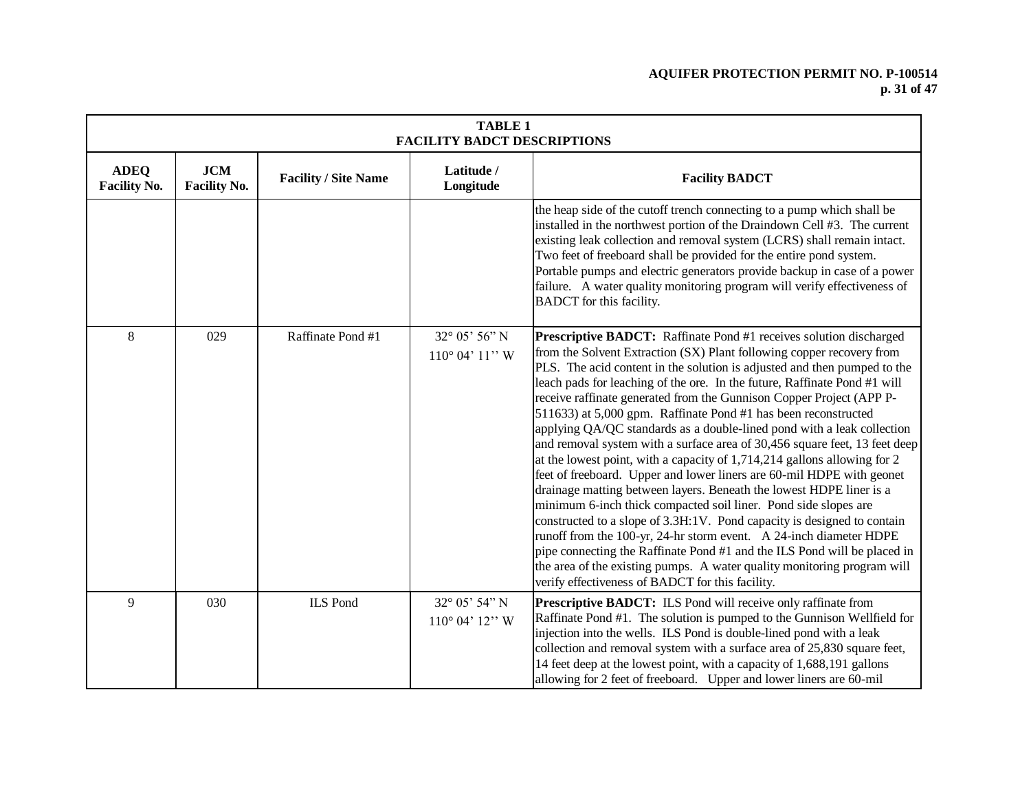| TABLE 1 FACILITY BADCT DESCRIPTIONS | | | | |
|---|---|---|---|---|
| **ADEQ Facility No.** | **JCM Facility No.** | **Facility / Site Name** | **Latitude / Longitude** | **Facility BADCT** |
| | | | | the heap side of the cutoff trench connecting to a pump which shall be installed in the northwest portion of the Draindown Cell #3. The current existing leak collection and removal system (LCRS) shall remain intact. Two feet of freeboard shall be provided for the entire pond system. Portable pumps and electric generators provide backup in case of a power failure. A water quality monitoring program will verify effectiveness of BADCT for this facility. |
| 8 | 029 | Raffinate Pond #1 | 32° 05' 56" N 110° 04' 11'' W | **Prescriptive BADCT:** Raffinate Pond #1 receives solution discharged from the Solvent Extraction (SX) Plant following copper recovery from PLS. The acid content in the solution is adjusted and then pumped to the leach pads for leaching of the ore. In the future, Raffinate Pond #1 will receive raffinate generated from the Gunnison Copper Project (APP P-511633) at 5,000 gpm. Raffinate Pond #1 has been reconstructed applying QA/QC standards as a double-lined pond with a leak collection and removal system with a surface area of 30,456 square feet, 13 feet deep at the lowest point, with a capacity of 1,714,214 gallons allowing for 2 feet of freeboard. Upper and lower liners are 60-mil HDPE with geonet drainage matting between layers. Beneath the lowest HDPE liner is a minimum 6-inch thick compacted soil liner. Pond side slopes are constructed to a slope of 3.3H:1V. Pond capacity is designed to contain runoff from the 100-yr, 24-hr storm event. A 24-inch diameter HDPE pipe connecting the Raffinate Pond #1 and the ILS Pond will be placed in the area of the existing pumps. A water quality monitoring program will verify effectiveness of BADCT for this facility. |
| 9 | 030 | ILS Pond | 32° 05' 54" N 110° 04' 12'' W | **Prescriptive BADCT:** ILS Pond will receive only raffinate from Raffinate Pond #1. The solution is pumped to the Gunnison Wellfield for injection into the wells. ILS Pond is double-lined pond with a leak collection and removal system with a surface area of 25,830 square feet, 14 feet deep at the lowest point, with a capacity of 1,688,191 gallons allowing for 2 feet of freeboard. Upper and lower liners are 60-mil |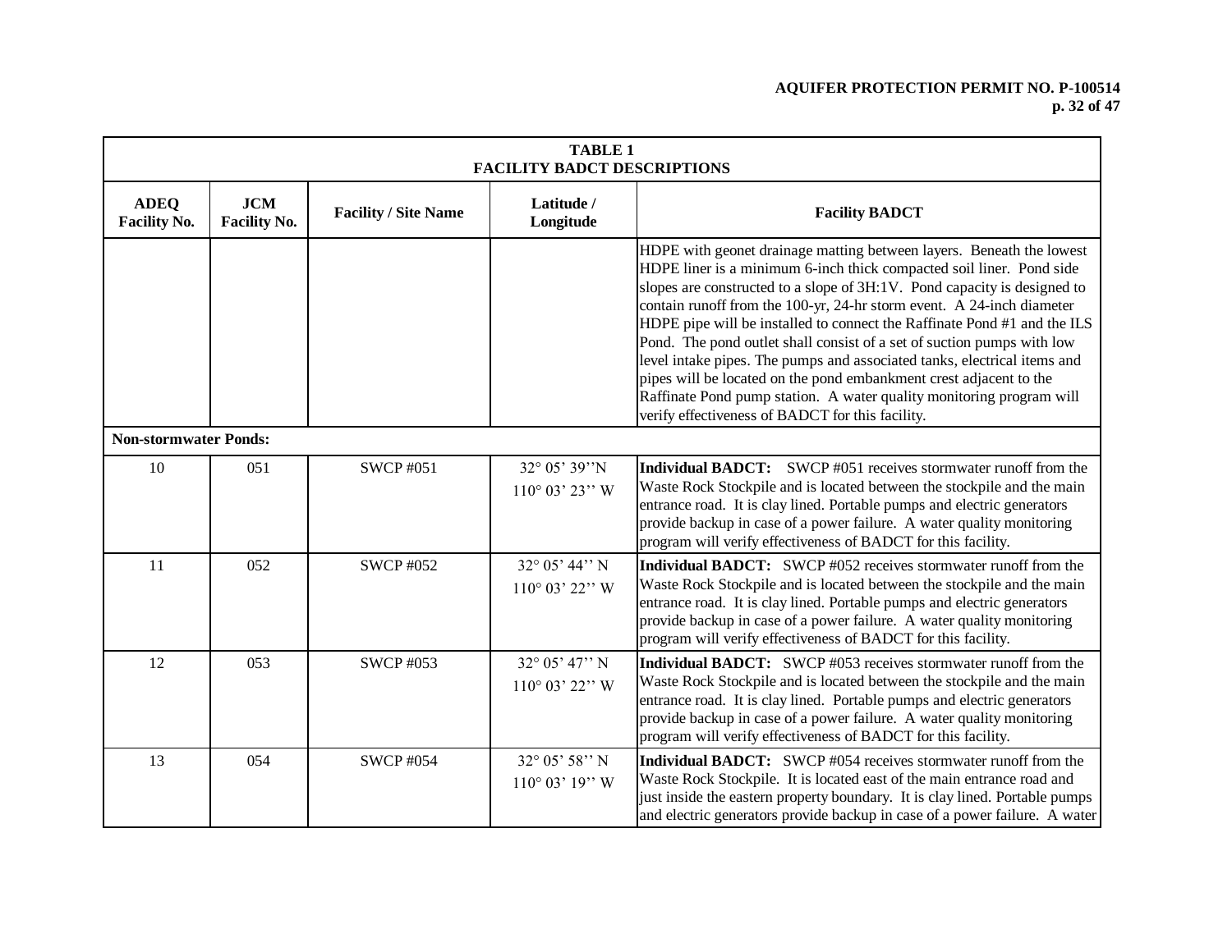| TABLE 1<br>FACILITY BADCT DESCRIPTIONS | | | | |
|---|---|---|---|---|
| **ADEQ Facility No.** | **JCM Facility No.** | **Facility / Site Name** | **Latitude / Longitude** | **Facility BADCT** |
| | | | | HDPE with geonet drainage matting between layers. Beneath the lowest HDPE liner is a minimum 6-inch thick compacted soil liner. Pond side slopes are constructed to a slope of 3H:1V. Pond capacity is designed to contain runoff from the 100-yr, 24-hr storm event. A 24-inch diameter HDPE pipe will be installed to connect the Raffinate Pond #1 and the ILS Pond. The pond outlet shall consist of a set of suction pumps with low level intake pipes. The pumps and associated tanks, electrical items and pipes will be located on the pond embankment crest adjacent to the Raffinate Pond pump station. A water quality monitoring program will verify effectiveness of BADCT for this facility. |
| **Non-stormwater Ponds:** | | | | |
| 10 | 051 | SWCP #051 | 32° 05' 39''N<br>110° 03' 23'' W | **Individual BADCT:** SWCP #051 receives stormwater runoff from the Waste Rock Stockpile and is located between the stockpile and the main entrance road. It is clay lined. Portable pumps and electric generators provide backup in case of a power failure. A water quality monitoring program will verify effectiveness of BADCT for this facility. |
| 11 | 052 | SWCP #052 | 32° 05' 44'' N<br>110° 03' 22'' W | **Individual BADCT:** SWCP #052 receives stormwater runoff from the Waste Rock Stockpile and is located between the stockpile and the main entrance road. It is clay lined. Portable pumps and electric generators provide backup in case of a power failure. A water quality monitoring program will verify effectiveness of BADCT for this facility. |
| 12 | 053 | SWCP #053 | 32° 05' 47'' N<br>110° 03' 22'' W | **Individual BADCT:** SWCP #053 receives stormwater runoff from the Waste Rock Stockpile and is located between the stockpile and the main entrance road. It is clay lined. Portable pumps and electric generators provide backup in case of a power failure. A water quality monitoring program will verify effectiveness of BADCT for this facility. |
| 13 | 054 | SWCP #054 | 32° 05' 58'' N<br>110° 03' 19'' W | **Individual BADCT:** SWCP #054 receives stormwater runoff from the Waste Rock Stockpile. It is located east of the main entrance road and just inside the eastern property boundary. It is clay lined. Portable pumps and electric generators provide backup in case of a power failure. A water |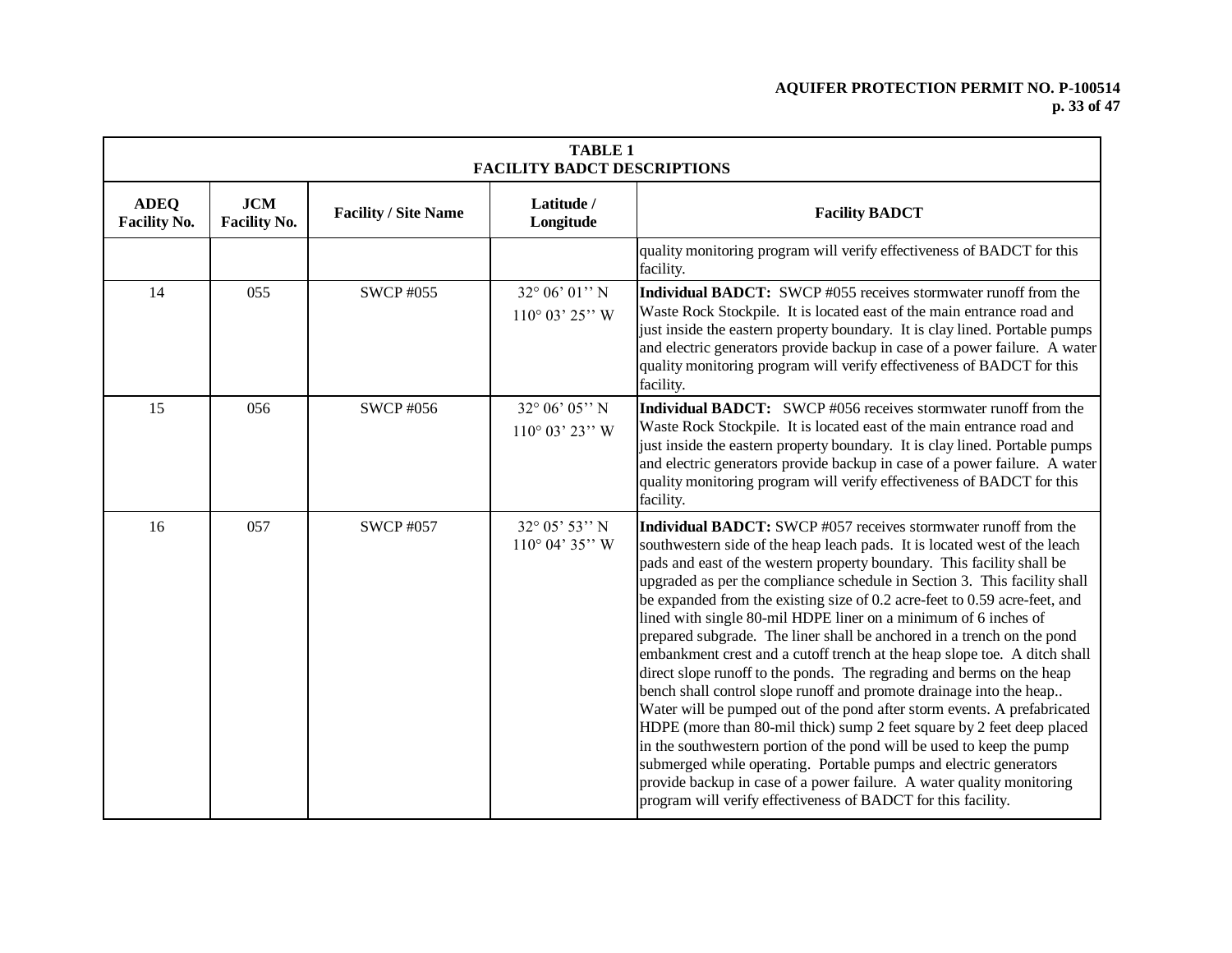| TABLE 1<br>FACILITY BADCT DESCRIPTIONS | | | | |
|---|---|---|---|---|
| **ADEQ Facility No.** | **JCM Facility No.** | **Facility / Site Name** | **Latitude / Longitude** | **Facility BADCT** |
| | | | | quality monitoring program will verify effectiveness of BADCT for this facility. |
| 14 | 055 | SWCP #055 | 32° 06' 01'' N<br>110° 03' 25'' W | **Individual BADCT:** SWCP #055 receives stormwater runoff from the Waste Rock Stockpile. It is located east of the main entrance road and just inside the eastern property boundary. It is clay lined. Portable pumps and electric generators provide backup in case of a power failure. A water quality monitoring program will verify effectiveness of BADCT for this facility. |
| 15 | 056 | SWCP #056 | 32° 06' 05'' N<br>110° 03' 23'' W | **Individual BADCT:** SWCP #056 receives stormwater runoff from the Waste Rock Stockpile. It is located east of the main entrance road and just inside the eastern property boundary. It is clay lined. Portable pumps and electric generators provide backup in case of a power failure. A water quality monitoring program will verify effectiveness of BADCT for this facility. |
| 16 | 057 | SWCP #057 | 32° 05' 53'' N<br>110° 04' 35'' W | **Individual BADCT:** SWCP #057 receives stormwater runoff from the southwestern side of the heap leach pads. It is located west of the leach pads and east of the western property boundary. This facility shall be upgraded as per the compliance schedule in Section 3. This facility shall be expanded from the existing size of 0.2 acre-feet to 0.59 acre-feet, and lined with single 80-mil HDPE liner on a minimum of 6 inches of prepared subgrade. The liner shall be anchored in a trench on the pond embankment crest and a cutoff trench at the heap slope toe. A ditch shall direct slope runoff to the ponds. The regrading and berms on the heap bench shall control slope runoff and promote drainage into the heap.. Water will be pumped out of the pond after storm events. A prefabricated HDPE (more than 80-mil thick) sump 2 feet square by 2 feet deep placed in the southwestern portion of the pond will be used to keep the pump submerged while operating. Portable pumps and electric generators provide backup in case of a power failure. A water quality monitoring program will verify effectiveness of BADCT for this facility. |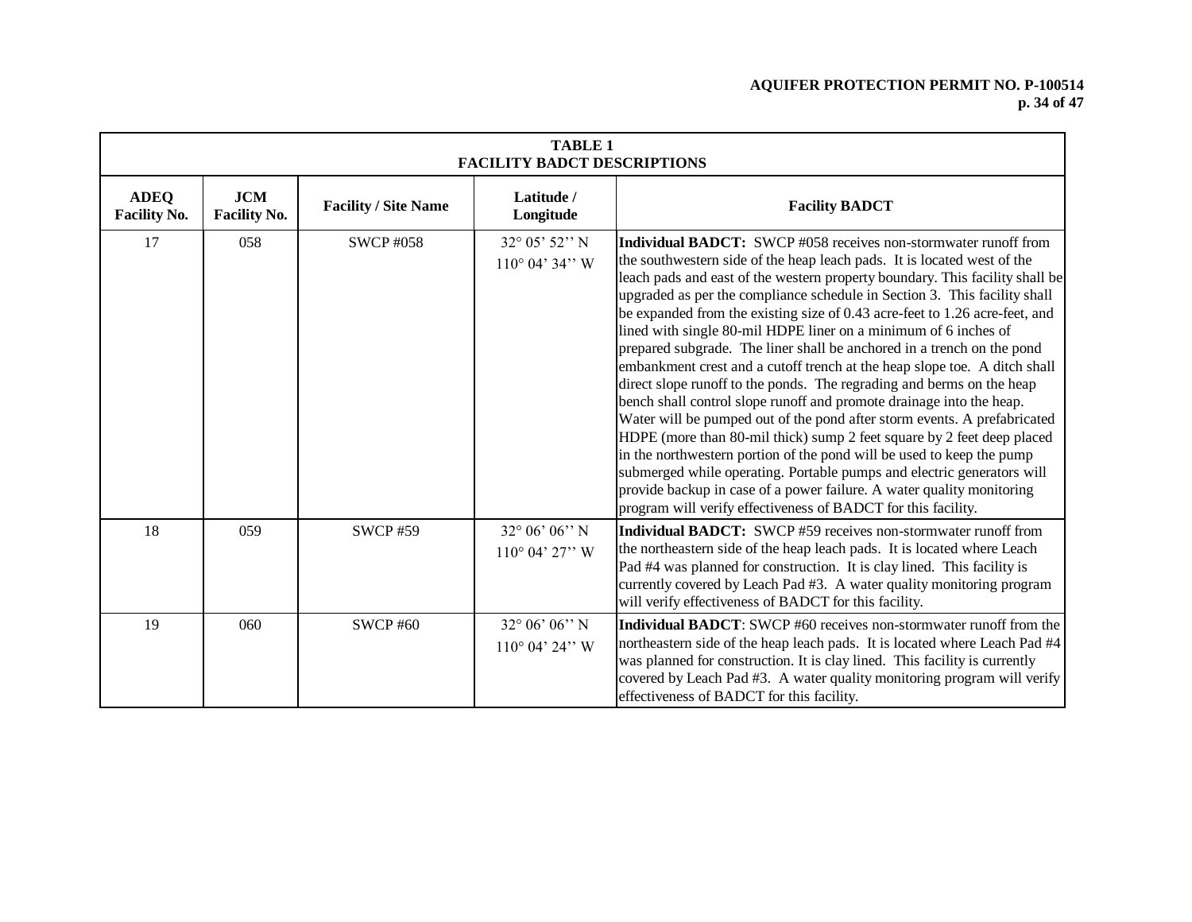| TABLE 1<br>FACILITY BADCT DESCRIPTIONS | | | | |
|---|---|---|---|---|
| **ADEQ Facility No.** | **JCM Facility No.** | **Facility / Site Name** | **Latitude / Longitude** | **Facility BADCT** |
| 17 | 058 | SWCP #058 | 32° 05' 52'' N<br>110° 04' 34'' W | **Individual BADCT:** SWCP #058 receives non-stormwater runoff from the southwestern side of the heap leach pads. It is located west of the leach pads and east of the western property boundary. This facility shall be upgraded as per the compliance schedule in Section 3. This facility shall be expanded from the existing size of 0.43 acre-feet to 1.26 acre-feet, and lined with single 80-mil HDPE liner on a minimum of 6 inches of prepared subgrade. The liner shall be anchored in a trench on the pond embankment crest and a cutoff trench at the heap slope toe. A ditch shall direct slope runoff to the ponds. The regrading and berms on the heap bench shall control slope runoff and promote drainage into the heap. Water will be pumped out of the pond after storm events. A prefabricated HDPE (more than 80-mil thick) sump 2 feet square by 2 feet deep placed in the northwestern portion of the pond will be used to keep the pump submerged while operating. Portable pumps and electric generators will provide backup in case of a power failure. A water quality monitoring program will verify effectiveness of BADCT for this facility. |
| 18 | 059 | SWCP #59 | 32° 06' 06'' N<br>110° 04' 27'' W | **Individual BADCT:** SWCP #59 receives non-stormwater runoff from the northeastern side of the heap leach pads. It is located where Leach Pad #4 was planned for construction. It is clay lined. This facility is currently covered by Leach Pad #3. A water quality monitoring program will verify effectiveness of BADCT for this facility. |
| 19 | 060 | SWCP #60 | 32° 06' 06'' N<br>110° 04' 24'' W | **Individual BADCT**: SWCP #60 receives non-stormwater runoff from the northeastern side of the heap leach pads. It is located where Leach Pad #4 was planned for construction. It is clay lined. This facility is currently covered by Leach Pad #3. A water quality monitoring program will verify effectiveness of BADCT for this facility. |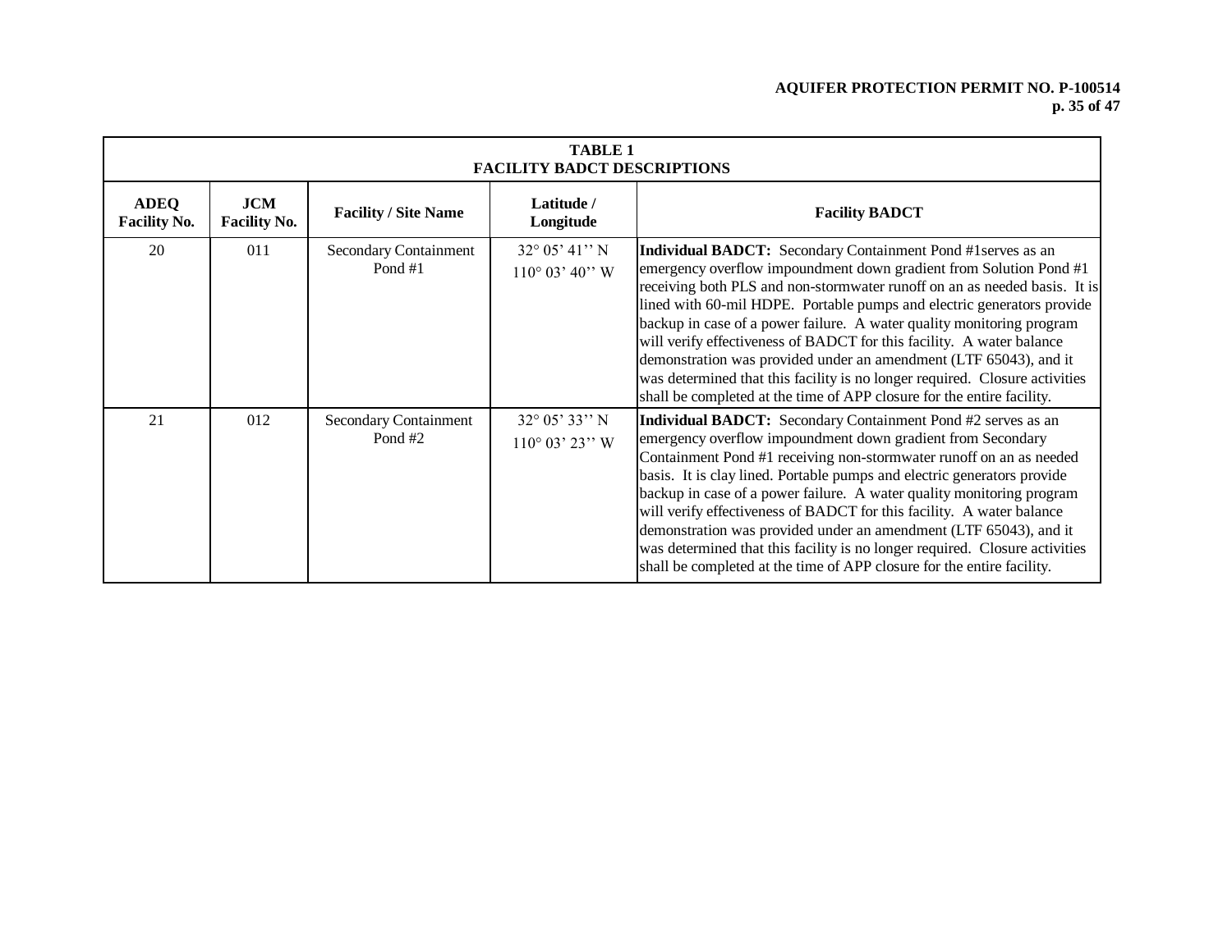| TABLE 1<br>FACILITY BADCT DESCRIPTIONS | | | | |
|---|---|---|---|---|
| **ADEQ Facility No.** | **JCM Facility No.** | **Facility / Site Name** | **Latitude / Longitude** | **Facility BADCT** |
| 20 | 011 | Secondary Containment Pond #1 | 32° 05' 41'' N<br>110° 03' 40'' W | **Individual BADCT:** Secondary Containment Pond #1serves as an emergency overflow impoundment down gradient from Solution Pond #1 receiving both PLS and non-stormwater runoff on an as needed basis. It is lined with 60-mil HDPE. Portable pumps and electric generators provide backup in case of a power failure. A water quality monitoring program will verify effectiveness of BADCT for this facility. A water balance demonstration was provided under an amendment (LTF 65043), and it was determined that this facility is no longer required. Closure activities shall be completed at the time of APP closure for the entire facility. |
| 21 | 012 | Secondary Containment Pond #2 | 32° 05' 33'' N<br>110° 03' 23'' W | **Individual BADCT:** Secondary Containment Pond #2 serves as an emergency overflow impoundment down gradient from Secondary Containment Pond #1 receiving non-stormwater runoff on an as needed basis. It is clay lined. Portable pumps and electric generators provide backup in case of a power failure. A water quality monitoring program will verify effectiveness of BADCT for this facility. A water balance demonstration was provided under an amendment (LTF 65043), and it was determined that this facility is no longer required. Closure activities shall be completed at the time of APP closure for the entire facility. |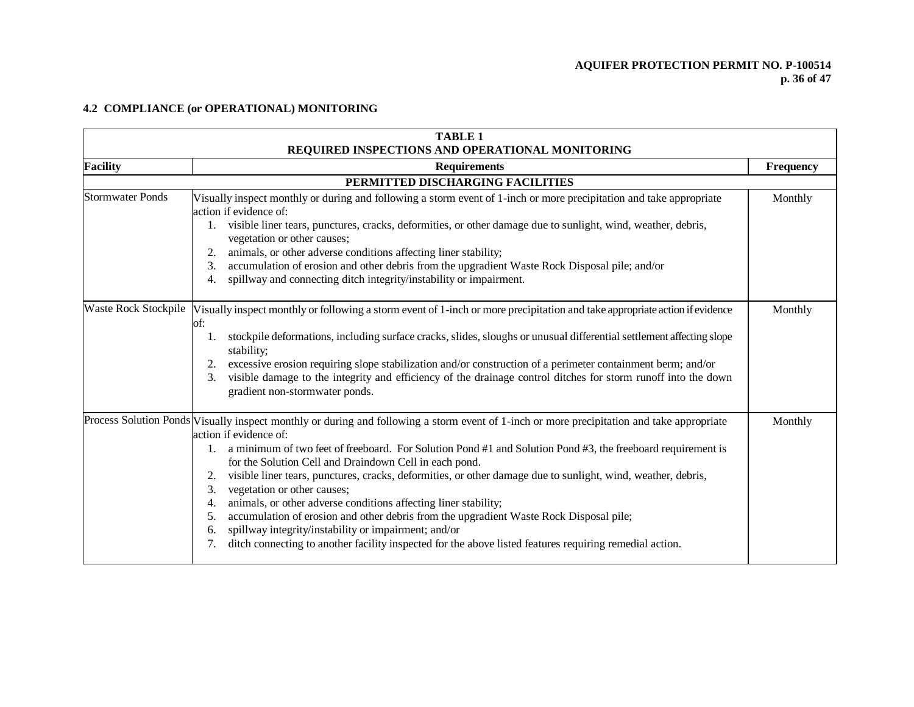### 4.2 COMPLIANCE (or OPERATIONAL) MONITORING

| TABLE 1<br>REQUIRED INSPECTIONS AND OPERATIONAL MONITORING | | |
|---|---|---|
| **Facility** | **Requirements** | **Frequency** |
| | **PERMITTED DISCHARGING FACILITIES** | |
| Stormwater Ponds | Visually inspect monthly or during and following a storm event of 1-inch or more precipitation and take appropriate action if evidence of:<br>1. visible liner tears, punctures, cracks, deformities, or other damage due to sunlight, wind, weather, debris, vegetation or other causes;<br>2. animals, or other adverse conditions affecting liner stability;<br>3. accumulation of erosion and other debris from the upgradient Waste Rock Disposal pile; and/or<br>4. spillway and connecting ditch integrity/instability or impairment. | Monthly |
| Waste Rock Stockpile | Visually inspect monthly or following a storm event of 1-inch or more precipitation and take appropriate action if evidence of:<br>1. stockpile deformations, including surface cracks, slides, sloughs or unusual differential settlement affecting slope stability;<br>2. excessive erosion requiring slope stabilization and/or construction of a perimeter containment berm; and/or<br>3. visible damage to the integrity and efficiency of the drainage control ditches for storm runoff into the down gradient non-stormwater ponds. | Monthly |
| Process Solution Ponds | Visually inspect monthly or during and following a storm event of 1-inch or more precipitation and take appropriate action if evidence of:<br>1. a minimum of two feet of freeboard. For Solution Pond #1 and Solution Pond #3, the freeboard requirement is for the Solution Cell and Draindown Cell in each pond.<br>2. visible liner tears, punctures, cracks, deformities, or other damage due to sunlight, wind, weather, debris,<br>3. vegetation or other causes;<br>4. animals, or other adverse conditions affecting liner stability;<br>5. accumulation of erosion and other debris from the upgradient Waste Rock Disposal pile;<br>6. spillway integrity/instability or impairment; and/or<br>7. ditch connecting to another facility inspected for the above listed features requiring remedial action. | Monthly |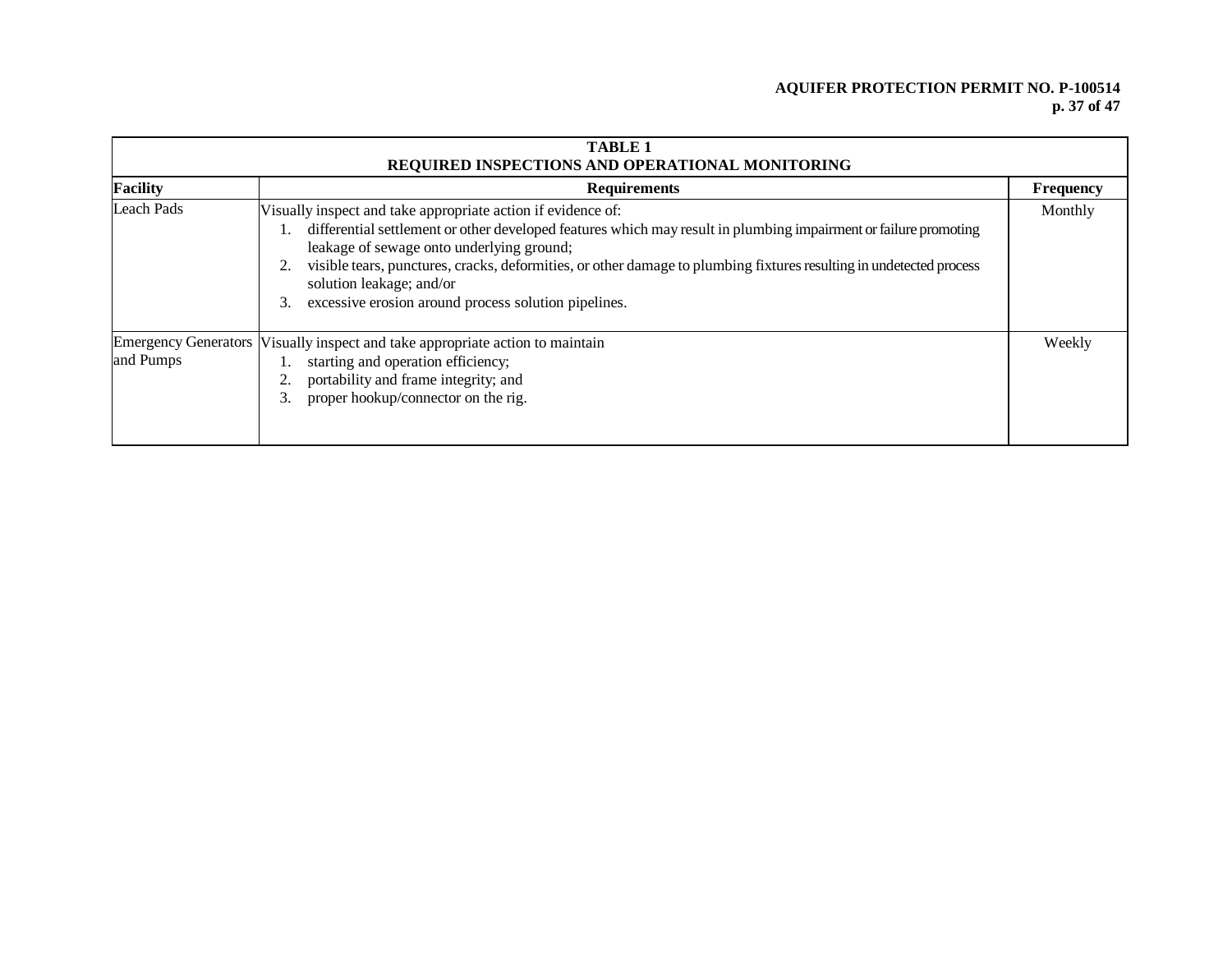**TABLE 1**
**REQUIRED INSPECTIONS AND OPERATIONAL MONITORING**

| Facility | Requirements | Frequency |
|---|---|---|
| Leach Pads | Visually inspect and take appropriate action if evidence of:<br>1. differential settlement or other developed features which may result in plumbing impairment or failure promoting leakage of sewage onto underlying ground;<br>2. visible tears, punctures, cracks, deformities, or other damage to plumbing fixtures resulting in undetected process solution leakage; and/or<br>3. excessive erosion around process solution pipelines. | Monthly |
| Emergency Generators and Pumps | Visually inspect and take appropriate action to maintain<br>1. starting and operation efficiency;<br>2. portability and frame integrity; and<br>3. proper hookup/connector on the rig. | Weekly |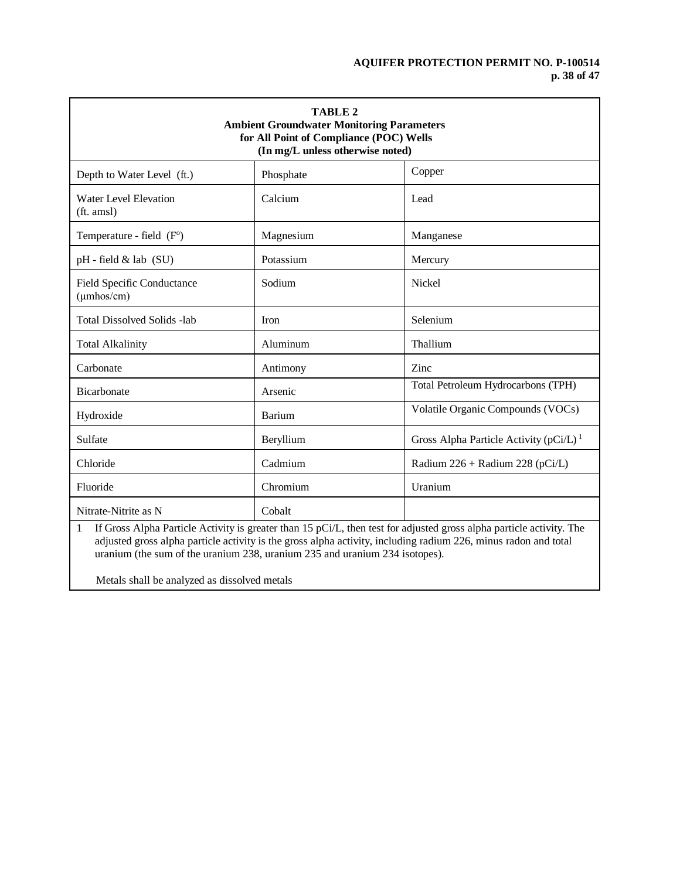**TABLE 2**
**Ambient Groundwater Monitoring Parameters**
**for All Point of Compliance (POC) Wells**
**(In mg/L unless otherwise noted)**

| | | |
|---|---|---|
| Depth to Water Level (ft.) | Phosphate | Copper |
| Water Level Elevation (ft. amsl) | Calcium | Lead |
| Temperature - field (F°) | Magnesium | Manganese |
| pH - field & lab (SU) | Potassium | Mercury |
| Field Specific Conductance (µmhos/cm) | Sodium | Nickel |
| Total Dissolved Solids -lab | Iron | Selenium |
| Total Alkalinity | Aluminum | Thallium |
| Carbonate | Antimony | Zinc |
| Bicarbonate | Arsenic | Total Petroleum Hydrocarbons (TPH) |
| Hydroxide | Barium | Volatile Organic Compounds (VOCs) |
| Sulfate | Beryllium | Gross Alpha Particle Activity (pCi/L) [1] |
| Chloride | Cadmium | Radium 226 + Radium 228 (pCi/L) |
| Fluoride | Chromium | Uranium |
| Nitrate-Nitrite as N | Cobalt | |

1 If Gross Alpha Particle Activity is greater than 15 pCi/L, then test for adjusted gross alpha particle activity. The adjusted gross alpha particle activity is the gross alpha activity, including radium 226, minus radon and total uranium (the sum of the uranium 238, uranium 235 and uranium 234 isotopes).

Metals shall be analyzed as dissolved metals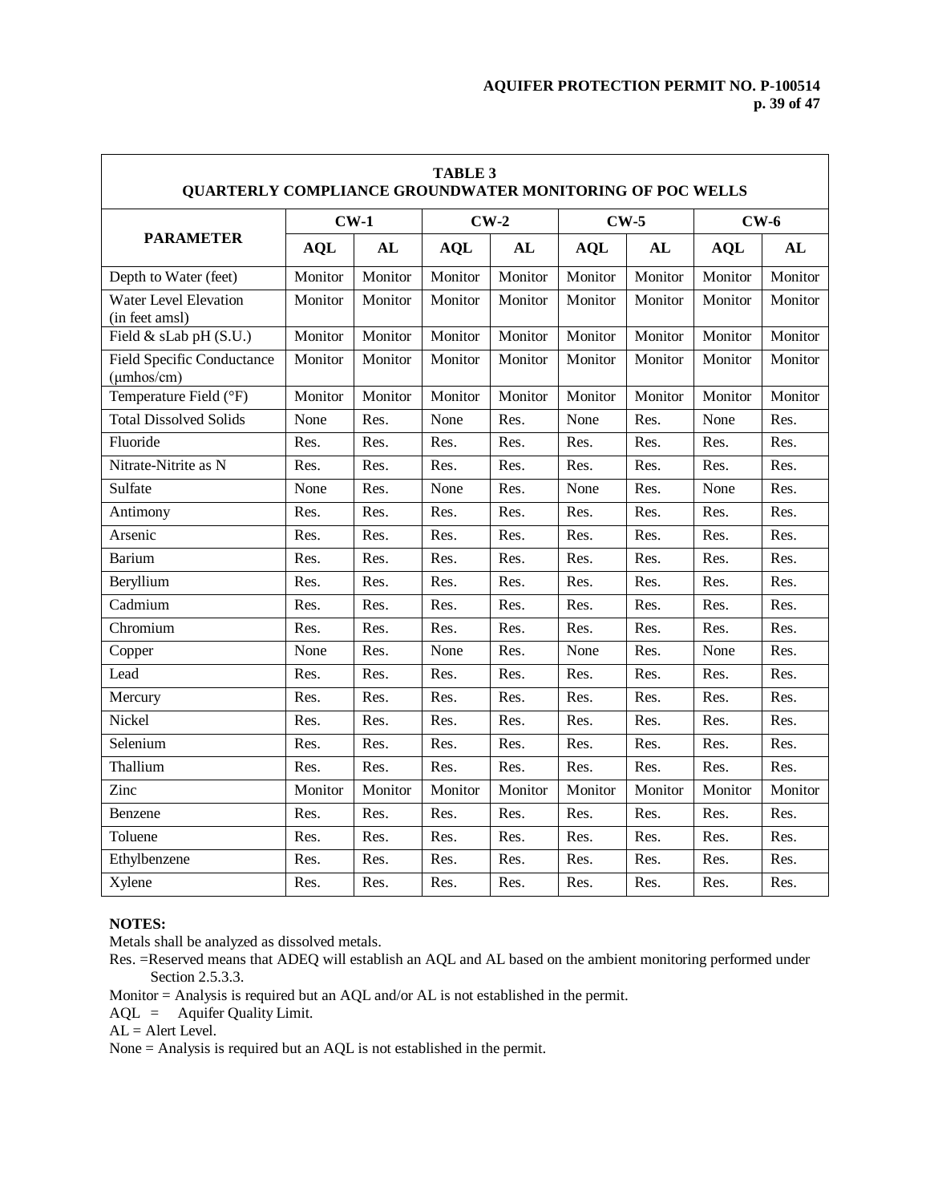**TABLE 3**
**QUARTERLY COMPLIANCE GROUNDWATER MONITORING OF POC WELLS**

| PARAMETER | CW-1 | | CW-2 | | CW-5 | | CW-6 | |
|---|---|---|---|---|---|---|---|---|
| | AQL | AL | AQL | AL | AQL | AL | AQL | AL |
| Depth to Water (feet) | Monitor | Monitor | Monitor | Monitor | Monitor | Monitor | Monitor | Monitor |
| Water Level Elevation (in feet amsl) | Monitor | Monitor | Monitor | Monitor | Monitor | Monitor | Monitor | Monitor |
| Field & sLab pH (S.U.) | Monitor | Monitor | Monitor | Monitor | Monitor | Monitor | Monitor | Monitor |
| Field Specific Conductance (μmhos/cm) | Monitor | Monitor | Monitor | Monitor | Monitor | Monitor | Monitor | Monitor |
| Temperature Field (°F) | Monitor | Monitor | Monitor | Monitor | Monitor | Monitor | Monitor | Monitor |
| Total Dissolved Solids | None | Res. | None | Res. | None | Res. | None | Res. |
| Fluoride | Res. | Res. | Res. | Res. | Res. | Res. | Res. | Res. |
| Nitrate-Nitrite as N | Res. | Res. | Res. | Res. | Res. | Res. | Res. | Res. |
| Sulfate | None | Res. | None | Res. | None | Res. | None | Res. |
| Antimony | Res. | Res. | Res. | Res. | Res. | Res. | Res. | Res. |
| Arsenic | Res. | Res. | Res. | Res. | Res. | Res. | Res. | Res. |
| Barium | Res. | Res. | Res. | Res. | Res. | Res. | Res. | Res. |
| Beryllium | Res. | Res. | Res. | Res. | Res. | Res. | Res. | Res. |
| Cadmium | Res. | Res. | Res. | Res. | Res. | Res. | Res. | Res. |
| Chromium | Res. | Res. | Res. | Res. | Res. | Res. | Res. | Res. |
| Copper | None | Res. | None | Res. | None | Res. | None | Res. |
| Lead | Res. | Res. | Res. | Res. | Res. | Res. | Res. | Res. |
| Mercury | Res. | Res. | Res. | Res. | Res. | Res. | Res. | Res. |
| Nickel | Res. | Res. | Res. | Res. | Res. | Res. | Res. | Res. |
| Selenium | Res. | Res. | Res. | Res. | Res. | Res. | Res. | Res. |
| Thallium | Res. | Res. | Res. | Res. | Res. | Res. | Res. | Res. |
| Zinc | Monitor | Monitor | Monitor | Monitor | Monitor | Monitor | Monitor | Monitor |
| Benzene | Res. | Res. | Res. | Res. | Res. | Res. | Res. | Res. |
| Toluene | Res. | Res. | Res. | Res. | Res. | Res. | Res. | Res. |
| Ethylbenzene | Res. | Res. | Res. | Res. | Res. | Res. | Res. | Res. |
| Xylene | Res. | Res. | Res. | Res. | Res. | Res. | Res. | Res. |

**NOTES:**

Metals shall be analyzed as dissolved metals.

Res. =Reserved means that ADEQ will establish an AQL and AL based on the ambient monitoring performed under Section 2.5.3.3.

Monitor = Analysis is required but an AQL and/or AL is not established in the permit.

AQL = Aquifer Quality Limit.

AL = Alert Level.

None = Analysis is required but an AQL is not established in the permit.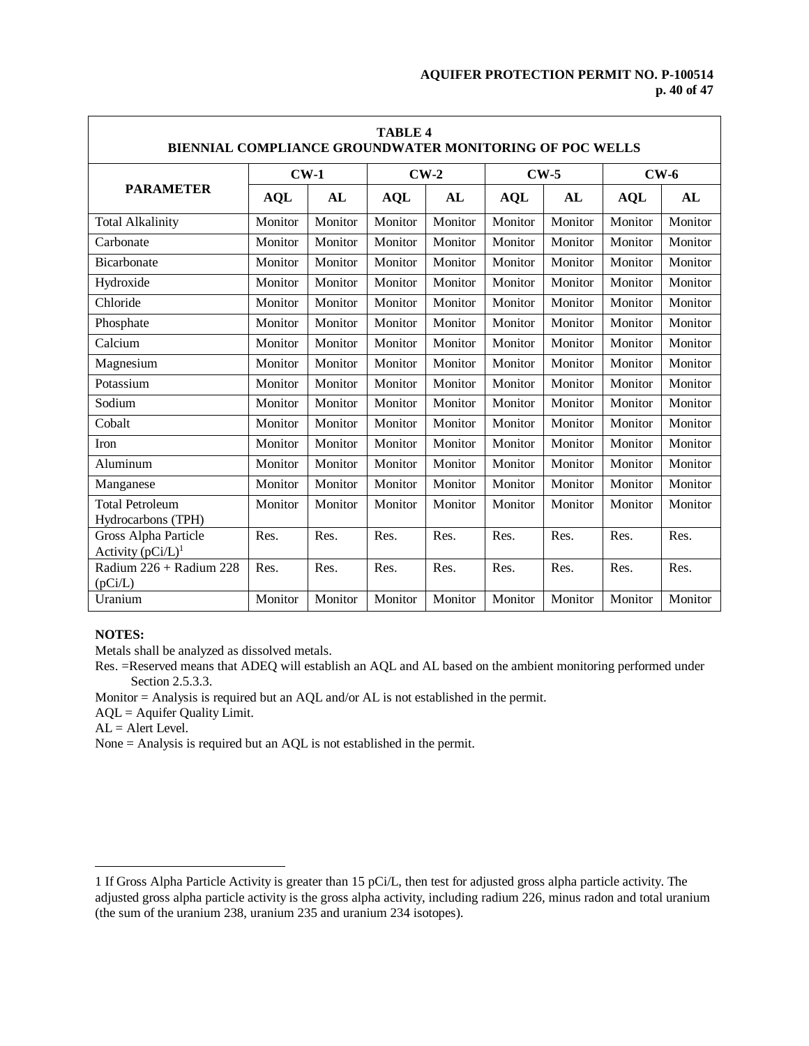| TABLE 4<br>BIENNIAL COMPLIANCE GROUNDWATER MONITORING OF POC WELLS | | | | | | | | |
|---|---|---|---|---|---|---|---|---|
| **PARAMETER** | **CW-1** | | **CW-2** | | **CW-5** | | **CW-6** | |
| | **AQL** | **AL** | **AQL** | **AL** | **AQL** | **AL** | **AQL** | **AL** |
| Total Alkalinity | Monitor | Monitor | Monitor | Monitor | Monitor | Monitor | Monitor | Monitor |
| Carbonate | Monitor | Monitor | Monitor | Monitor | Monitor | Monitor | Monitor | Monitor |
| Bicarbonate | Monitor | Monitor | Monitor | Monitor | Monitor | Monitor | Monitor | Monitor |
| Hydroxide | Monitor | Monitor | Monitor | Monitor | Monitor | Monitor | Monitor | Monitor |
| Chloride | Monitor | Monitor | Monitor | Monitor | Monitor | Monitor | Monitor | Monitor |
| Phosphate | Monitor | Monitor | Monitor | Monitor | Monitor | Monitor | Monitor | Monitor |
| Calcium | Monitor | Monitor | Monitor | Monitor | Monitor | Monitor | Monitor | Monitor |
| Magnesium | Monitor | Monitor | Monitor | Monitor | Monitor | Monitor | Monitor | Monitor |
| Potassium | Monitor | Monitor | Monitor | Monitor | Monitor | Monitor | Monitor | Monitor |
| Sodium | Monitor | Monitor | Monitor | Monitor | Monitor | Monitor | Monitor | Monitor |
| Cobalt | Monitor | Monitor | Monitor | Monitor | Monitor | Monitor | Monitor | Monitor |
| Iron | Monitor | Monitor | Monitor | Monitor | Monitor | Monitor | Monitor | Monitor |
| Aluminum | Monitor | Monitor | Monitor | Monitor | Monitor | Monitor | Monitor | Monitor |
| Manganese | Monitor | Monitor | Monitor | Monitor | Monitor | Monitor | Monitor | Monitor |
| Total Petroleum Hydrocarbons (TPH) | Monitor | Monitor | Monitor | Monitor | Monitor | Monitor | Monitor | Monitor |
| Gross Alpha Particle Activity (pCi/L)[1] | Res. | Res. | Res. | Res. | Res. | Res. | Res. | Res. |
| Radium 226 + Radium 228 (pCi/L) | Res. | Res. | Res. | Res. | Res. | Res. | Res. | Res. |
| Uranium | Monitor | Monitor | Monitor | Monitor | Monitor | Monitor | Monitor | Monitor |

**NOTES:**

Metals shall be analyzed as dissolved metals.

Res. =Reserved means that ADEQ will establish an AQL and AL based on the ambient monitoring performed under Section 2.5.3.3.

Monitor = Analysis is required but an AQL and/or AL is not established in the permit.

AQL = Aquifer Quality Limit.

AL = Alert Level.

None = Analysis is required but an AQL is not established in the permit.

1 If Gross Alpha Particle Activity is greater than 15 pCi/L, then test for adjusted gross alpha particle activity. The adjusted gross alpha particle activity is the gross alpha activity, including radium 226, minus radon and total uranium (the sum of the uranium 238, uranium 235 and uranium 234 isotopes).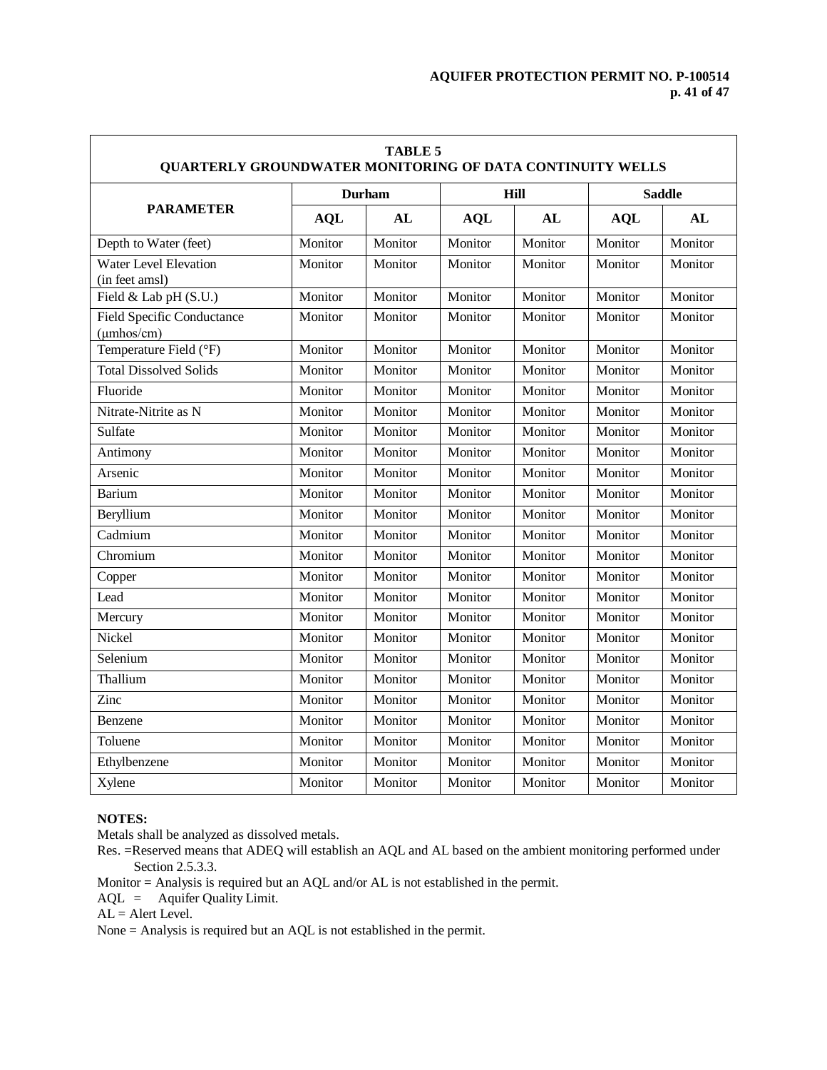| TABLE 5<br>QUARTERLY GROUNDWATER MONITORING OF DATA CONTINUITY WELLS | | | | | | |
|---|---|---|---|---|---|---|
| **PARAMETER** | **Durham** | | **Hill** | | **Saddle** | |
| | **AQL** | **AL** | **AQL** | **AL** | **AQL** | **AL** |
| Depth to Water (feet) | Monitor | Monitor | Monitor | Monitor | Monitor | Monitor |
| Water Level Elevation (in feet amsl) | Monitor | Monitor | Monitor | Monitor | Monitor | Monitor |
| Field & Lab pH (S.U.) | Monitor | Monitor | Monitor | Monitor | Monitor | Monitor |
| Field Specific Conductance (μmhos/cm) | Monitor | Monitor | Monitor | Monitor | Monitor | Monitor |
| Temperature Field (°F) | Monitor | Monitor | Monitor | Monitor | Monitor | Monitor |
| Total Dissolved Solids | Monitor | Monitor | Monitor | Monitor | Monitor | Monitor |
| Fluoride | Monitor | Monitor | Monitor | Monitor | Monitor | Monitor |
| Nitrate-Nitrite as N | Monitor | Monitor | Monitor | Monitor | Monitor | Monitor |
| Sulfate | Monitor | Monitor | Monitor | Monitor | Monitor | Monitor |
| Antimony | Monitor | Monitor | Monitor | Monitor | Monitor | Monitor |
| Arsenic | Monitor | Monitor | Monitor | Monitor | Monitor | Monitor |
| Barium | Monitor | Monitor | Monitor | Monitor | Monitor | Monitor |
| Beryllium | Monitor | Monitor | Monitor | Monitor | Monitor | Monitor |
| Cadmium | Monitor | Monitor | Monitor | Monitor | Monitor | Monitor |
| Chromium | Monitor | Monitor | Monitor | Monitor | Monitor | Monitor |
| Copper | Monitor | Monitor | Monitor | Monitor | Monitor | Monitor |
| Lead | Monitor | Monitor | Monitor | Monitor | Monitor | Monitor |
| Mercury | Monitor | Monitor | Monitor | Monitor | Monitor | Monitor |
| Nickel | Monitor | Monitor | Monitor | Monitor | Monitor | Monitor |
| Selenium | Monitor | Monitor | Monitor | Monitor | Monitor | Monitor |
| Thallium | Monitor | Monitor | Monitor | Monitor | Monitor | Monitor |
| Zinc | Monitor | Monitor | Monitor | Monitor | Monitor | Monitor |
| Benzene | Monitor | Monitor | Monitor | Monitor | Monitor | Monitor |
| Toluene | Monitor | Monitor | Monitor | Monitor | Monitor | Monitor |
| Ethylbenzene | Monitor | Monitor | Monitor | Monitor | Monitor | Monitor |
| Xylene | Monitor | Monitor | Monitor | Monitor | Monitor | Monitor |

**NOTES:**

Metals shall be analyzed as dissolved metals.

Res. =Reserved means that ADEQ will establish an AQL and AL based on the ambient monitoring performed under Section 2.5.3.3.

Monitor = Analysis is required but an AQL and/or AL is not established in the permit.

AQL = Aquifer Quality Limit.

AL = Alert Level.

None = Analysis is required but an AQL is not established in the permit.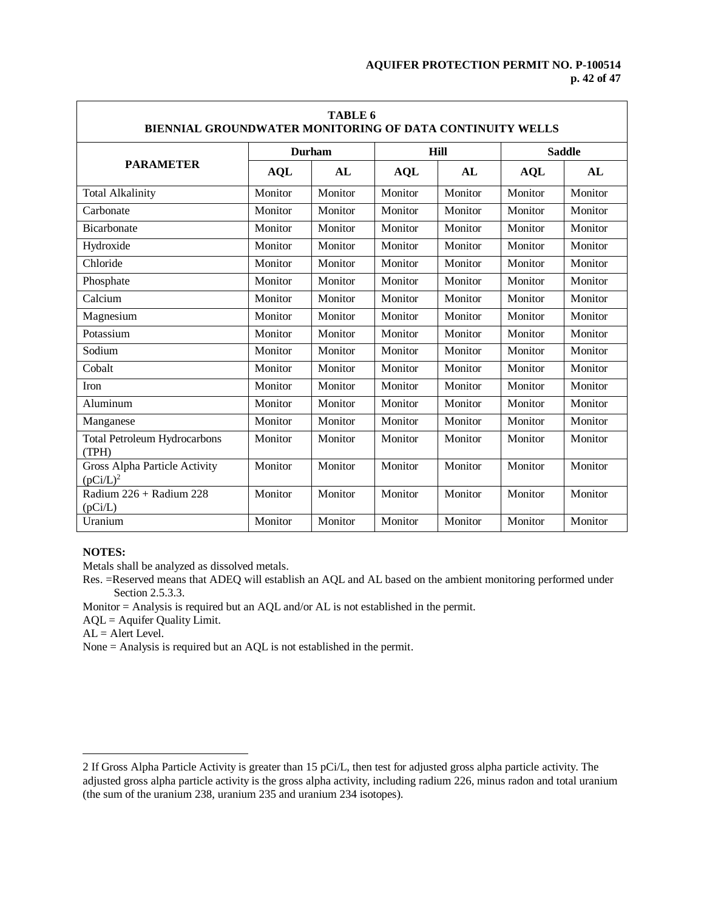| TABLE 6<br>BIENNIAL GROUNDWATER MONITORING OF DATA CONTINUITY WELLS | | | | | | |
|---|---|---|---|---|---|---|
| **PARAMETER** | **Durham** | | **Hill** | | **Saddle** | |
| | **AQL** | **AL** | **AQL** | **AL** | **AQL** | **AL** |
| Total Alkalinity | Monitor | Monitor | Monitor | Monitor | Monitor | Monitor |
| Carbonate | Monitor | Monitor | Monitor | Monitor | Monitor | Monitor |
| Bicarbonate | Monitor | Monitor | Monitor | Monitor | Monitor | Monitor |
| Hydroxide | Monitor | Monitor | Monitor | Monitor | Monitor | Monitor |
| Chloride | Monitor | Monitor | Monitor | Monitor | Monitor | Monitor |
| Phosphate | Monitor | Monitor | Monitor | Monitor | Monitor | Monitor |
| Calcium | Monitor | Monitor | Monitor | Monitor | Monitor | Monitor |
| Magnesium | Monitor | Monitor | Monitor | Monitor | Monitor | Monitor |
| Potassium | Monitor | Monitor | Monitor | Monitor | Monitor | Monitor |
| Sodium | Monitor | Monitor | Monitor | Monitor | Monitor | Monitor |
| Cobalt | Monitor | Monitor | Monitor | Monitor | Monitor | Monitor |
| Iron | Monitor | Monitor | Monitor | Monitor | Monitor | Monitor |
| Aluminum | Monitor | Monitor | Monitor | Monitor | Monitor | Monitor |
| Manganese | Monitor | Monitor | Monitor | Monitor | Monitor | Monitor |
| Total Petroleum Hydrocarbons (TPH) | Monitor | Monitor | Monitor | Monitor | Monitor | Monitor |
| Gross Alpha Particle Activity (pCi/L)[2] | Monitor | Monitor | Monitor | Monitor | Monitor | Monitor |
| Radium 226 + Radium 228 (pCi/L) | Monitor | Monitor | Monitor | Monitor | Monitor | Monitor |
| Uranium | Monitor | Monitor | Monitor | Monitor | Monitor | Monitor |

**NOTES:**

Metals shall be analyzed as dissolved metals.

Res. =Reserved means that ADEQ will establish an AQL and AL based on the ambient monitoring performed under Section 2.5.3.3.

Monitor = Analysis is required but an AQL and/or AL is not established in the permit.

AQL = Aquifer Quality Limit.

AL = Alert Level.

None = Analysis is required but an AQL is not established in the permit.

---

2 If Gross Alpha Particle Activity is greater than 15 pCi/L, then test for adjusted gross alpha particle activity. The adjusted gross alpha particle activity is the gross alpha activity, including radium 226, minus radon and total uranium (the sum of the uranium 238, uranium 235 and uranium 234 isotopes).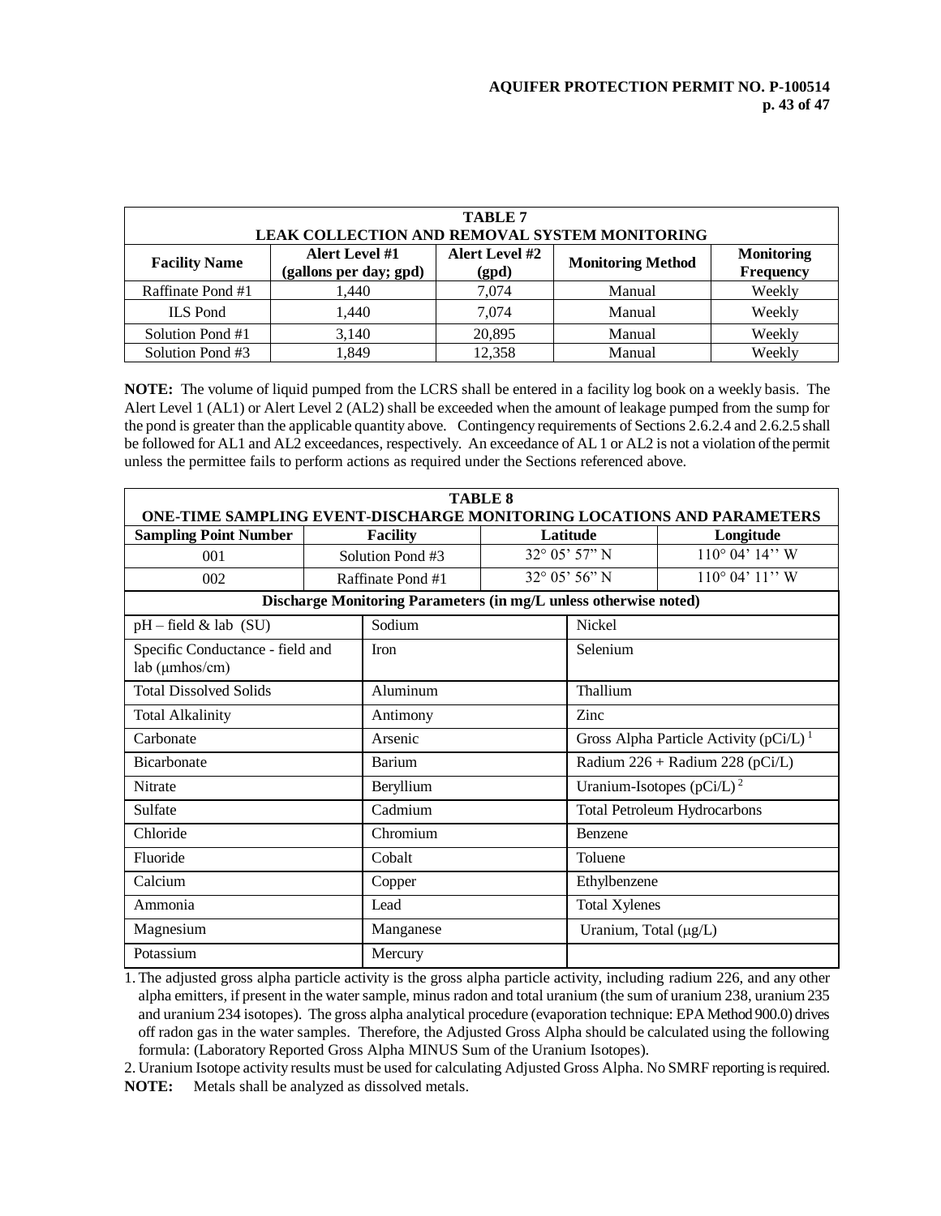| TABLE 7<br>LEAK COLLECTION AND REMOVAL SYSTEM MONITORING | | | | |
|---|---|---|---|---|
| **Facility Name** | **Alert Level #1 (gallons per day; gpd)** | **Alert Level #2 (gpd)** | **Monitoring Method** | **Monitoring Frequency** |
| Raffinate Pond #1 | 1,440 | 7,074 | Manual | Weekly |
| ILS Pond | 1,440 | 7,074 | Manual | Weekly |
| Solution Pond #1 | 3,140 | 20,895 | Manual | Weekly |
| Solution Pond #3 | 1,849 | 12,358 | Manual | Weekly |

**NOTE:** The volume of liquid pumped from the LCRS shall be entered in a facility log book on a weekly basis. The Alert Level 1 (AL1) or Alert Level 2 (AL2) shall be exceeded when the amount of leakage pumped from the sump for the pond is greater than the applicable quantity above. Contingency requirements of Sections 2.6.2.4 and 2.6.2.5 shall be followed for AL1 and AL2 exceedances, respectively. An exceedance of AL 1 or AL2 is not a violation of the permit unless the permittee fails to perform actions as required under the Sections referenced above.

| TABLE 8<br>ONE-TIME SAMPLING EVENT-DISCHARGE MONITORING LOCATIONS AND PARAMETERS | | | |
|---|---|---|---|
| **Sampling Point Number** | **Facility** | **Latitude** | **Longitude** |
| 001 | Solution Pond #3 | 32° 05' 57" N | 110° 04' 14'' W |
| 002 | Raffinate Pond #1 | 32° 05' 56" N | 110° 04' 11'' W |

| Discharge Monitoring Parameters (in mg/L unless otherwise noted) | | |
|---|---|---|
| pH – field & lab (SU) | Sodium | Nickel |
| Specific Conductance - field and lab (μmhos/cm) | Iron | Selenium |
| Total Dissolved Solids | Aluminum | Thallium |
| Total Alkalinity | Antimony | Zinc |
| Carbonate | Arsenic | Gross Alpha Particle Activity (pCi/L) [1] |
| Bicarbonate | Barium | Radium 226 + Radium 228 (pCi/L) |
| Nitrate | Beryllium | Uranium-Isotopes (pCi/L) [2] |
| Sulfate | Cadmium | Total Petroleum Hydrocarbons |
| Chloride | Chromium | Benzene |
| Fluoride | Cobalt | Toluene |
| Calcium | Copper | Ethylbenzene |
| Ammonia | Lead | Total Xylenes |
| Magnesium | Manganese | Uranium, Total (μg/L) |
| Potassium | Mercury | |

1. The adjusted gross alpha particle activity is the gross alpha particle activity, including radium 226, and any other alpha emitters, if present in the water sample, minus radon and total uranium (the sum of uranium 238, uranium 235 and uranium 234 isotopes). The gross alpha analytical procedure (evaporation technique: EPA Method 900.0) drives off radon gas in the water samples. Therefore, the Adjusted Gross Alpha should be calculated using the following formula: (Laboratory Reported Gross Alpha MINUS Sum of the Uranium Isotopes).
2. Uranium Isotope activity results must be used for calculating Adjusted Gross Alpha. No SMRF reporting is required.

**NOTE:** Metals shall be analyzed as dissolved metals.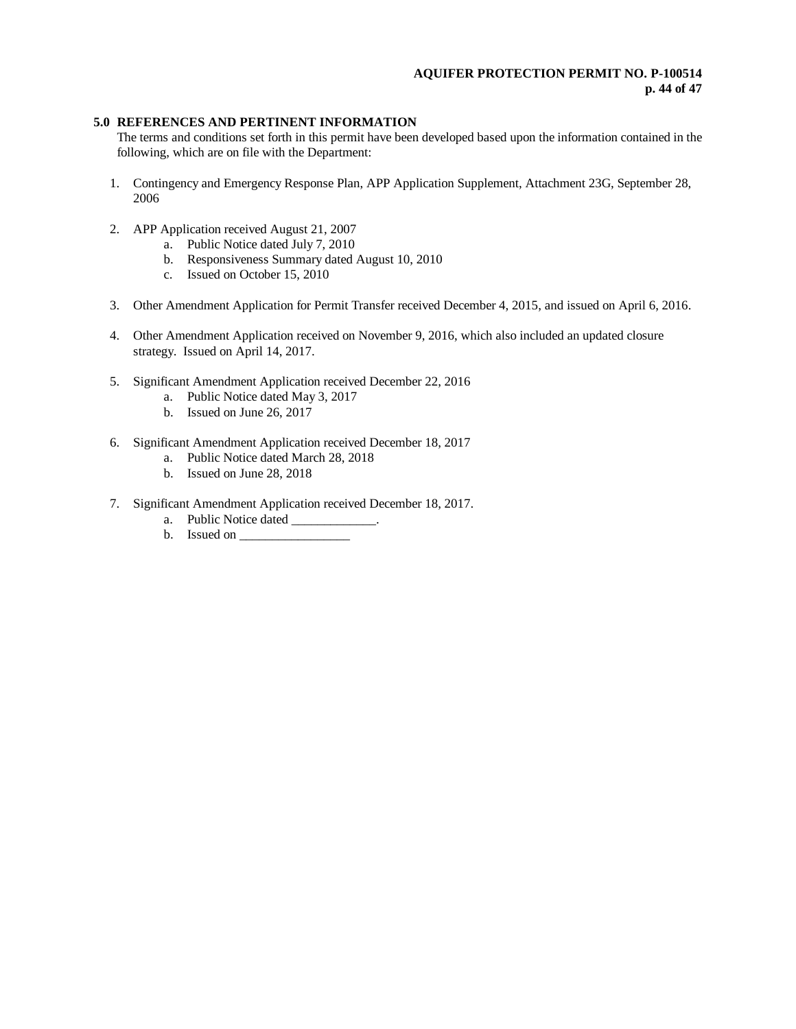## 5.0 REFERENCES AND PERTINENT INFORMATION

The terms and conditions set forth in this permit have been developed based upon the information contained in the following, which are on file with the Department:

1. Contingency and Emergency Response Plan, APP Application Supplement, Attachment 23G, September 28, 2006

2. APP Application received August 21, 2007
   a. Public Notice dated July 7, 2010
   b. Responsiveness Summary dated August 10, 2010
   c. Issued on October 15, 2010

3. Other Amendment Application for Permit Transfer received December 4, 2015, and issued on April 6, 2016.

4. Other Amendment Application received on November 9, 2016, which also included an updated closure strategy. Issued on April 14, 2017.

5. Significant Amendment Application received December 22, 2016
   a. Public Notice dated May 3, 2017
   b. Issued on June 26, 2017

6. Significant Amendment Application received December 18, 2017
   a. Public Notice dated March 28, 2018
   b. Issued on June 28, 2018

7. Significant Amendment Application received December 18, 2017.
   a. Public Notice dated _____________.
   b. Issued on _________________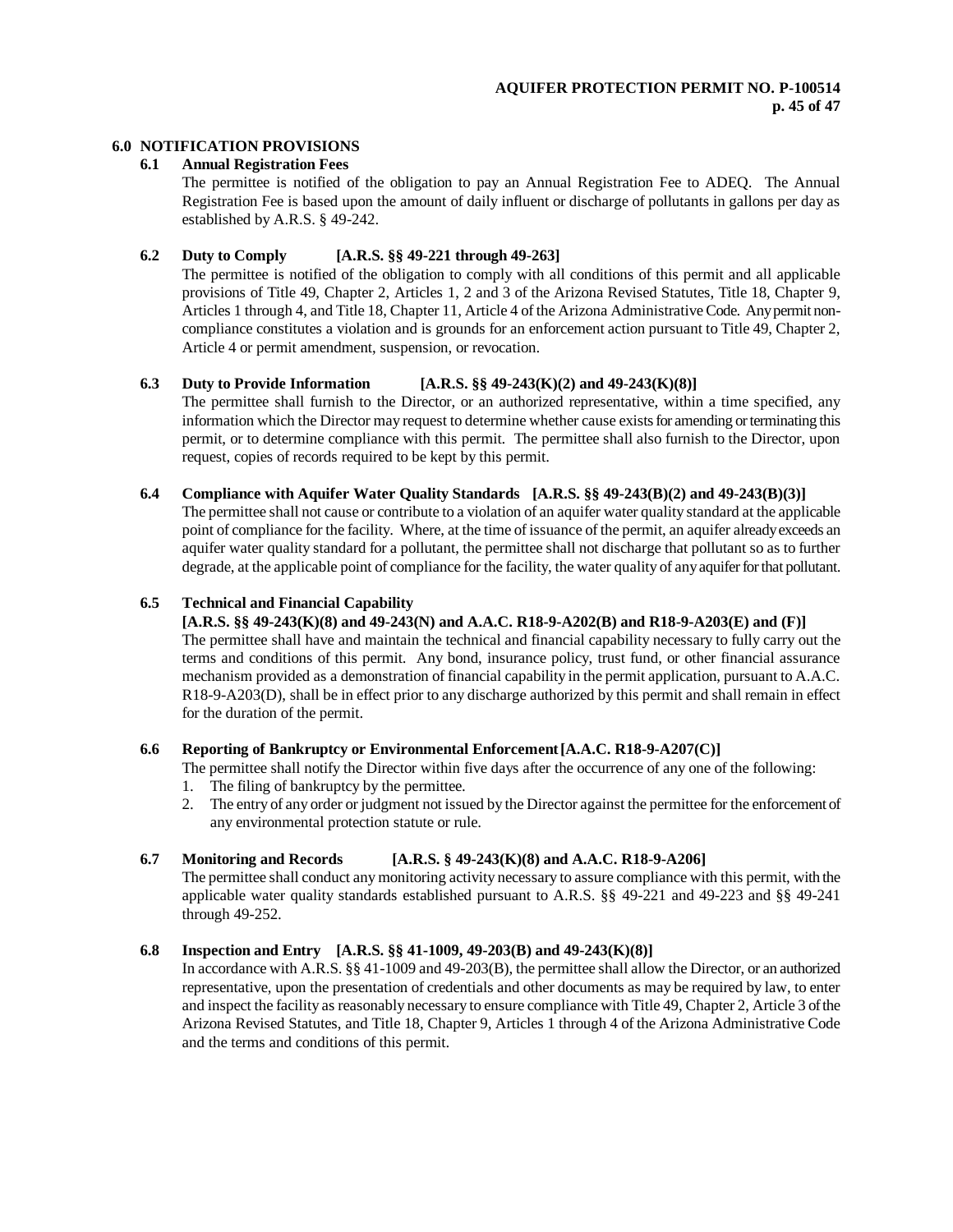## 6.0 NOTIFICATION PROVISIONS

### 6.1 Annual Registration Fees

The permittee is notified of the obligation to pay an Annual Registration Fee to ADEQ. The Annual Registration Fee is based upon the amount of daily influent or discharge of pollutants in gallons per day as established by A.R.S. § 49-242.

### 6.2 Duty to Comply [A.R.S. §§ 49-221 through 49-263]

The permittee is notified of the obligation to comply with all conditions of this permit and all applicable provisions of Title 49, Chapter 2, Articles 1, 2 and 3 of the Arizona Revised Statutes, Title 18, Chapter 9, Articles 1 through 4, and Title 18, Chapter 11, Article 4 of the Arizona Administrative Code. Any permit non-compliance constitutes a violation and is grounds for an enforcement action pursuant to Title 49, Chapter 2, Article 4 or permit amendment, suspension, or revocation.

### 6.3 Duty to Provide Information [A.R.S. §§ 49-243(K)(2) and 49-243(K)(8)]

The permittee shall furnish to the Director, or an authorized representative, within a time specified, any information which the Director may request to determine whether cause exists for amending or terminating this permit, or to determine compliance with this permit. The permittee shall also furnish to the Director, upon request, copies of records required to be kept by this permit.

### 6.4 Compliance with Aquifer Water Quality Standards [A.R.S. §§ 49-243(B)(2) and 49-243(B)(3)]

The permittee shall not cause or contribute to a violation of an aquifer water quality standard at the applicable point of compliance for the facility. Where, at the time of issuance of the permit, an aquifer already exceeds an aquifer water quality standard for a pollutant, the permittee shall not discharge that pollutant so as to further degrade, at the applicable point of compliance for the facility, the water quality of any aquifer for that pollutant.

### 6.5 Technical and Financial Capability [A.R.S. §§ 49-243(K)(8) and 49-243(N) and A.A.C. R18-9-A202(B) and R18-9-A203(E) and (F)]

The permittee shall have and maintain the technical and financial capability necessary to fully carry out the terms and conditions of this permit. Any bond, insurance policy, trust fund, or other financial assurance mechanism provided as a demonstration of financial capability in the permit application, pursuant to A.A.C. R18-9-A203(D), shall be in effect prior to any discharge authorized by this permit and shall remain in effect for the duration of the permit.

### 6.6 Reporting of Bankruptcy or Environmental Enforcement [A.A.C. R18-9-A207(C)]

The permittee shall notify the Director within five days after the occurrence of any one of the following:

1. The filing of bankruptcy by the permittee.
2. The entry of any order or judgment not issued by the Director against the permittee for the enforcement of any environmental protection statute or rule.

### 6.7 Monitoring and Records [A.R.S. § 49-243(K)(8) and A.A.C. R18-9-A206]

The permittee shall conduct any monitoring activity necessary to assure compliance with this permit, with the applicable water quality standards established pursuant to A.R.S. §§ 49-221 and 49-223 and §§ 49-241 through 49-252.

### 6.8 Inspection and Entry [A.R.S. §§ 41-1009, 49-203(B) and 49-243(K)(8)]

In accordance with A.R.S. §§ 41-1009 and 49-203(B), the permittee shall allow the Director, or an authorized representative, upon the presentation of credentials and other documents as may be required by law, to enter and inspect the facility as reasonably necessary to ensure compliance with Title 49, Chapter 2, Article 3 of the Arizona Revised Statutes, and Title 18, Chapter 9, Articles 1 through 4 of the Arizona Administrative Code and the terms and conditions of this permit.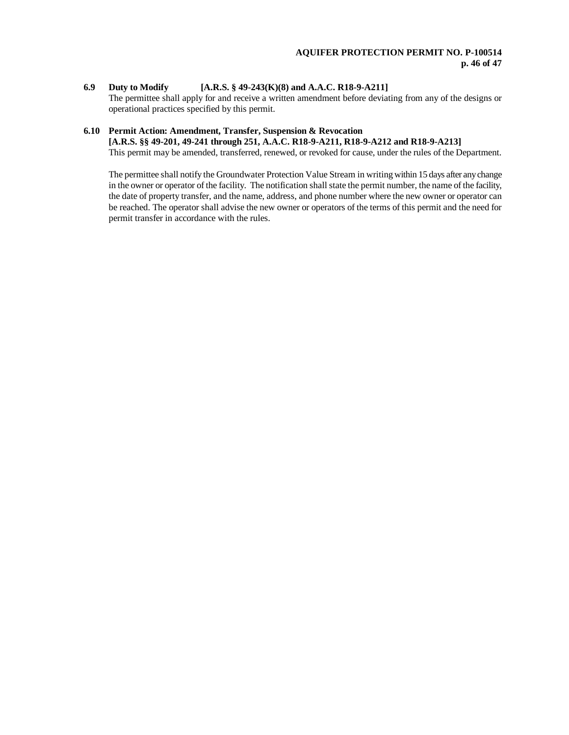### 6.9 Duty to Modify [A.R.S. § 49-243(K)(8) and A.A.C. R18-9-A211]

The permittee shall apply for and receive a written amendment before deviating from any of the designs or operational practices specified by this permit.

### 6.10 Permit Action: Amendment, Transfer, Suspension & Revocation [A.R.S. §§ 49-201, 49-241 through 251, A.A.C. R18-9-A211, R18-9-A212 and R18-9-A213]

This permit may be amended, transferred, renewed, or revoked for cause, under the rules of the Department.

The permittee shall notify the Groundwater Protection Value Stream in writing within 15 days after any change in the owner or operator of the facility. The notification shall state the permit number, the name of the facility, the date of property transfer, and the name, address, and phone number where the new owner or operator can be reached. The operator shall advise the new owner or operators of the terms of this permit and the need for permit transfer in accordance with the rules.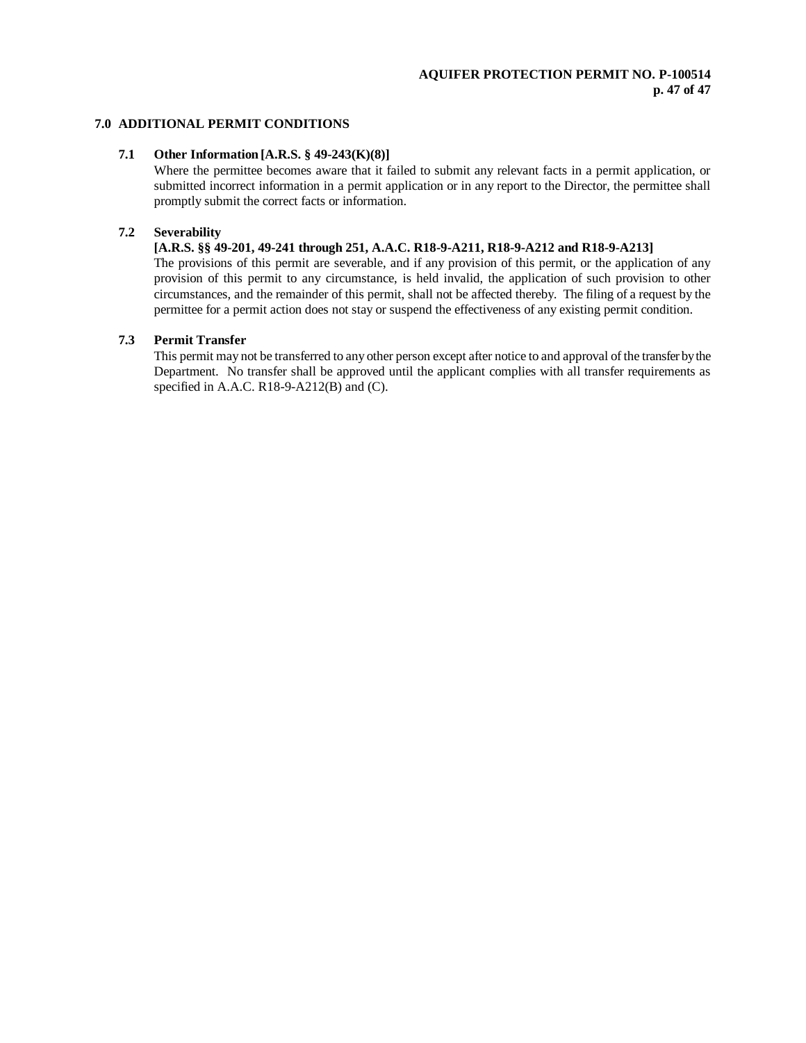## 7.0 ADDITIONAL PERMIT CONDITIONS

### 7.1 Other Information [A.R.S. § 49-243(K)(8)]

Where the permittee becomes aware that it failed to submit any relevant facts in a permit application, or submitted incorrect information in a permit application or in any report to the Director, the permittee shall promptly submit the correct facts or information.

### 7.2 Severability

**[A.R.S. §§ 49-201, 49-241 through 251, A.A.C. R18-9-A211, R18-9-A212 and R18-9-A213]**

The provisions of this permit are severable, and if any provision of this permit, or the application of any provision of this permit to any circumstance, is held invalid, the application of such provision to other circumstances, and the remainder of this permit, shall not be affected thereby. The filing of a request by the permittee for a permit action does not stay or suspend the effectiveness of any existing permit condition.

### 7.3 Permit Transfer

This permit may not be transferred to any other person except after notice to and approval of the transfer by the Department. No transfer shall be approved until the applicant complies with all transfer requirements as specified in A.A.C. R18-9-A212(B) and (C).